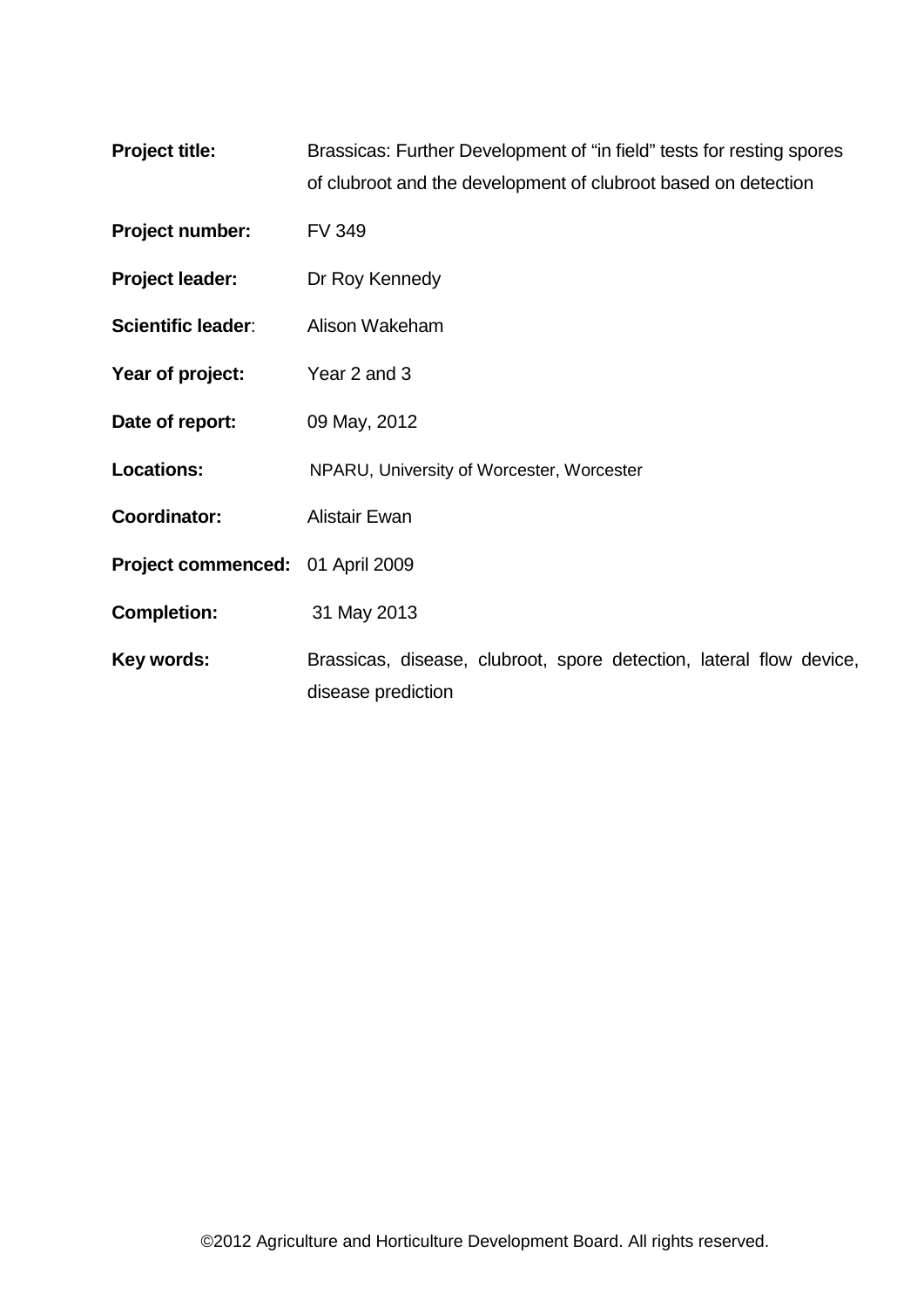| | |
|---|---|
| **Project title:** | Brassicas: Further Development of "in field" tests for resting spores of clubroot and the development of clubroot based on detection |
| **Project number:** | FV 349 |
| **Project leader:** | Dr Roy Kennedy |
| **Scientific leader**: | Alison Wakeham |
| **Year of project:** | Year 2 and 3 |
| **Date of report:** | 09 May, 2012 |
| **Locations:** | NPARU, University of Worcester, Worcester |
| **Coordinator:** | Alistair Ewan |
| **Project commenced:** | 01 April 2009 |
| **Completion:** | 31 May 2013 |
| **Key words:** | Brassicas, disease, clubroot, spore detection, lateral flow device, disease prediction |

©2012 Agriculture and Horticulture Development Board. All rights reserved.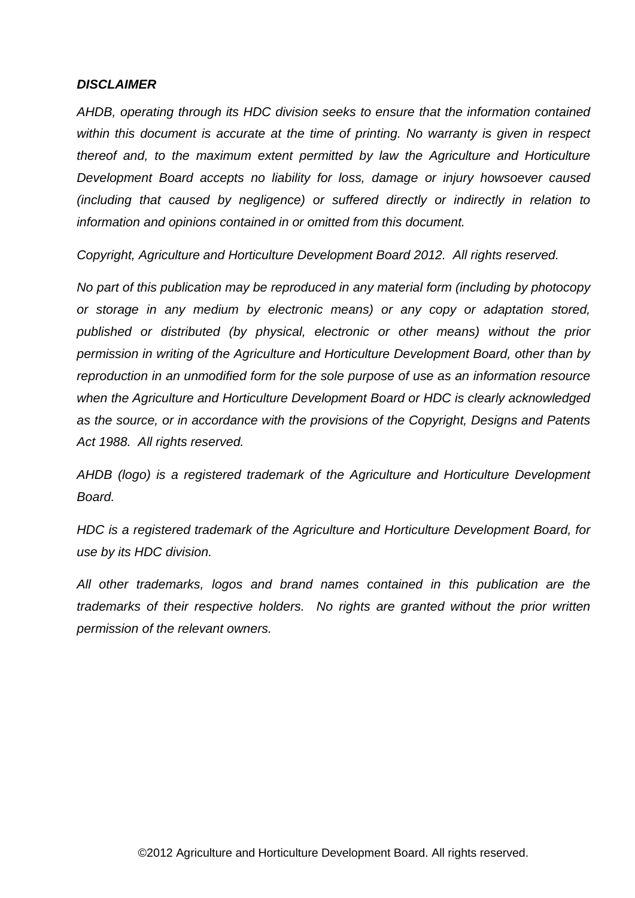***DISCLAIMER***

*AHDB, operating through its HDC division seeks to ensure that the information contained within this document is accurate at the time of printing. No warranty is given in respect thereof and, to the maximum extent permitted by law the Agriculture and Horticulture Development Board accepts no liability for loss, damage or injury howsoever caused (including that caused by negligence) or suffered directly or indirectly in relation to information and opinions contained in or omitted from this document.*

*Copyright, Agriculture and Horticulture Development Board 2012. All rights reserved.*

*No part of this publication may be reproduced in any material form (including by photocopy or storage in any medium by electronic means) or any copy or adaptation stored, published or distributed (by physical, electronic or other means) without the prior permission in writing of the Agriculture and Horticulture Development Board, other than by reproduction in an unmodified form for the sole purpose of use as an information resource when the Agriculture and Horticulture Development Board or HDC is clearly acknowledged as the source, or in accordance with the provisions of the Copyright, Designs and Patents Act 1988. All rights reserved.*

*AHDB (logo) is a registered trademark of the Agriculture and Horticulture Development Board.*

*HDC is a registered trademark of the Agriculture and Horticulture Development Board, for use by its HDC division.*

*All other trademarks, logos and brand names contained in this publication are the trademarks of their respective holders. No rights are granted without the prior written permission of the relevant owners.*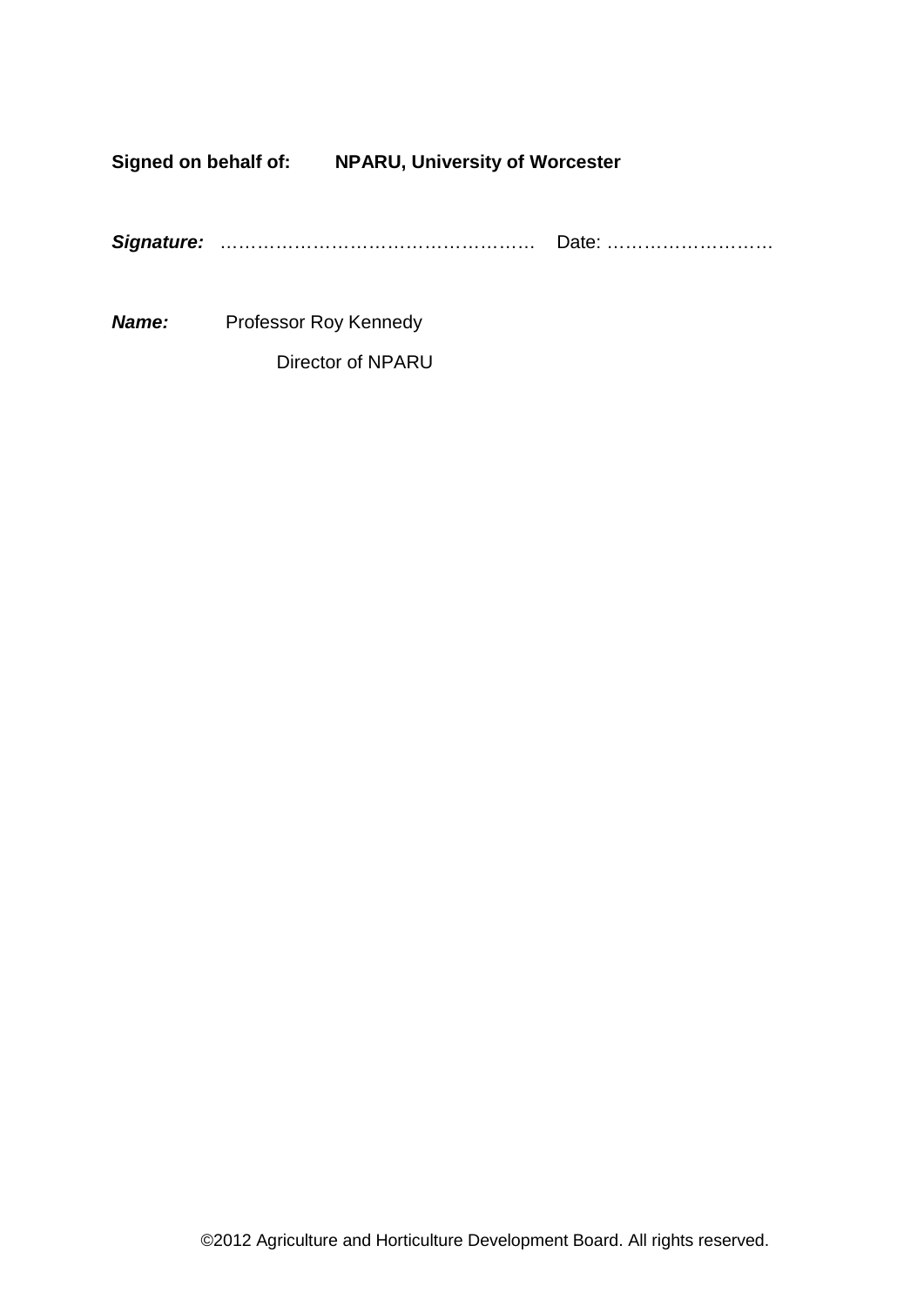**Signed on behalf of:** **NPARU, University of Worcester**

***Signature:*** …………………………………………… Date: ………………………

***Name:*** Professor Roy Kennedy

Director of NPARU

©2012 Agriculture and Horticulture Development Board. All rights reserved.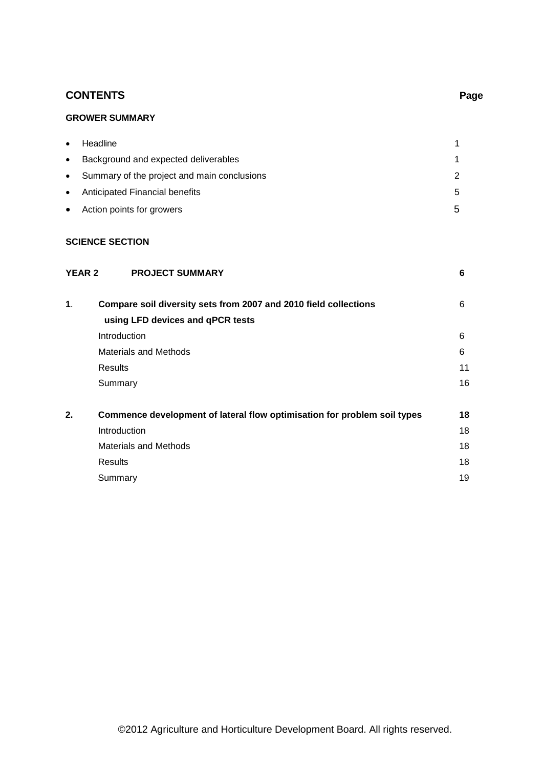## CONTENTS

**Page**

**GROWER SUMMARY**

- Headline 1
- Background and expected deliverables 1
- Summary of the project and main conclusions 2
- Anticipated Financial benefits 5
- Action points for growers 5

**SCIENCE SECTION**

| | | Page |
|---|---|---|
| **YEAR 2** | **PROJECT SUMMARY** | **6** |
| **1**. | **Compare soil diversity sets from 2007 and 2010 field collections using LFD devices and qPCR tests** | 6 |
| | Introduction | 6 |
| | Materials and Methods | 6 |
| | Results | 11 |
| | Summary | 16 |
| **2.** | **Commence development of lateral flow optimisation for problem soil types** | **18** |
| | Introduction | 18 |
| | Materials and Methods | 18 |
| | Results | 18 |
| | Summary | 19 |

©2012 Agriculture and Horticulture Development Board. All rights reserved.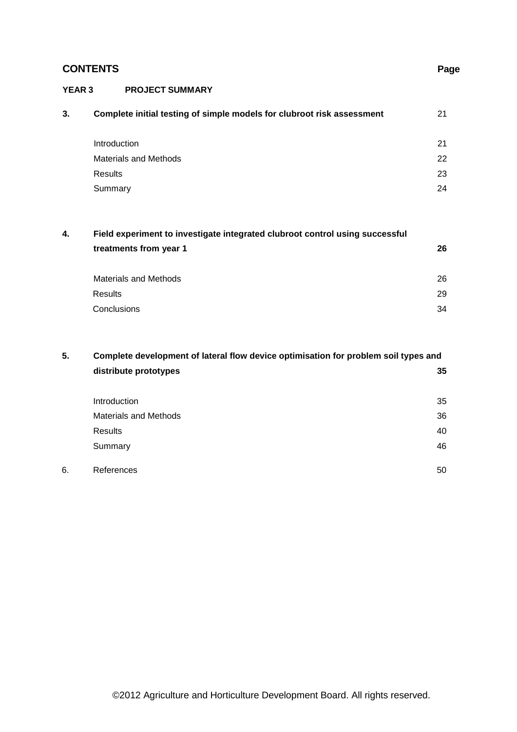## CONTENTS

**Page**

**YEAR 3 PROJECT SUMMARY**

| | | |
|---|---|---|
| **3.** | **Complete initial testing of simple models for clubroot risk assessment** | 21 |
| | Introduction | 21 |
| | Materials and Methods | 22 |
| | Results | 23 |
| | Summary | 24 |
| **4.** | **Field experiment to investigate integrated clubroot control using successful treatments from year 1** | **26** |
| | Materials and Methods | 26 |
| | Results | 29 |
| | Conclusions | 34 |
| **5.** | **Complete development of lateral flow device optimisation for problem soil types and distribute prototypes** | **35** |
| | Introduction | 35 |
| | Materials and Methods | 36 |
| | Results | 40 |
| | Summary | 46 |
| 6. | References | 50 |

©2012 Agriculture and Horticulture Development Board. All rights reserved.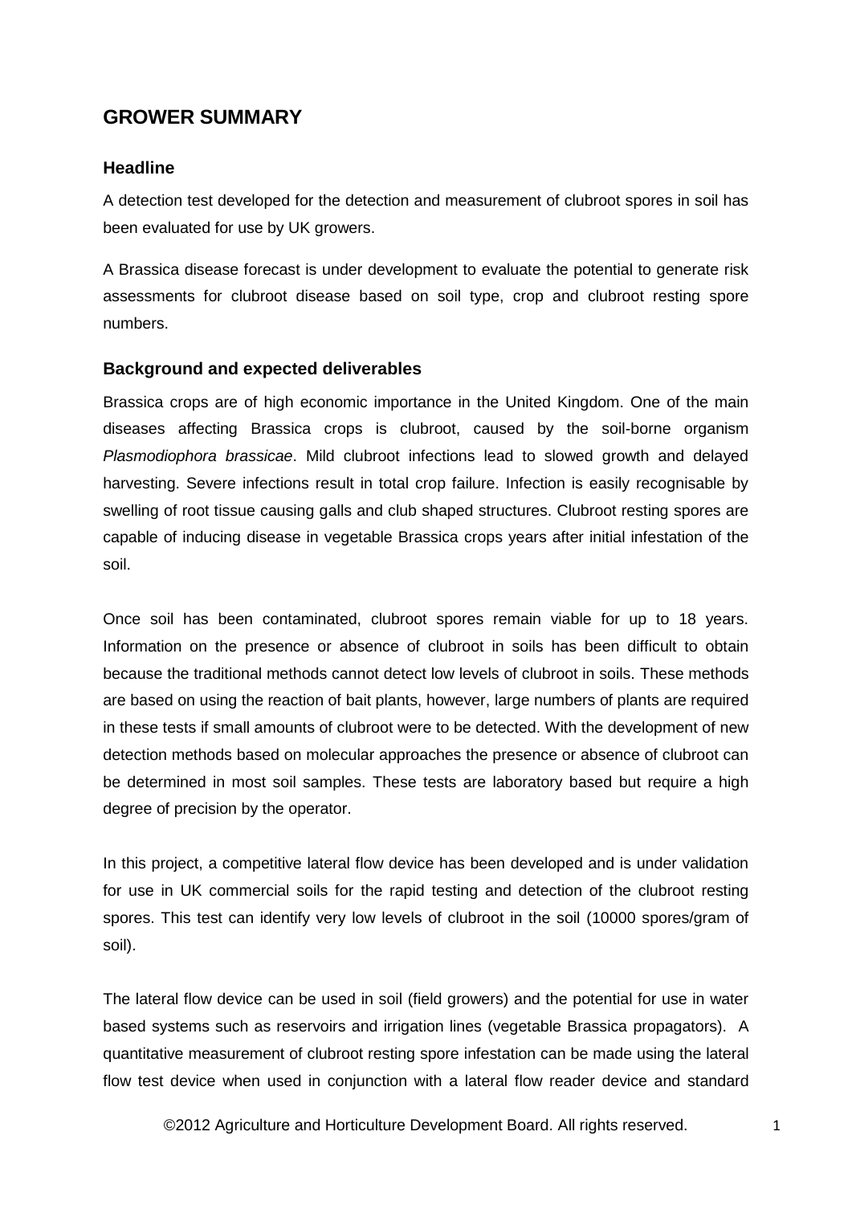## GROWER SUMMARY

### Headline

A detection test developed for the detection and measurement of clubroot spores in soil has been evaluated for use by UK growers.

A Brassica disease forecast is under development to evaluate the potential to generate risk assessments for clubroot disease based on soil type, crop and clubroot resting spore numbers.

### Background and expected deliverables

Brassica crops are of high economic importance in the United Kingdom. One of the main diseases affecting Brassica crops is clubroot, caused by the soil-borne organism *Plasmodiophora brassicae*. Mild clubroot infections lead to slowed growth and delayed harvesting. Severe infections result in total crop failure. Infection is easily recognisable by swelling of root tissue causing galls and club shaped structures. Clubroot resting spores are capable of inducing disease in vegetable Brassica crops years after initial infestation of the soil.

Once soil has been contaminated, clubroot spores remain viable for up to 18 years. Information on the presence or absence of clubroot in soils has been difficult to obtain because the traditional methods cannot detect low levels of clubroot in soils. These methods are based on using the reaction of bait plants, however, large numbers of plants are required in these tests if small amounts of clubroot were to be detected. With the development of new detection methods based on molecular approaches the presence or absence of clubroot can be determined in most soil samples. These tests are laboratory based but require a high degree of precision by the operator.

In this project, a competitive lateral flow device has been developed and is under validation for use in UK commercial soils for the rapid testing and detection of the clubroot resting spores. This test can identify very low levels of clubroot in the soil (10000 spores/gram of soil).

The lateral flow device can be used in soil (field growers) and the potential for use in water based systems such as reservoirs and irrigation lines (vegetable Brassica propagators). A quantitative measurement of clubroot resting spore infestation can be made using the lateral flow test device when used in conjunction with a lateral flow reader device and standard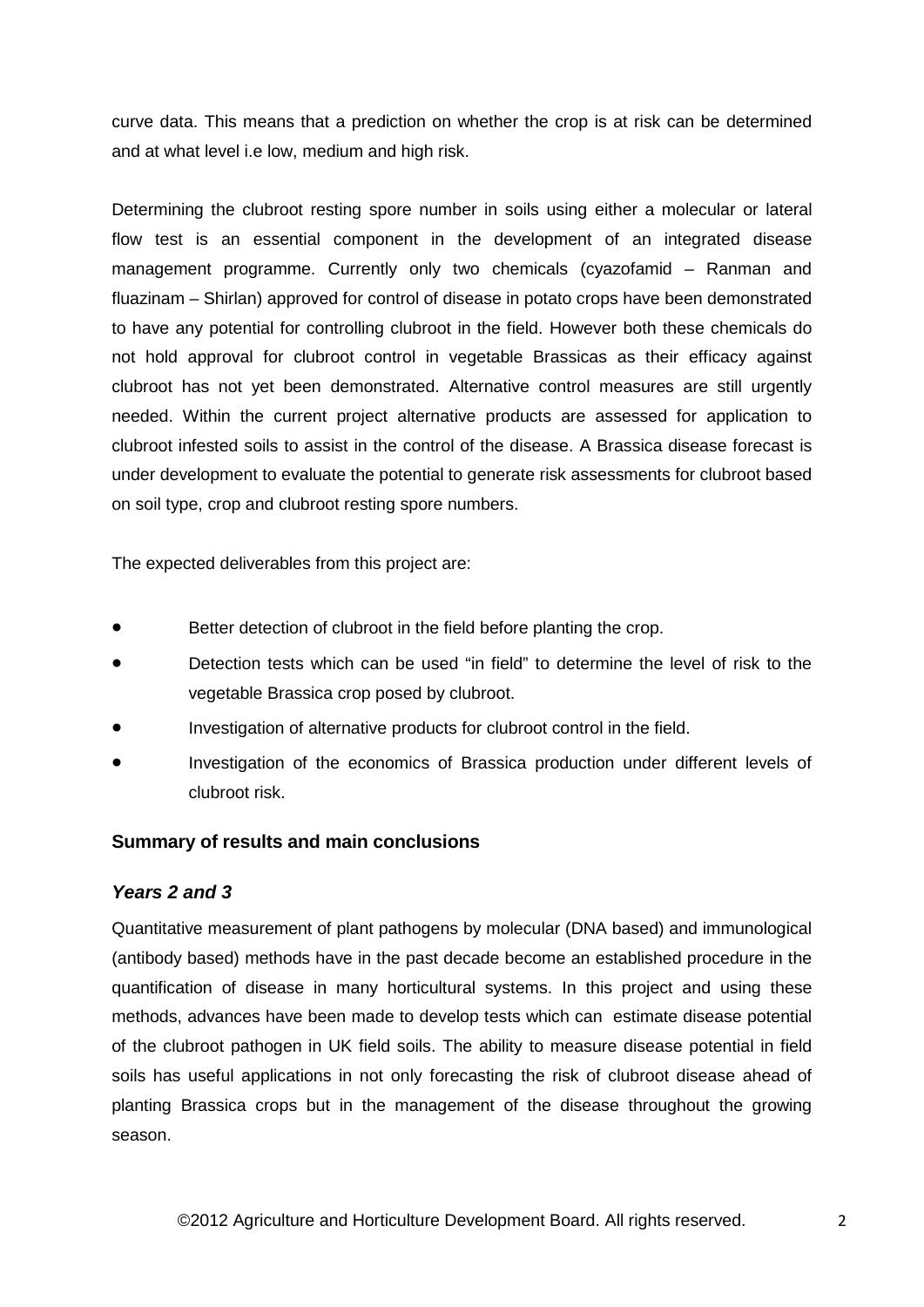curve data. This means that a prediction on whether the crop is at risk can be determined and at what level i.e low, medium and high risk.

Determining the clubroot resting spore number in soils using either a molecular or lateral flow test is an essential component in the development of an integrated disease management programme. Currently only two chemicals (cyazofamid – Ranman and fluazinam – Shirlan) approved for control of disease in potato crops have been demonstrated to have any potential for controlling clubroot in the field. However both these chemicals do not hold approval for clubroot control in vegetable Brassicas as their efficacy against clubroot has not yet been demonstrated. Alternative control measures are still urgently needed. Within the current project alternative products are assessed for application to clubroot infested soils to assist in the control of the disease. A Brassica disease forecast is under development to evaluate the potential to generate risk assessments for clubroot based on soil type, crop and clubroot resting spore numbers.

The expected deliverables from this project are:

- Better detection of clubroot in the field before planting the crop.
- Detection tests which can be used "in field" to determine the level of risk to the vegetable Brassica crop posed by clubroot.
- Investigation of alternative products for clubroot control in the field.
- Investigation of the economics of Brassica production under different levels of clubroot risk.

## Summary of results and main conclusions

### *Years 2 and 3*

Quantitative measurement of plant pathogens by molecular (DNA based) and immunological (antibody based) methods have in the past decade become an established procedure in the quantification of disease in many horticultural systems. In this project and using these methods, advances have been made to develop tests which can estimate disease potential of the clubroot pathogen in UK field soils. The ability to measure disease potential in field soils has useful applications in not only forecasting the risk of clubroot disease ahead of planting Brassica crops but in the management of the disease throughout the growing season.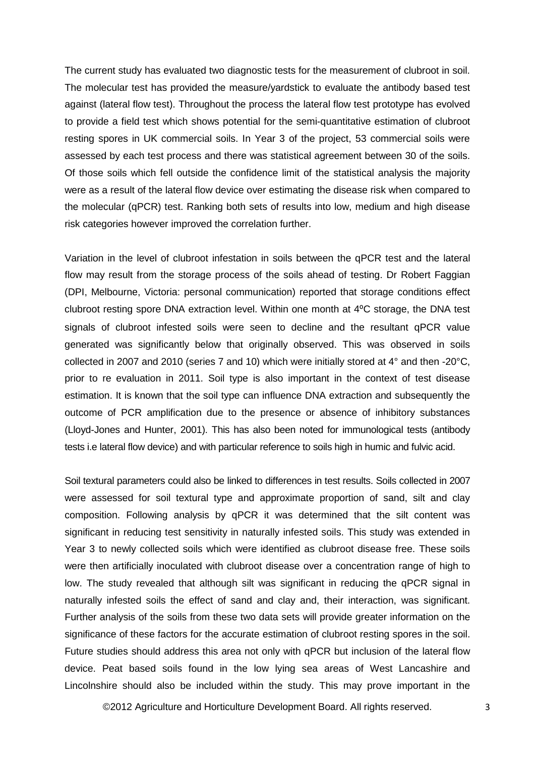The current study has evaluated two diagnostic tests for the measurement of clubroot in soil. The molecular test has provided the measure/yardstick to evaluate the antibody based test against (lateral flow test). Throughout the process the lateral flow test prototype has evolved to provide a field test which shows potential for the semi-quantitative estimation of clubroot resting spores in UK commercial soils. In Year 3 of the project, 53 commercial soils were assessed by each test process and there was statistical agreement between 30 of the soils. Of those soils which fell outside the confidence limit of the statistical analysis the majority were as a result of the lateral flow device over estimating the disease risk when compared to the molecular (qPCR) test. Ranking both sets of results into low, medium and high disease risk categories however improved the correlation further.

Variation in the level of clubroot infestation in soils between the qPCR test and the lateral flow may result from the storage process of the soils ahead of testing. Dr Robert Faggian (DPI, Melbourne, Victoria: personal communication) reported that storage conditions effect clubroot resting spore DNA extraction level. Within one month at 4ºC storage, the DNA test signals of clubroot infested soils were seen to decline and the resultant qPCR value generated was significantly below that originally observed. This was observed in soils collected in 2007 and 2010 (series 7 and 10) which were initially stored at 4° and then -20°C, prior to re evaluation in 2011. Soil type is also important in the context of test disease estimation. It is known that the soil type can influence DNA extraction and subsequently the outcome of PCR amplification due to the presence or absence of inhibitory substances (Lloyd-Jones and Hunter, 2001). This has also been noted for immunological tests (antibody tests i.e lateral flow device) and with particular reference to soils high in humic and fulvic acid.

Soil textural parameters could also be linked to differences in test results. Soils collected in 2007 were assessed for soil textural type and approximate proportion of sand, silt and clay composition. Following analysis by qPCR it was determined that the silt content was significant in reducing test sensitivity in naturally infested soils. This study was extended in Year 3 to newly collected soils which were identified as clubroot disease free. These soils were then artificially inoculated with clubroot disease over a concentration range of high to low. The study revealed that although silt was significant in reducing the qPCR signal in naturally infested soils the effect of sand and clay and, their interaction, was significant. Further analysis of the soils from these two data sets will provide greater information on the significance of these factors for the accurate estimation of clubroot resting spores in the soil. Future studies should address this area not only with qPCR but inclusion of the lateral flow device. Peat based soils found in the low lying sea areas of West Lancashire and Lincolnshire should also be included within the study. This may prove important in the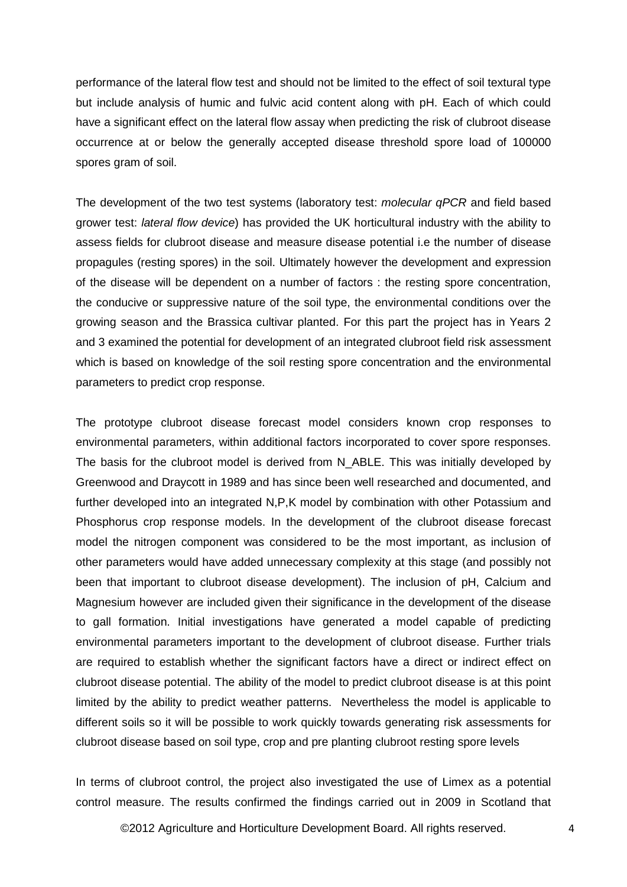performance of the lateral flow test and should not be limited to the effect of soil textural type but include analysis of humic and fulvic acid content along with pH. Each of which could have a significant effect on the lateral flow assay when predicting the risk of clubroot disease occurrence at or below the generally accepted disease threshold spore load of 100000 spores gram of soil.

The development of the two test systems (laboratory test: *molecular qPCR* and field based grower test: *lateral flow device*) has provided the UK horticultural industry with the ability to assess fields for clubroot disease and measure disease potential i.e the number of disease propagules (resting spores) in the soil. Ultimately however the development and expression of the disease will be dependent on a number of factors : the resting spore concentration, the conducive or suppressive nature of the soil type, the environmental conditions over the growing season and the Brassica cultivar planted. For this part the project has in Years 2 and 3 examined the potential for development of an integrated clubroot field risk assessment which is based on knowledge of the soil resting spore concentration and the environmental parameters to predict crop response.

The prototype clubroot disease forecast model considers known crop responses to environmental parameters, within additional factors incorporated to cover spore responses. The basis for the clubroot model is derived from N_ABLE. This was initially developed by Greenwood and Draycott in 1989 and has since been well researched and documented, and further developed into an integrated N,P,K model by combination with other Potassium and Phosphorus crop response models. In the development of the clubroot disease forecast model the nitrogen component was considered to be the most important, as inclusion of other parameters would have added unnecessary complexity at this stage (and possibly not been that important to clubroot disease development). The inclusion of pH, Calcium and Magnesium however are included given their significance in the development of the disease to gall formation. Initial investigations have generated a model capable of predicting environmental parameters important to the development of clubroot disease. Further trials are required to establish whether the significant factors have a direct or indirect effect on clubroot disease potential. The ability of the model to predict clubroot disease is at this point limited by the ability to predict weather patterns. Nevertheless the model is applicable to different soils so it will be possible to work quickly towards generating risk assessments for clubroot disease based on soil type, crop and pre planting clubroot resting spore levels

In terms of clubroot control, the project also investigated the use of Limex as a potential control measure. The results confirmed the findings carried out in 2009 in Scotland that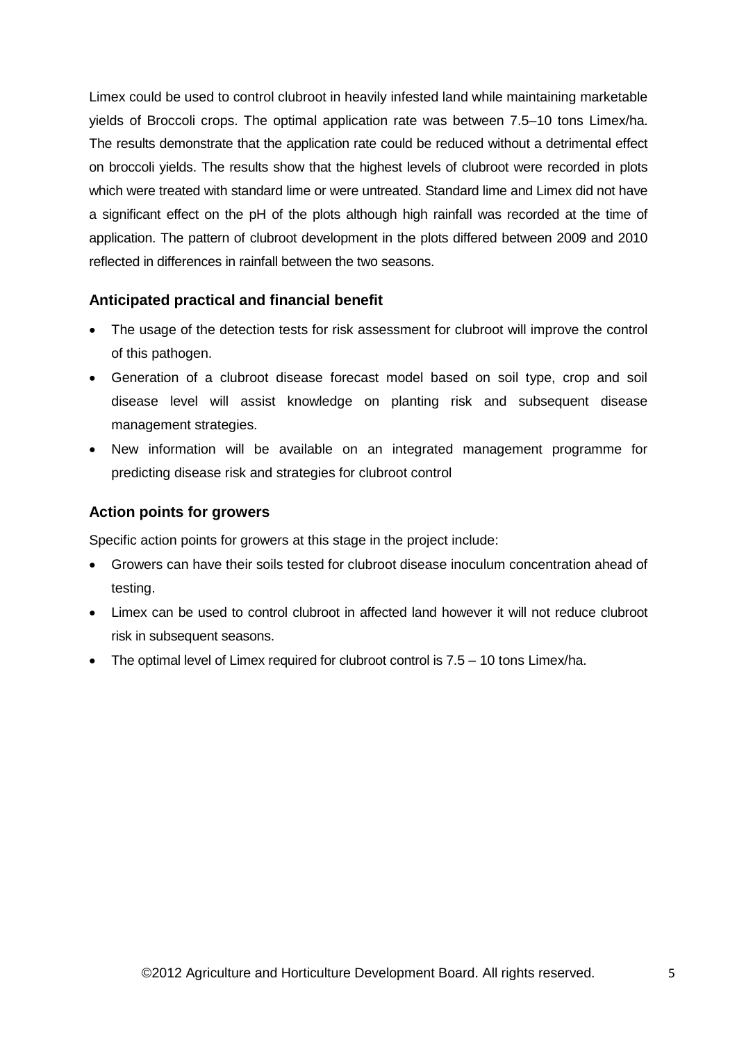Limex could be used to control clubroot in heavily infested land while maintaining marketable yields of Broccoli crops. The optimal application rate was between 7.5–10 tons Limex/ha. The results demonstrate that the application rate could be reduced without a detrimental effect on broccoli yields. The results show that the highest levels of clubroot were recorded in plots which were treated with standard lime or were untreated. Standard lime and Limex did not have a significant effect on the pH of the plots although high rainfall was recorded at the time of application. The pattern of clubroot development in the plots differed between 2009 and 2010 reflected in differences in rainfall between the two seasons.

### Anticipated practical and financial benefit

- The usage of the detection tests for risk assessment for clubroot will improve the control of this pathogen.
- Generation of a clubroot disease forecast model based on soil type, crop and soil disease level will assist knowledge on planting risk and subsequent disease management strategies.
- New information will be available on an integrated management programme for predicting disease risk and strategies for clubroot control

### Action points for growers

Specific action points for growers at this stage in the project include:

- Growers can have their soils tested for clubroot disease inoculum concentration ahead of testing.
- Limex can be used to control clubroot in affected land however it will not reduce clubroot risk in subsequent seasons.
- The optimal level of Limex required for clubroot control is 7.5 – 10 tons Limex/ha.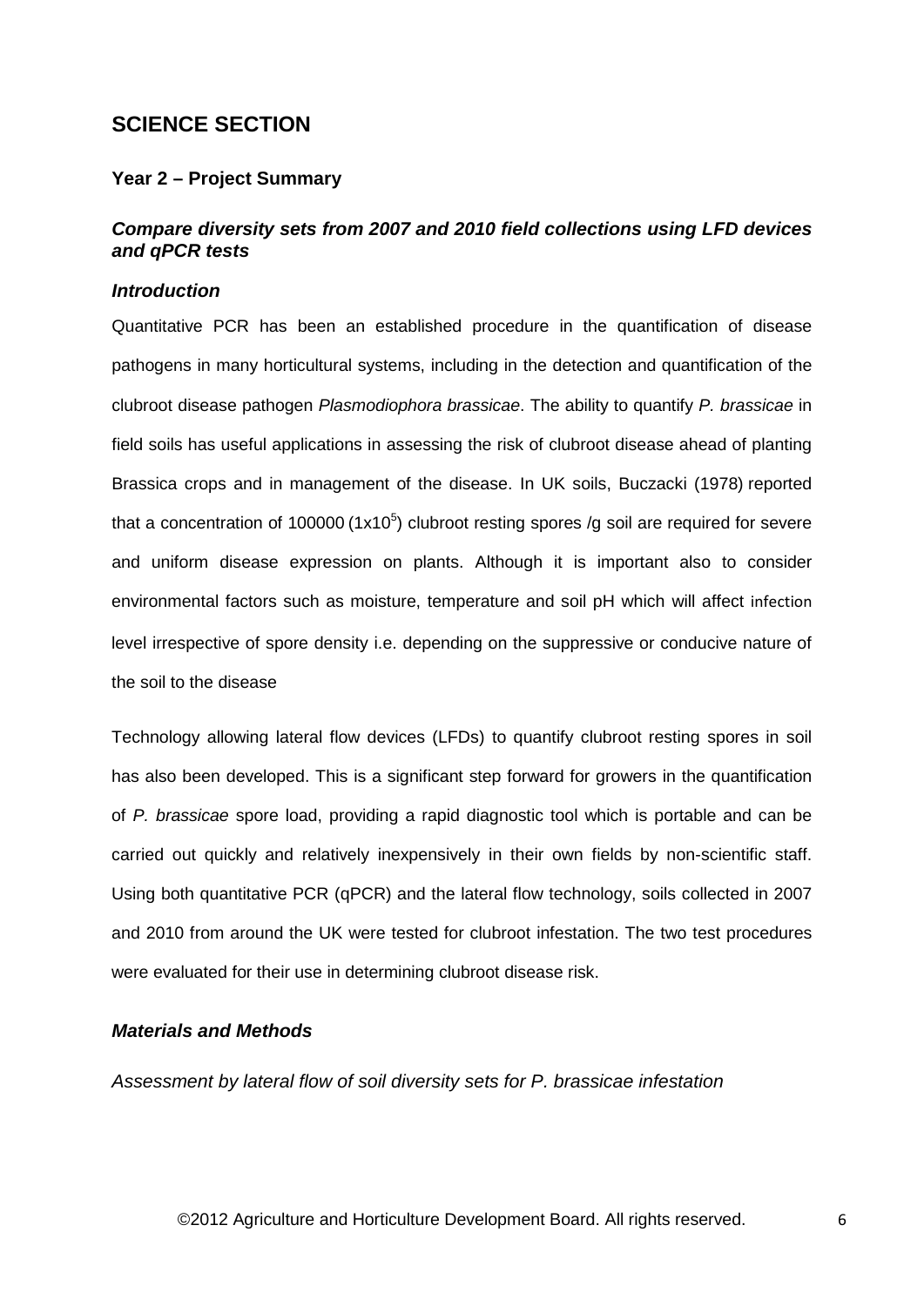# SCIENCE SECTION

## Year 2 – Project Summary

### *Compare diversity sets from 2007 and 2010 field collections using LFD devices and qPCR tests*

### *Introduction*

Quantitative PCR has been an established procedure in the quantification of disease pathogens in many horticultural systems, including in the detection and quantification of the clubroot disease pathogen *Plasmodiophora brassicae*. The ability to quantify *P. brassicae* in field soils has useful applications in assessing the risk of clubroot disease ahead of planting Brassica crops and in management of the disease. In UK soils, Buczacki (1978) reported that a concentration of 100000 ($1x10^5$) clubroot resting spores /g soil are required for severe and uniform disease expression on plants. Although it is important also to consider environmental factors such as moisture, temperature and soil pH which will affect infection level irrespective of spore density i.e. depending on the suppressive or conducive nature of the soil to the disease

Technology allowing lateral flow devices (LFDs) to quantify clubroot resting spores in soil has also been developed. This is a significant step forward for growers in the quantification of *P. brassicae* spore load, providing a rapid diagnostic tool which is portable and can be carried out quickly and relatively inexpensively in their own fields by non-scientific staff. Using both quantitative PCR (qPCR) and the lateral flow technology, soils collected in 2007 and 2010 from around the UK were tested for clubroot infestation. The two test procedures were evaluated for their use in determining clubroot disease risk.

### *Materials and Methods*

*Assessment by lateral flow of soil diversity sets for P. brassicae infestation*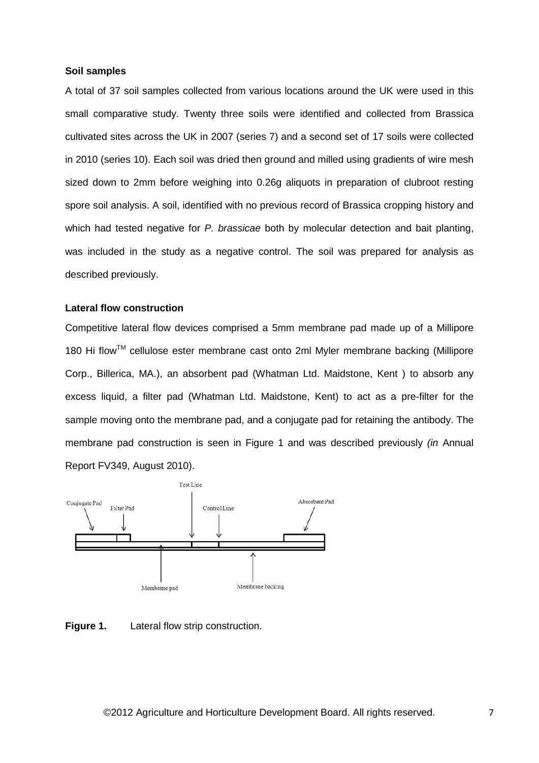**Soil samples**

A total of 37 soil samples collected from various locations around the UK were used in this small comparative study. Twenty three soils were identified and collected from Brassica cultivated sites across the UK in 2007 (series 7) and a second set of 17 soils were collected in 2010 (series 10). Each soil was dried then ground and milled using gradients of wire mesh sized down to 2mm before weighing into 0.26g aliquots in preparation of clubroot resting spore soil analysis. A soil, identified with no previous record of Brassica cropping history and which had tested negative for *P. brassicae* both by molecular detection and bait planting, was included in the study as a negative control. The soil was prepared for analysis as described previously.

**Lateral flow construction**

Competitive lateral flow devices comprised a 5mm membrane pad made up of a Millipore 180 Hi flow$^{TM}$ cellulose ester membrane cast onto 2ml Myler membrane backing (Millipore Corp., Billerica, MA.), an absorbent pad (Whatman Ltd. Maidstone, Kent ) to absorb any excess liquid, a filter pad (Whatman Ltd. Maidstone, Kent) to act as a pre-filter for the sample moving onto the membrane pad, and a conjugate pad for retaining the antibody. The membrane pad construction is seen in Figure 1 and was described previously *(in* Annual Report FV349, August 2010).

Test Line

Conjugate Pad

Filter Pad

Control Line

Absorbent Pad

Membrane pad

Membrane backing

**Figure 1.** Lateral flow strip construction.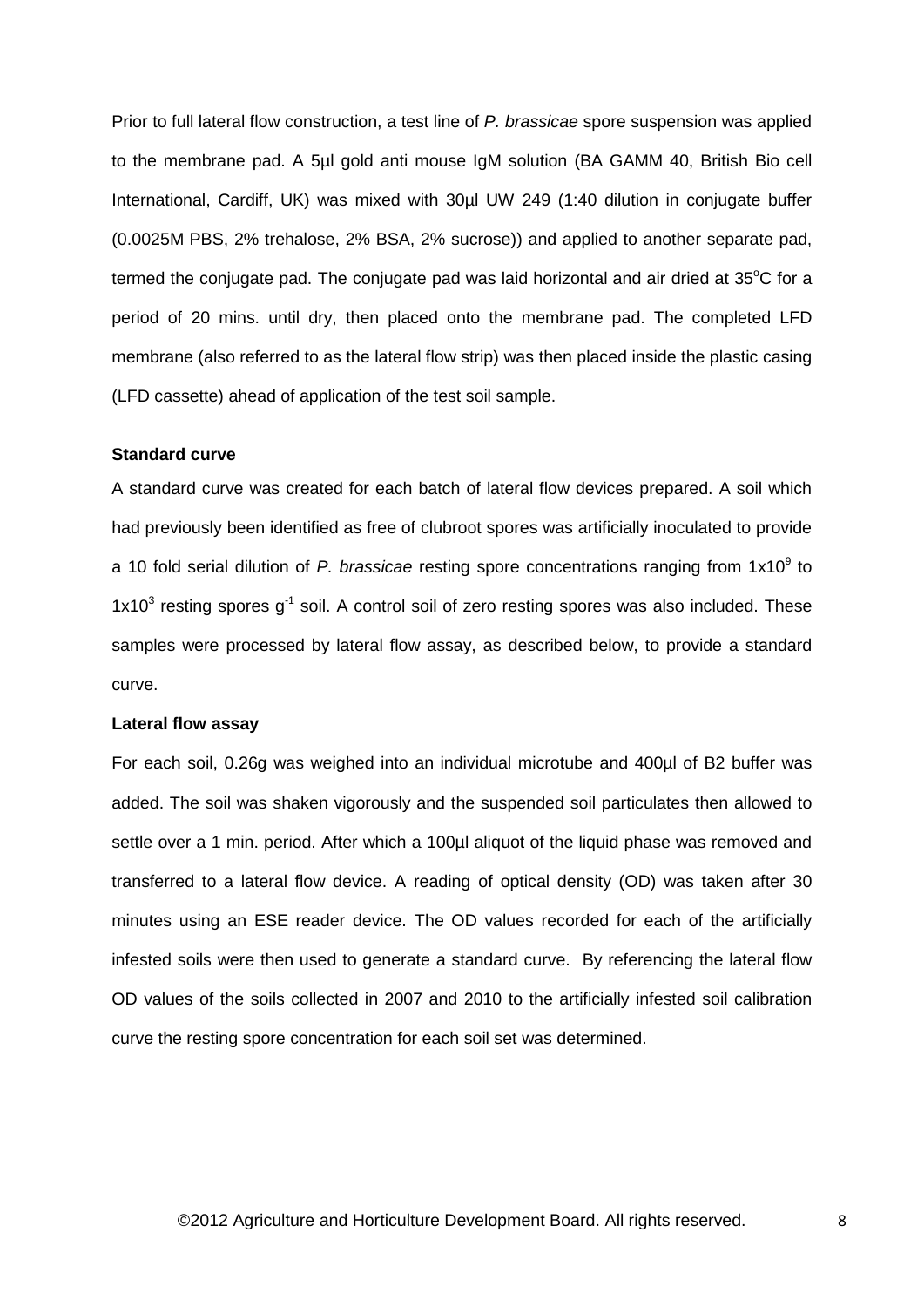Prior to full lateral flow construction, a test line of *P. brassicae* spore suspension was applied to the membrane pad. A 5µl gold anti mouse IgM solution (BA GAMM 40, British Bio cell International, Cardiff, UK) was mixed with 30µl UW 249 (1:40 dilution in conjugate buffer (0.0025M PBS, 2% trehalose, 2% BSA, 2% sucrose)) and applied to another separate pad, termed the conjugate pad. The conjugate pad was laid horizontal and air dried at 35$^{o}$C for a period of 20 mins. until dry, then placed onto the membrane pad. The completed LFD membrane (also referred to as the lateral flow strip) was then placed inside the plastic casing (LFD cassette) ahead of application of the test soil sample.

**Standard curve**

A standard curve was created for each batch of lateral flow devices prepared. A soil which had previously been identified as free of clubroot spores was artificially inoculated to provide a 10 fold serial dilution of *P. brassicae* resting spore concentrations ranging from $1x10^9$ to $1x10^3$ resting spores $g^{-1}$ soil. A control soil of zero resting spores was also included. These samples were processed by lateral flow assay, as described below, to provide a standard curve.

**Lateral flow assay**

For each soil, 0.26g was weighed into an individual microtube and 400µl of B2 buffer was added. The soil was shaken vigorously and the suspended soil particulates then allowed to settle over a 1 min. period. After which a 100µl aliquot of the liquid phase was removed and transferred to a lateral flow device. A reading of optical density (OD) was taken after 30 minutes using an ESE reader device. The OD values recorded for each of the artificially infested soils were then used to generate a standard curve. By referencing the lateral flow OD values of the soils collected in 2007 and 2010 to the artificially infested soil calibration curve the resting spore concentration for each soil set was determined.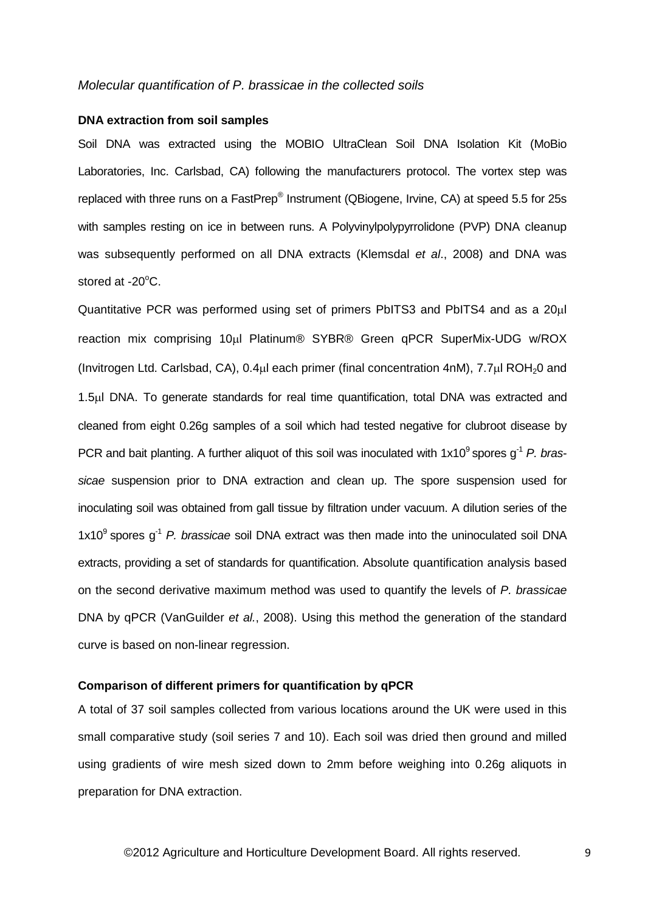*Molecular quantification of P. brassicae in the collected soils*

**DNA extraction from soil samples**

Soil DNA was extracted using the MOBIO UltraClean Soil DNA Isolation Kit (MoBio Laboratories, Inc. Carlsbad, CA) following the manufacturers protocol. The vortex step was replaced with three runs on a FastPrep® Instrument (QBiogene, Irvine, CA) at speed 5.5 for 25s with samples resting on ice in between runs. A Polyvinylpolypyrrolidone (PVP) DNA cleanup was subsequently performed on all DNA extracts (Klemsdal *et al*., 2008) and DNA was stored at -20°C.

Quantitative PCR was performed using set of primers PbITS3 and PbITS4 and as a 20μl reaction mix comprising 10μl Platinum® SYBR® Green qPCR SuperMix-UDG w/ROX (Invitrogen Ltd. Carlsbad, CA), 0.4μl each primer (final concentration 4nM), 7.7μl $ROH_20$ and 1.5μl DNA. To generate standards for real time quantification, total DNA was extracted and cleaned from eight 0.26g samples of a soil which had tested negative for clubroot disease by PCR and bait planting. A further aliquot of this soil was inoculated with $1x10^9$ spores $g^{-1}$ *P. brassicae* suspension prior to DNA extraction and clean up. The spore suspension used for inoculating soil was obtained from gall tissue by filtration under vacuum. A dilution series of the $1x10^9$ spores $g^{-1}$ *P. brassicae* soil DNA extract was then made into the uninoculated soil DNA extracts, providing a set of standards for quantification. Absolute quantification analysis based on the second derivative maximum method was used to quantify the levels of *P. brassicae* DNA by qPCR (VanGuilder *et al.*, 2008). Using this method the generation of the standard curve is based on non-linear regression.

**Comparison of different primers for quantification by qPCR**

A total of 37 soil samples collected from various locations around the UK were used in this small comparative study (soil series 7 and 10). Each soil was dried then ground and milled using gradients of wire mesh sized down to 2mm before weighing into 0.26g aliquots in preparation for DNA extraction.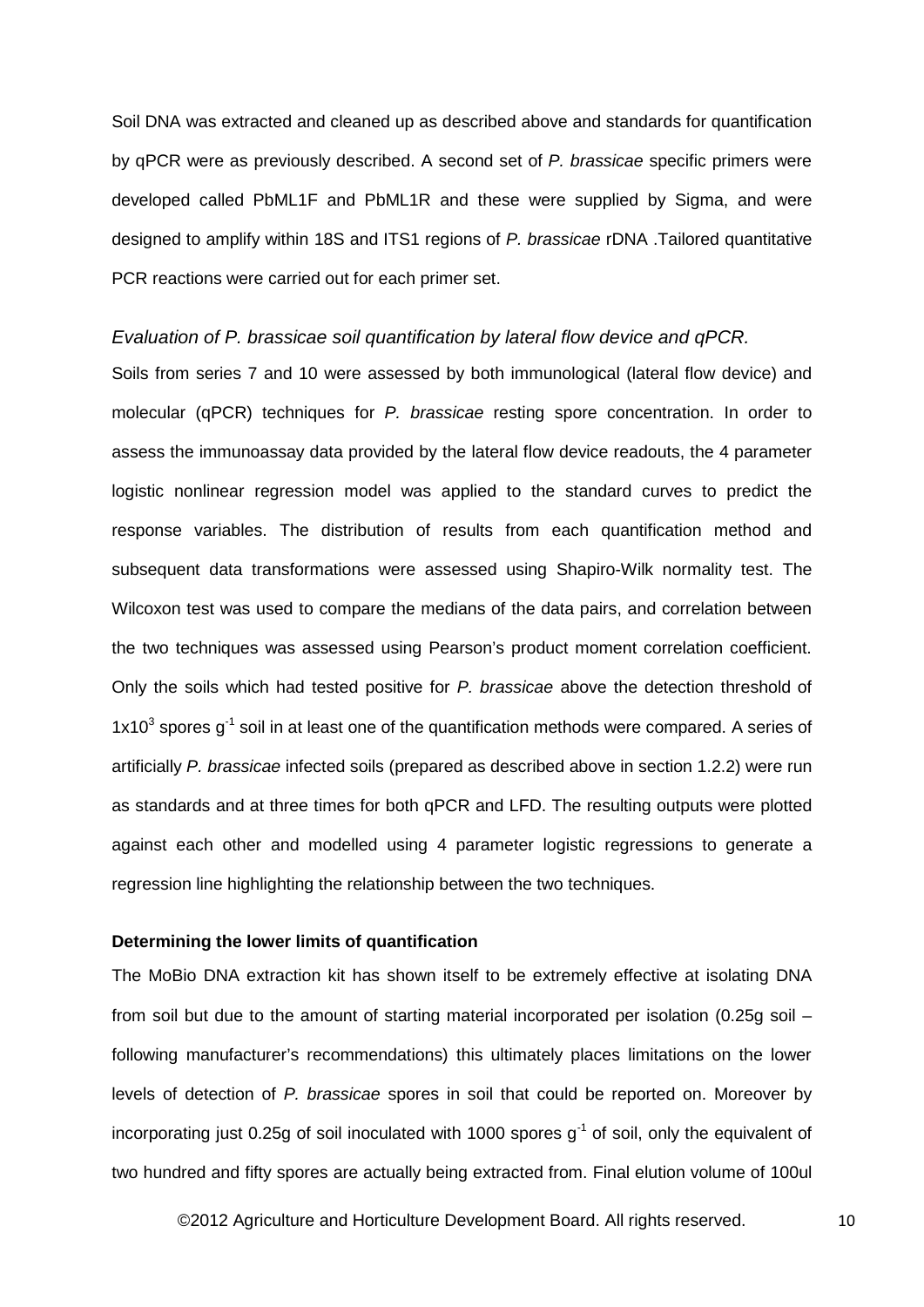Soil DNA was extracted and cleaned up as described above and standards for quantification by qPCR were as previously described. A second set of *P. brassicae* specific primers were developed called PbML1F and PbML1R and these were supplied by Sigma, and were designed to amplify within 18S and ITS1 regions of *P. brassicae* rDNA .Tailored quantitative PCR reactions were carried out for each primer set.

### *Evaluation of P. brassicae soil quantification by lateral flow device and qPCR.*

Soils from series 7 and 10 were assessed by both immunological (lateral flow device) and molecular (qPCR) techniques for *P. brassicae* resting spore concentration. In order to assess the immunoassay data provided by the lateral flow device readouts, the 4 parameter logistic nonlinear regression model was applied to the standard curves to predict the response variables. The distribution of results from each quantification method and subsequent data transformations were assessed using Shapiro-Wilk normality test. The Wilcoxon test was used to compare the medians of the data pairs, and correlation between the two techniques was assessed using Pearson's product moment correlation coefficient. Only the soils which had tested positive for *P. brassicae* above the detection threshold of $1x10^3$ spores $g^{-1}$ soil in at least one of the quantification methods were compared. A series of artificially *P. brassicae* infected soils (prepared as described above in section 1.2.2) were run as standards and at three times for both qPCR and LFD. The resulting outputs were plotted against each other and modelled using 4 parameter logistic regressions to generate a regression line highlighting the relationship between the two techniques.

**Determining the lower limits of quantification**

The MoBio DNA extraction kit has shown itself to be extremely effective at isolating DNA from soil but due to the amount of starting material incorporated per isolation (0.25g soil – following manufacturer's recommendations) this ultimately places limitations on the lower levels of detection of *P. brassicae* spores in soil that could be reported on. Moreover by incorporating just 0.25g of soil inoculated with 1000 spores $g^{-1}$ of soil, only the equivalent of two hundred and fifty spores are actually being extracted from. Final elution volume of 100ul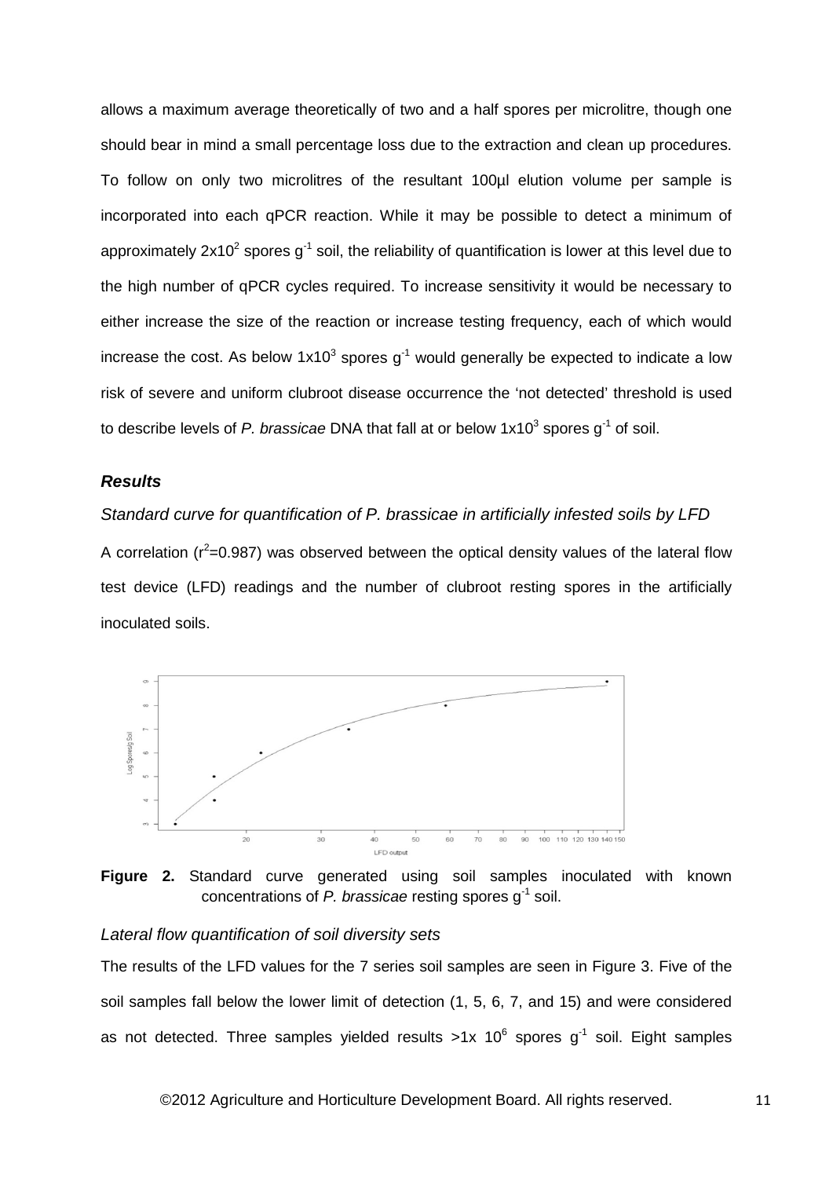allows a maximum average theoretically of two and a half spores per microlitre, though one should bear in mind a small percentage loss due to the extraction and clean up procedures. To follow on only two microlitres of the resultant 100µl elution volume per sample is incorporated into each qPCR reaction. While it may be possible to detect a minimum of approximately $2x10^2$ spores $g^{-1}$ soil, the reliability of quantification is lower at this level due to the high number of qPCR cycles required. To increase sensitivity it would be necessary to either increase the size of the reaction or increase testing frequency, each of which would increase the cost. As below $1x10^3$ spores $g^{-1}$ would generally be expected to indicate a low risk of severe and uniform clubroot disease occurrence the 'not detected' threshold is used to describe levels of *P. brassicae* DNA that fall at or below $1x10^3$ spores $g^{-1}$ of soil.

### *Results*

*Standard curve for quantification of P. brassicae in artificially infested soils by LFD*

A correlation ($r^2$=0.987) was observed between the optical density values of the lateral flow test device (LFD) readings and the number of clubroot resting spores in the artificially inoculated soils.

**Figure 2.** Standard curve generated using soil samples inoculated with known concentrations of *P. brassicae* resting spores $g^{-1}$ soil.

*Lateral flow quantification of soil diversity sets*

The results of the LFD values for the 7 series soil samples are seen in Figure 3. Five of the soil samples fall below the lower limit of detection (1, 5, 6, 7, and 15) and were considered as not detected. Three samples yielded results >1x $10^6$ spores $g^{-1}$ soil. Eight samples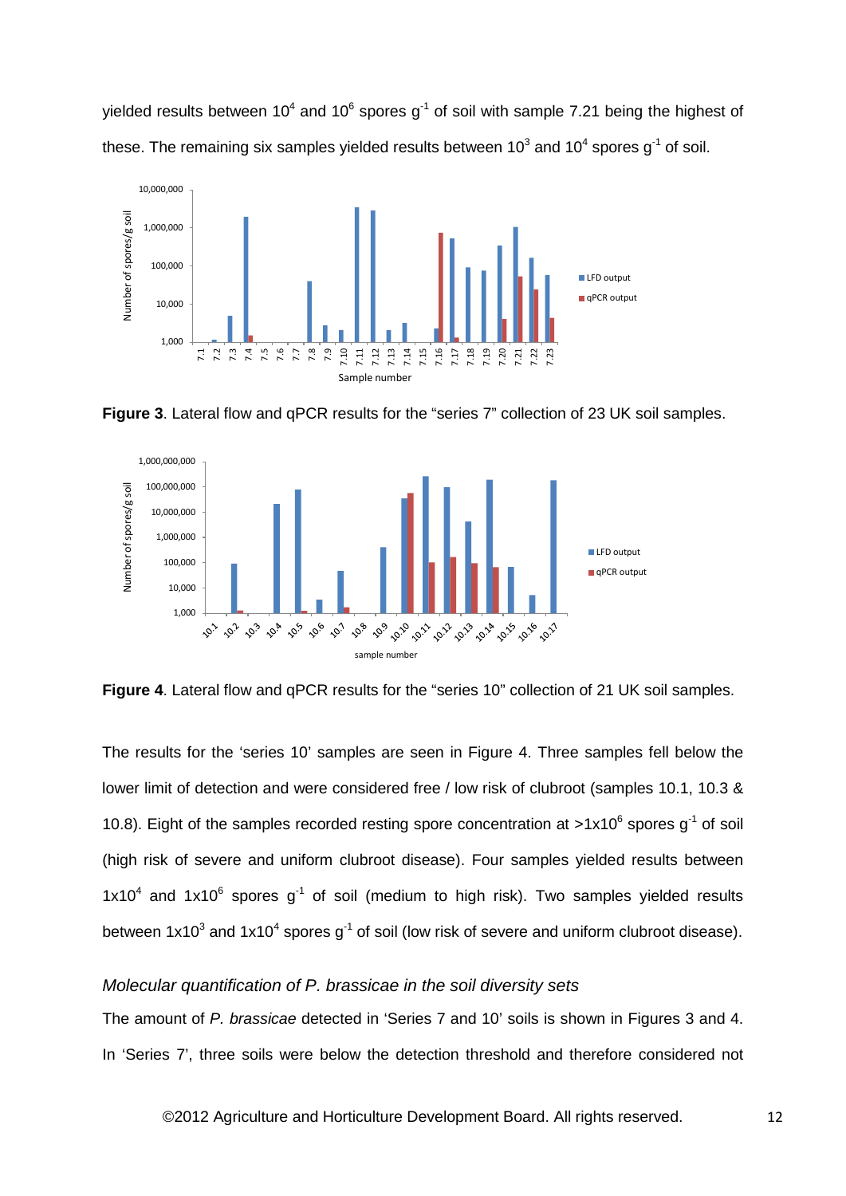yielded results between $10^4$ and $10^6$ spores $g^{-1}$ of soil with sample 7.21 being the highest of these. The remaining six samples yielded results between $10^3$ and $10^4$ spores $g^{-1}$ of soil.

**Figure 3**. Lateral flow and qPCR results for the "series 7" collection of 23 UK soil samples.

**Figure 4**. Lateral flow and qPCR results for the "series 10" collection of 21 UK soil samples.

The results for the 'series 10' samples are seen in Figure 4. Three samples fell below the lower limit of detection and were considered free / low risk of clubroot (samples 10.1, 10.3 & 10.8). Eight of the samples recorded resting spore concentration at $>1x10^6$ spores $g^{-1}$ of soil (high risk of severe and uniform clubroot disease). Four samples yielded results between $1x10^4$ and $1x10^6$ spores $g^{-1}$ of soil (medium to high risk). Two samples yielded results between $1x10^3$ and $1x10^4$ spores $g^{-1}$ of soil (low risk of severe and uniform clubroot disease).

### *Molecular quantification of P. brassicae in the soil diversity sets*

The amount of *P. brassicae* detected in 'Series 7 and 10' soils is shown in Figures 3 and 4. In 'Series 7', three soils were below the detection threshold and therefore considered not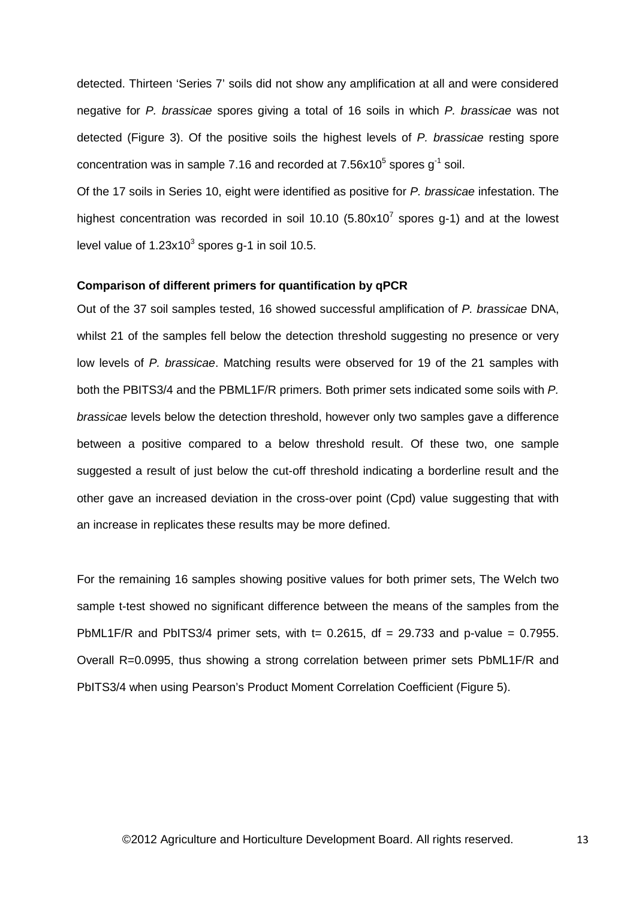detected. Thirteen 'Series 7' soils did not show any amplification at all and were considered negative for *P. brassicae* spores giving a total of 16 soils in which *P. brassicae* was not detected (Figure 3). Of the positive soils the highest levels of *P. brassicae* resting spore concentration was in sample 7.16 and recorded at $7.56 \times 10^5$ spores $g^{-1}$ soil.

Of the 17 soils in Series 10, eight were identified as positive for *P. brassicae* infestation. The highest concentration was recorded in soil 10.10 ($5.80 \times 10^7$ spores g-1) and at the lowest level value of $1.23 \times 10^3$ spores g-1 in soil 10.5.

**Comparison of different primers for quantification by qPCR**

Out of the 37 soil samples tested, 16 showed successful amplification of *P. brassicae* DNA, whilst 21 of the samples fell below the detection threshold suggesting no presence or very low levels of *P. brassicae*. Matching results were observed for 19 of the 21 samples with both the PBITS3/4 and the PBML1F/R primers. Both primer sets indicated some soils with *P. brassicae* levels below the detection threshold, however only two samples gave a difference between a positive compared to a below threshold result. Of these two, one sample suggested a result of just below the cut-off threshold indicating a borderline result and the other gave an increased deviation in the cross-over point (Cpd) value suggesting that with an increase in replicates these results may be more defined.

For the remaining 16 samples showing positive values for both primer sets, The Welch two sample t-test showed no significant difference between the means of the samples from the PbML1F/R and PbITS3/4 primer sets, with $t = 0.2615$, $df = 29.733$ and p-value = 0.7955. Overall $R=0.0995$, thus showing a strong correlation between primer sets PbML1F/R and PbITS3/4 when using Pearson's Product Moment Correlation Coefficient (Figure 5).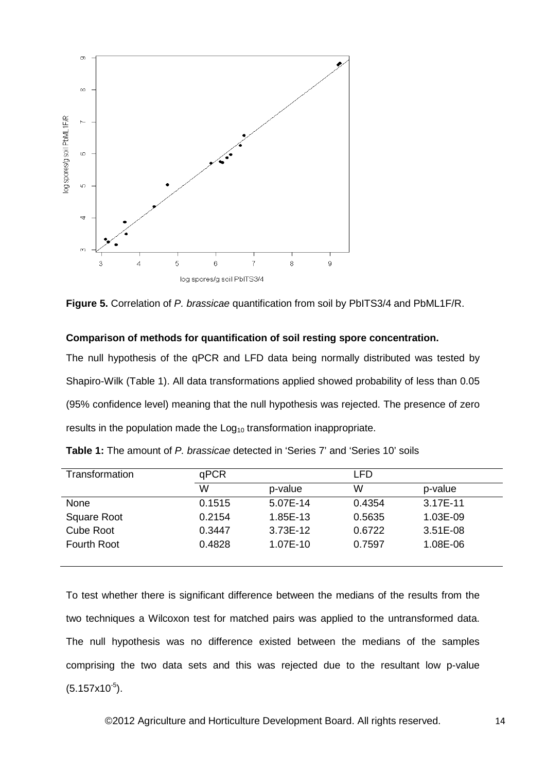**Figure 5.** Correlation of *P. brassicae* quantification from soil by PbITS3/4 and PbML1F/R.

**Comparison of methods for quantification of soil resting spore concentration.**

The null hypothesis of the qPCR and LFD data being normally distributed was tested by Shapiro-Wilk (Table 1). All data transformations applied showed probability of less than 0.05 (95% confidence level) meaning that the null hypothesis was rejected. The presence of zero results in the population made the $Log_{10}$ transformation inappropriate.

**Table 1:** The amount of *P. brassicae* detected in 'Series 7' and 'Series 10' soils

| Transformation | qPCR | | LFD | |
|---|---|---|---|---|
| | W | p-value | W | p-value |
| None | 0.1515 | 5.07E-14 | 0.4354 | 3.17E-11 |
| Square Root | 0.2154 | 1.85E-13 | 0.5635 | 1.03E-09 |
| Cube Root | 0.3447 | 3.73E-12 | 0.6722 | 3.51E-08 |
| Fourth Root | 0.4828 | 1.07E-10 | 0.7597 | 1.08E-06 |

To test whether there is significant difference between the medians of the results from the two techniques a Wilcoxon test for matched pairs was applied to the untransformed data. The null hypothesis was no difference existed between the medians of the samples comprising the two data sets and this was rejected due to the resultant low p-value ($5.157x10^{-5}$).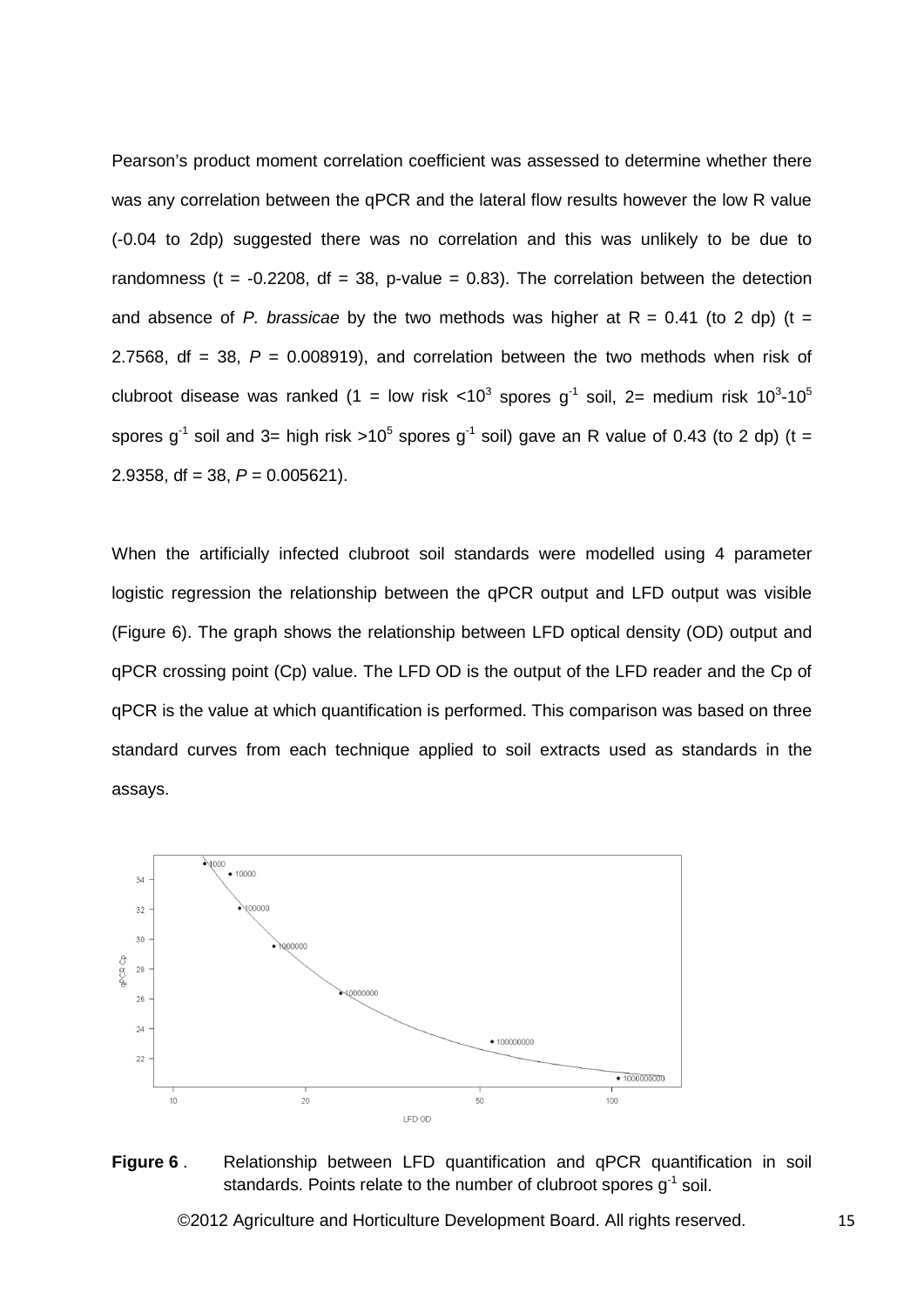Pearson's product moment correlation coefficient was assessed to determine whether there was any correlation between the qPCR and the lateral flow results however the low R value (-0.04 to 2dp) suggested there was no correlation and this was unlikely to be due to randomness (t = -0.2208, df = 38, p-value = 0.83). The correlation between the detection and absence of *P. brassicae* by the two methods was higher at R = 0.41 (to 2 dp) (t = 2.7568, df = 38, *P* = 0.008919), and correlation between the two methods when risk of clubroot disease was ranked (1 = low risk <$10^3$ spores $g^{-1}$ soil, 2= medium risk $10^3$-$10^5$ spores $g^{-1}$ soil and 3= high risk >$10^5$ spores $g^{-1}$ soil) gave an R value of 0.43 (to 2 dp) (t = 2.9358, df = 38, *P* = 0.005621).

When the artificially infected clubroot soil standards were modelled using 4 parameter logistic regression the relationship between the qPCR output and LFD output was visible (Figure 6). The graph shows the relationship between LFD optical density (OD) output and qPCR crossing point (Cp) value. The LFD OD is the output of the LFD reader and the Cp of qPCR is the value at which quantification is performed. This comparison was based on three standard curves from each technique applied to soil extracts used as standards in the assays.

**Figure 6** . Relationship between LFD quantification and qPCR quantification in soil standards. Points relate to the number of clubroot spores $g^{-1}$ soil.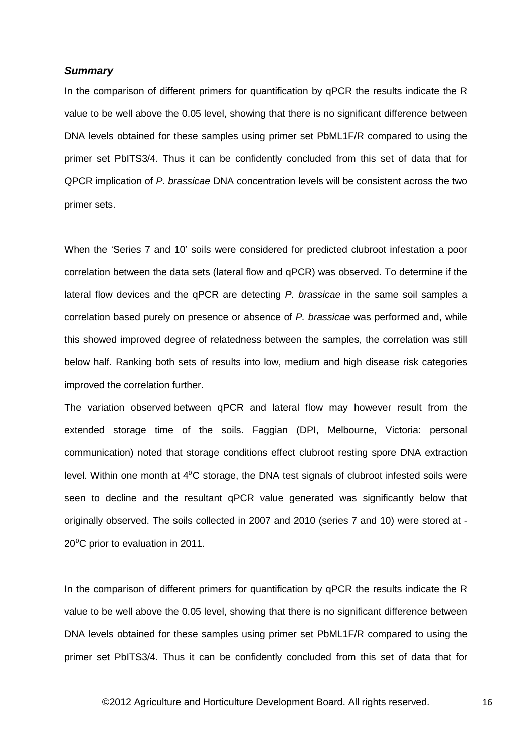***Summary***

In the comparison of different primers for quantification by qPCR the results indicate the R value to be well above the 0.05 level, showing that there is no significant difference between DNA levels obtained for these samples using primer set PbML1F/R compared to using the primer set PbITS3/4. Thus it can be confidently concluded from this set of data that for QPCR implication of *P. brassicae* DNA concentration levels will be consistent across the two primer sets.

When the 'Series 7 and 10' soils were considered for predicted clubroot infestation a poor correlation between the data sets (lateral flow and qPCR) was observed. To determine if the lateral flow devices and the qPCR are detecting *P. brassicae* in the same soil samples a correlation based purely on presence or absence of *P. brassicae* was performed and, while this showed improved degree of relatedness between the samples, the correlation was still below half. Ranking both sets of results into low, medium and high disease risk categories improved the correlation further.

The variation observed between qPCR and lateral flow may however result from the extended storage time of the soils. Faggian (DPI, Melbourne, Victoria: personal communication) noted that storage conditions effect clubroot resting spore DNA extraction level. Within one month at $4^{0}$C storage, the DNA test signals of clubroot infested soils were seen to decline and the resultant qPCR value generated was significantly below that originally observed. The soils collected in 2007 and 2010 (series 7 and 10) were stored at -$20^{0}$C prior to evaluation in 2011.

In the comparison of different primers for quantification by qPCR the results indicate the R value to be well above the 0.05 level, showing that there is no significant difference between DNA levels obtained for these samples using primer set PbML1F/R compared to using the primer set PbITS3/4. Thus it can be confidently concluded from this set of data that for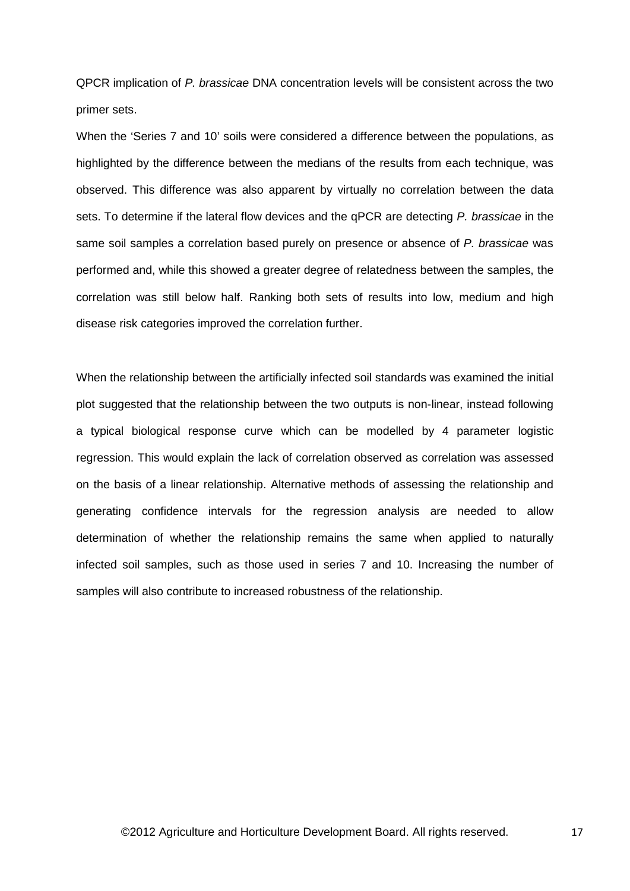QPCR implication of *P. brassicae* DNA concentration levels will be consistent across the two primer sets.

When the 'Series 7 and 10' soils were considered a difference between the populations, as highlighted by the difference between the medians of the results from each technique, was observed. This difference was also apparent by virtually no correlation between the data sets. To determine if the lateral flow devices and the qPCR are detecting *P. brassicae* in the same soil samples a correlation based purely on presence or absence of *P. brassicae* was performed and, while this showed a greater degree of relatedness between the samples, the correlation was still below half. Ranking both sets of results into low, medium and high disease risk categories improved the correlation further.

When the relationship between the artificially infected soil standards was examined the initial plot suggested that the relationship between the two outputs is non-linear, instead following a typical biological response curve which can be modelled by 4 parameter logistic regression. This would explain the lack of correlation observed as correlation was assessed on the basis of a linear relationship. Alternative methods of assessing the relationship and generating confidence intervals for the regression analysis are needed to allow determination of whether the relationship remains the same when applied to naturally infected soil samples, such as those used in series 7 and 10. Increasing the number of samples will also contribute to increased robustness of the relationship.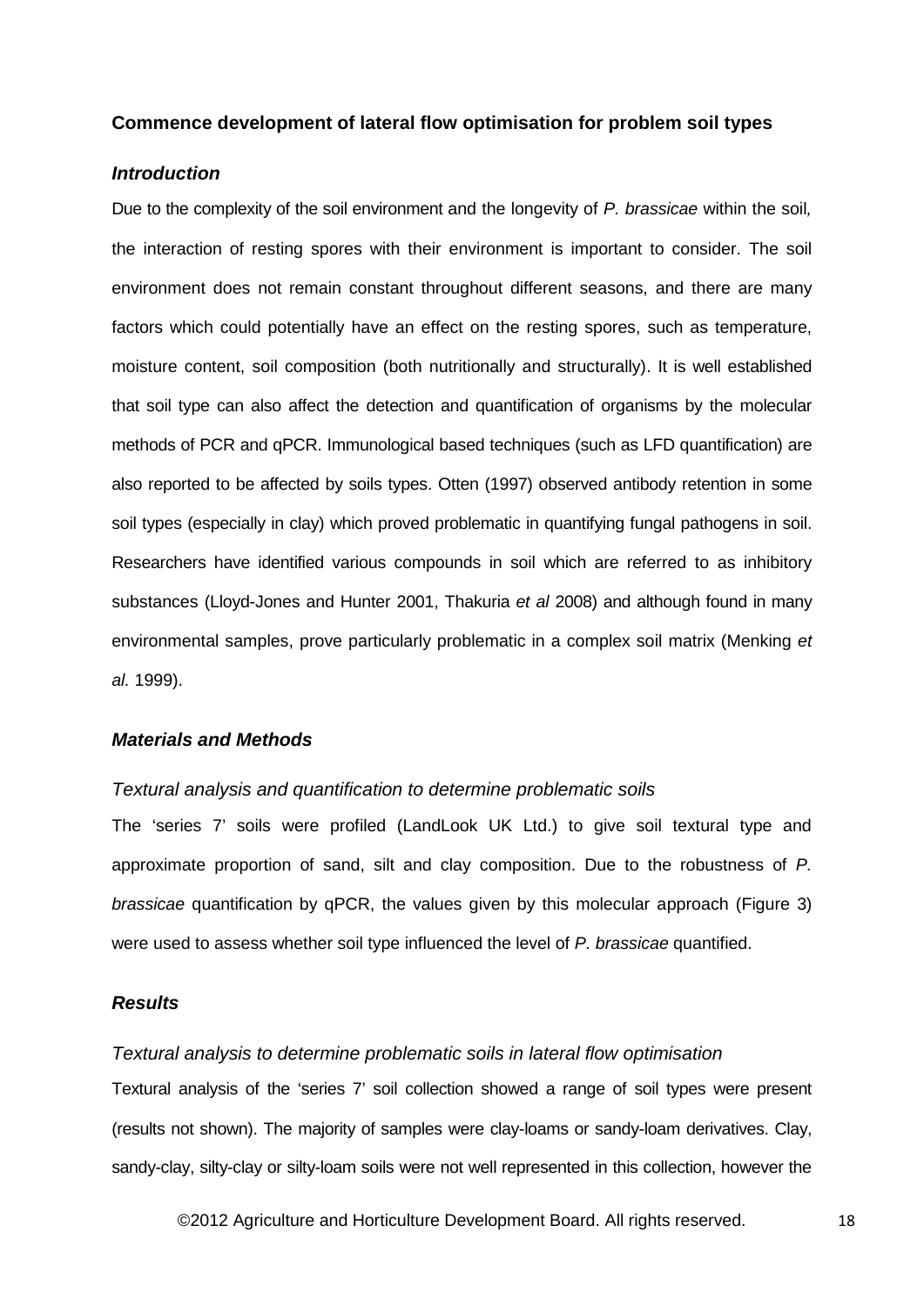**Commence development of lateral flow optimisation for problem soil types**

***Introduction***

Due to the complexity of the soil environment and the longevity of *P. brassicae* within the soil*,* the interaction of resting spores with their environment is important to consider. The soil environment does not remain constant throughout different seasons, and there are many factors which could potentially have an effect on the resting spores, such as temperature, moisture content, soil composition (both nutritionally and structurally). It is well established that soil type can also affect the detection and quantification of organisms by the molecular methods of PCR and qPCR. Immunological based techniques (such as LFD quantification) are also reported to be affected by soils types. Otten (1997) observed antibody retention in some soil types (especially in clay) which proved problematic in quantifying fungal pathogens in soil. Researchers have identified various compounds in soil which are referred to as inhibitory substances (Lloyd-Jones and Hunter 2001, Thakuria *et al* 2008) and although found in many environmental samples, prove particularly problematic in a complex soil matrix (Menking *et al.* 1999).

***Materials and Methods***

*Textural analysis and quantification to determine problematic soils*

The 'series 7' soils were profiled (LandLook UK Ltd.) to give soil textural type and approximate proportion of sand, silt and clay composition. Due to the robustness of *P. brassicae* quantification by qPCR, the values given by this molecular approach (Figure 3) were used to assess whether soil type influenced the level of *P. brassicae* quantified.

***Results***

*Textural analysis to determine problematic soils in lateral flow optimisation*

Textural analysis of the 'series 7' soil collection showed a range of soil types were present (results not shown). The majority of samples were clay-loams or sandy-loam derivatives. Clay, sandy-clay, silty-clay or silty-loam soils were not well represented in this collection, however the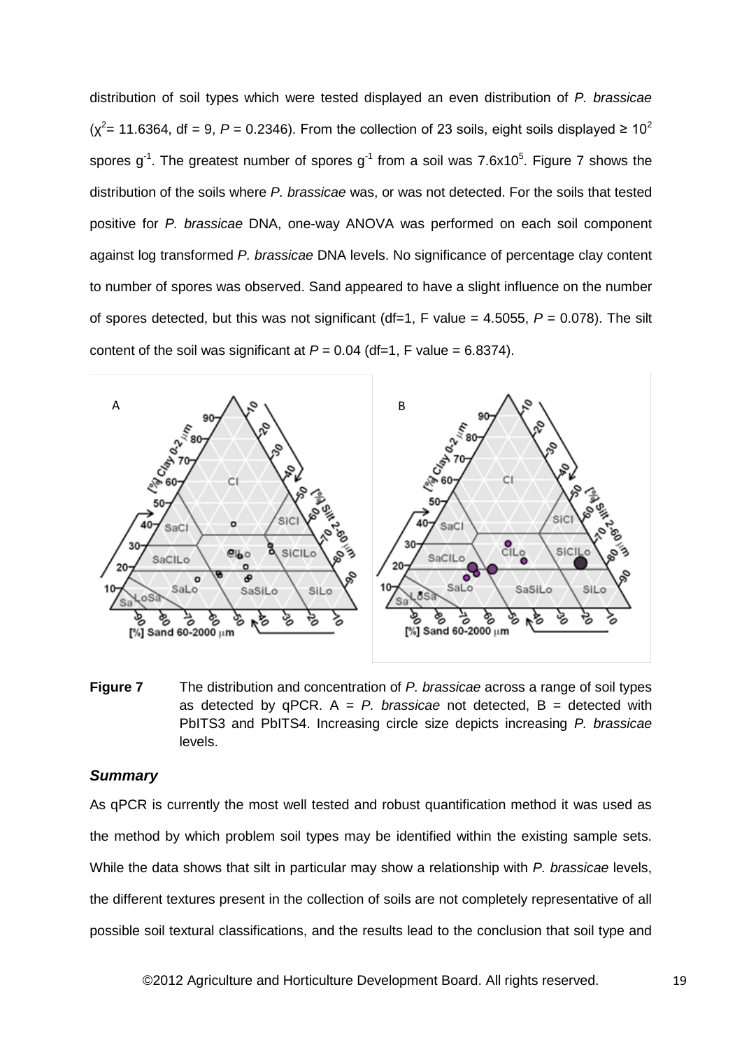distribution of soil types which were tested displayed an even distribution of *P. brassicae* ($\chi^2$= 11.6364, df = 9, *P* = 0.2346). From the collection of 23 soils, eight soils displayed ≥ $10^2$ spores $g^{-1}$. The greatest number of spores $g^{-1}$ from a soil was $7.6 \times 10^5$. Figure 7 shows the distribution of the soils where *P. brassicae* was, or was not detected. For the soils that tested positive for *P. brassicae* DNA, one-way ANOVA was performed on each soil component against log transformed *P. brassicae* DNA levels. No significance of percentage clay content to number of spores was observed. Sand appeared to have a slight influence on the number of spores detected, but this was not significant (df=1, F value = 4.5055, *P* = 0.078). The silt content of the soil was significant at *P* = 0.04 (df=1, F value = 6.8374).

**Figure 7** The distribution and concentration of *P. brassicae* across a range of soil types as detected by qPCR. A = *P. brassicae* not detected, B = detected with PbITS3 and PbITS4. Increasing circle size depicts increasing *P. brassicae* levels.

### *Summary*

As qPCR is currently the most well tested and robust quantification method it was used as the method by which problem soil types may be identified within the existing sample sets. While the data shows that silt in particular may show a relationship with *P. brassicae* levels, the different textures present in the collection of soils are not completely representative of all possible soil textural classifications, and the results lead to the conclusion that soil type and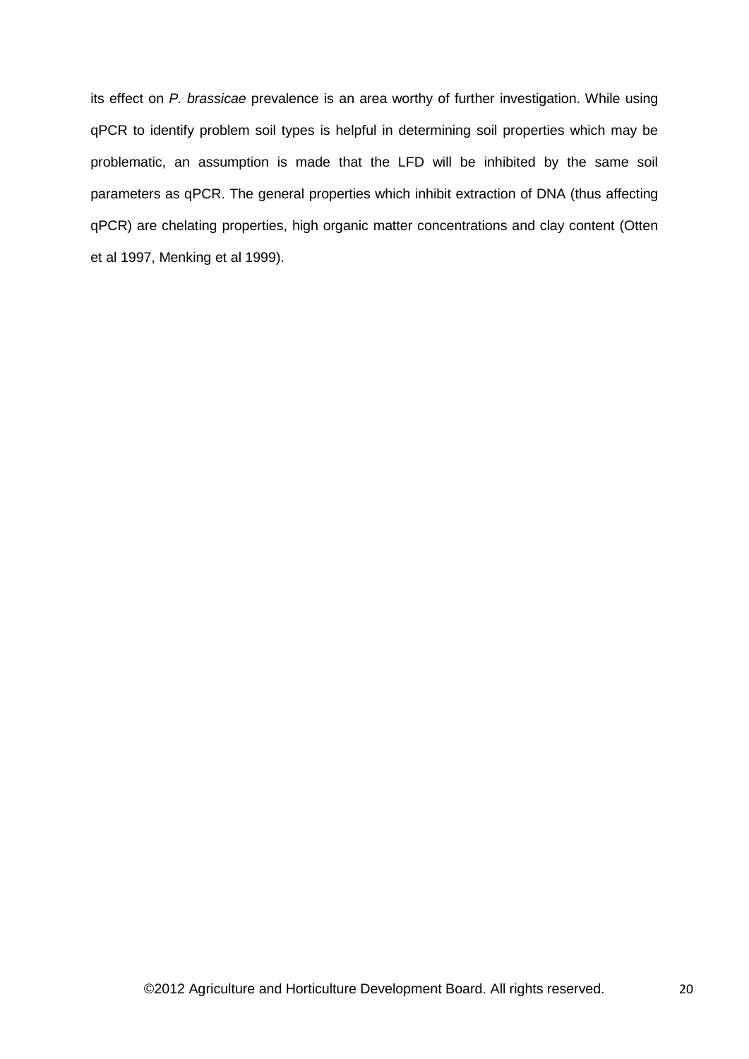its effect on *P. brassicae* prevalence is an area worthy of further investigation. While using qPCR to identify problem soil types is helpful in determining soil properties which may be problematic, an assumption is made that the LFD will be inhibited by the same soil parameters as qPCR. The general properties which inhibit extraction of DNA (thus affecting qPCR) are chelating properties, high organic matter concentrations and clay content (Otten et al 1997, Menking et al 1999).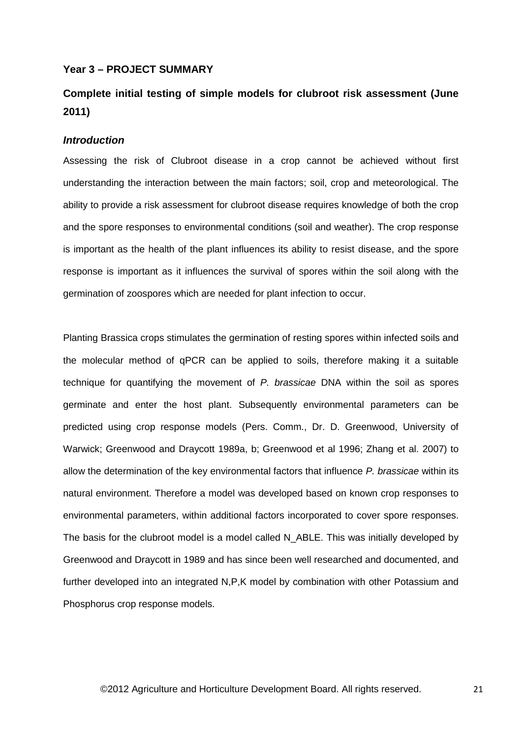**Year 3 – PROJECT SUMMARY**

**Complete initial testing of simple models for clubroot risk assessment (June 2011)**

***Introduction***

Assessing the risk of Clubroot disease in a crop cannot be achieved without first understanding the interaction between the main factors; soil, crop and meteorological. The ability to provide a risk assessment for clubroot disease requires knowledge of both the crop and the spore responses to environmental conditions (soil and weather). The crop response is important as the health of the plant influences its ability to resist disease, and the spore response is important as it influences the survival of spores within the soil along with the germination of zoospores which are needed for plant infection to occur.

Planting Brassica crops stimulates the germination of resting spores within infected soils and the molecular method of qPCR can be applied to soils, therefore making it a suitable technique for quantifying the movement of *P. brassicae* DNA within the soil as spores germinate and enter the host plant. Subsequently environmental parameters can be predicted using crop response models (Pers. Comm., Dr. D. Greenwood, University of Warwick; Greenwood and Draycott 1989a, b; Greenwood et al 1996; Zhang et al. 2007) to allow the determination of the key environmental factors that influence *P. brassicae* within its natural environment. Therefore a model was developed based on known crop responses to environmental parameters, within additional factors incorporated to cover spore responses. The basis for the clubroot model is a model called N_ABLE. This was initially developed by Greenwood and Draycott in 1989 and has since been well researched and documented, and further developed into an integrated N,P,K model by combination with other Potassium and Phosphorus crop response models.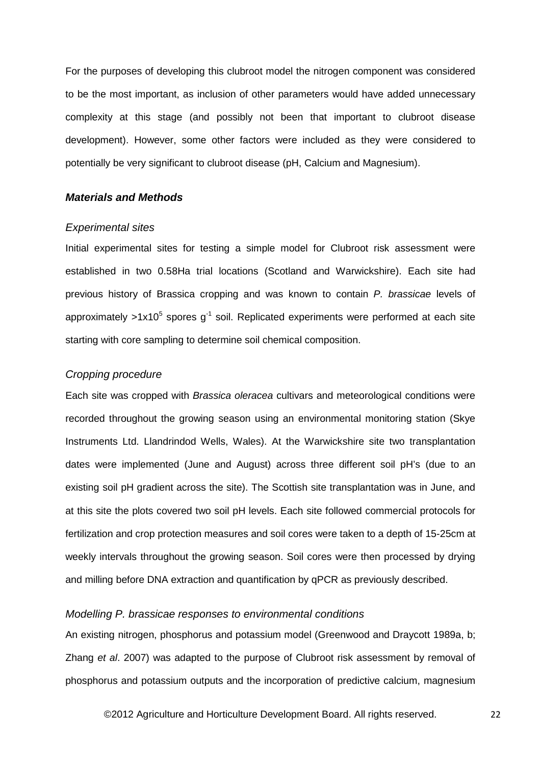For the purposes of developing this clubroot model the nitrogen component was considered to be the most important, as inclusion of other parameters would have added unnecessary complexity at this stage (and possibly not been that important to clubroot disease development). However, some other factors were included as they were considered to potentially be very significant to clubroot disease (pH, Calcium and Magnesium).

### ***Materials and Methods***

#### *Experimental sites*

Initial experimental sites for testing a simple model for Clubroot risk assessment were established in two 0.58Ha trial locations (Scotland and Warwickshire). Each site had previous history of Brassica cropping and was known to contain *P. brassicae* levels of approximately $>1x10^5$ spores $g^{-1}$ soil. Replicated experiments were performed at each site starting with core sampling to determine soil chemical composition.

#### *Cropping procedure*

Each site was cropped with *Brassica oleracea* cultivars and meteorological conditions were recorded throughout the growing season using an environmental monitoring station (Skye Instruments Ltd. Llandrindod Wells, Wales). At the Warwickshire site two transplantation dates were implemented (June and August) across three different soil pH's (due to an existing soil pH gradient across the site). The Scottish site transplantation was in June, and at this site the plots covered two soil pH levels. Each site followed commercial protocols for fertilization and crop protection measures and soil cores were taken to a depth of 15-25cm at weekly intervals throughout the growing season. Soil cores were then processed by drying and milling before DNA extraction and quantification by qPCR as previously described.

#### *Modelling P. brassicae responses to environmental conditions*

An existing nitrogen, phosphorus and potassium model (Greenwood and Draycott 1989a, b; Zhang *et al*. 2007) was adapted to the purpose of Clubroot risk assessment by removal of phosphorus and potassium outputs and the incorporation of predictive calcium, magnesium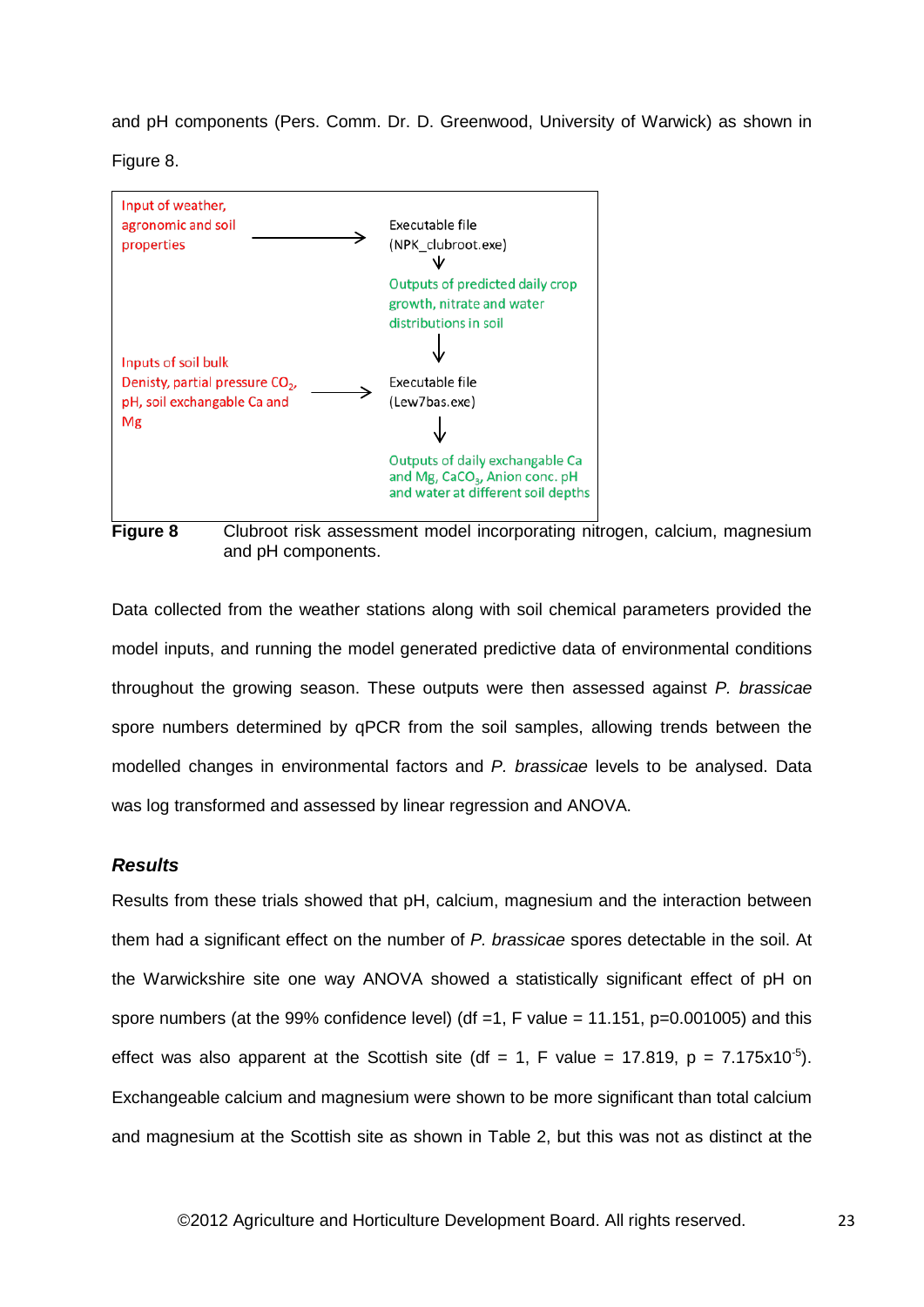and pH components (Pers. Comm. Dr. D. Greenwood, University of Warwick) as shown in Figure 8.

Input of weather, agronomic and soil properties → Executable file (NPK_clubroot.exe) → Outputs of predicted daily crop growth, nitrate and water distributions in soil

Inputs of soil bulk Denisty, partial pressure $CO_2$, pH, soil exchangable Ca and Mg → Executable file (Lew7bas.exe) → Outputs of daily exchangable Ca and Mg, $CaCO_3$, Anion conc. pH and water at different soil depths

**Figure 8** Clubroot risk assessment model incorporating nitrogen, calcium, magnesium and pH components.

Data collected from the weather stations along with soil chemical parameters provided the model inputs, and running the model generated predictive data of environmental conditions throughout the growing season. These outputs were then assessed against *P. brassicae* spore numbers determined by qPCR from the soil samples, allowing trends between the modelled changes in environmental factors and *P. brassicae* levels to be analysed. Data was log transformed and assessed by linear regression and ANOVA.

### *Results*

Results from these trials showed that pH, calcium, magnesium and the interaction between them had a significant effect on the number of *P. brassicae* spores detectable in the soil. At the Warwickshire site one way ANOVA showed a statistically significant effect of pH on spore numbers (at the 99% confidence level) (df =1, F value = 11.151, p=0.001005) and this effect was also apparent at the Scottish site (df = 1, F value = 17.819, p = $7.175 \times 10^{-5}$). Exchangeable calcium and magnesium were shown to be more significant than total calcium and magnesium at the Scottish site as shown in Table 2, but this was not as distinct at the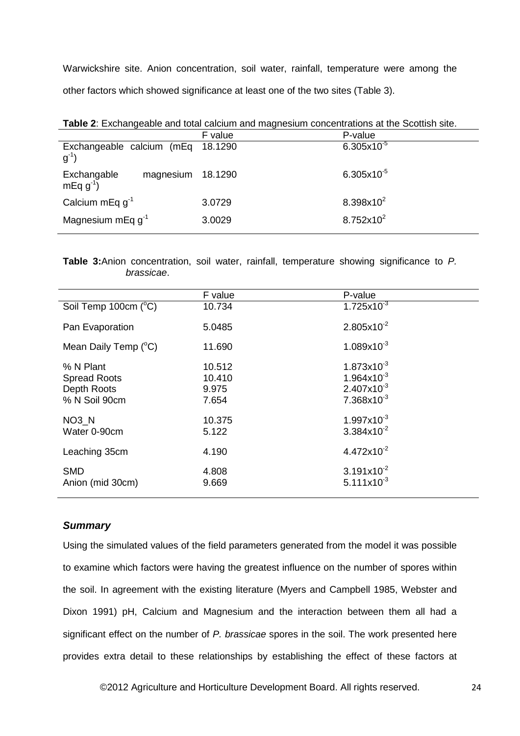Warwickshire site. Anion concentration, soil water, rainfall, temperature were among the other factors which showed significance at least one of the two sites (Table 3).

**Table 2**: Exchangeable and total calcium and magnesium concentrations at the Scottish site.

| | F value | P-value |
|---|---|---|
| Exchangeable calcium (mEq $g^{-1}$) | 18.1290 | $6.305 \times 10^{-5}$ |
| Exchangable magnesium mEq $g^{-1}$) | 18.1290 | $6.305 \times 10^{-5}$ |
| Calcium mEq $g^{-1}$ | 3.0729 | $8.398 \times 10^{2}$ |
| Magnesium mEq $g^{-1}$ | 3.0029 | $8.752 \times 10^{2}$ |

**Table 3:** Anion concentration, soil water, rainfall, temperature showing significance to *P. brassicae*.

| | F value | P-value |
|---|---|---|
| Soil Temp 100cm (°C) | 10.734 | $1.725 \times 10^{-3}$ |
| Pan Evaporation | 5.0485 | $2.805 \times 10^{-2}$ |
| Mean Daily Temp (°C) | 11.690 | $1.089 \times 10^{-3}$ |
| % N Plant | 10.512 | $1.873 \times 10^{-3}$ |
| Spread Roots | 10.410 | $1.964 \times 10^{-3}$ |
| Depth Roots | 9.975 | $2.407 \times 10^{-3}$ |
| % N Soil 90cm | 7.654 | $7.368 \times 10^{-3}$ |
| NO3_N | 10.375 | $1.997 \times 10^{-3}$ |
| Water 0-90cm | 5.122 | $3.384 \times 10^{-2}$ |
| Leaching 35cm | 4.190 | $4.472 \times 10^{-2}$ |
| SMD | 4.808 | $3.191 \times 10^{-2}$ |
| Anion (mid 30cm) | 9.669 | $5.111 \times 10^{-3}$ |

### *Summary*

Using the simulated values of the field parameters generated from the model it was possible to examine which factors were having the greatest influence on the number of spores within the soil. In agreement with the existing literature (Myers and Campbell 1985, Webster and Dixon 1991) pH, Calcium and Magnesium and the interaction between them all had a significant effect on the number of *P. brassicae* spores in the soil. The work presented here provides extra detail to these relationships by establishing the effect of these factors at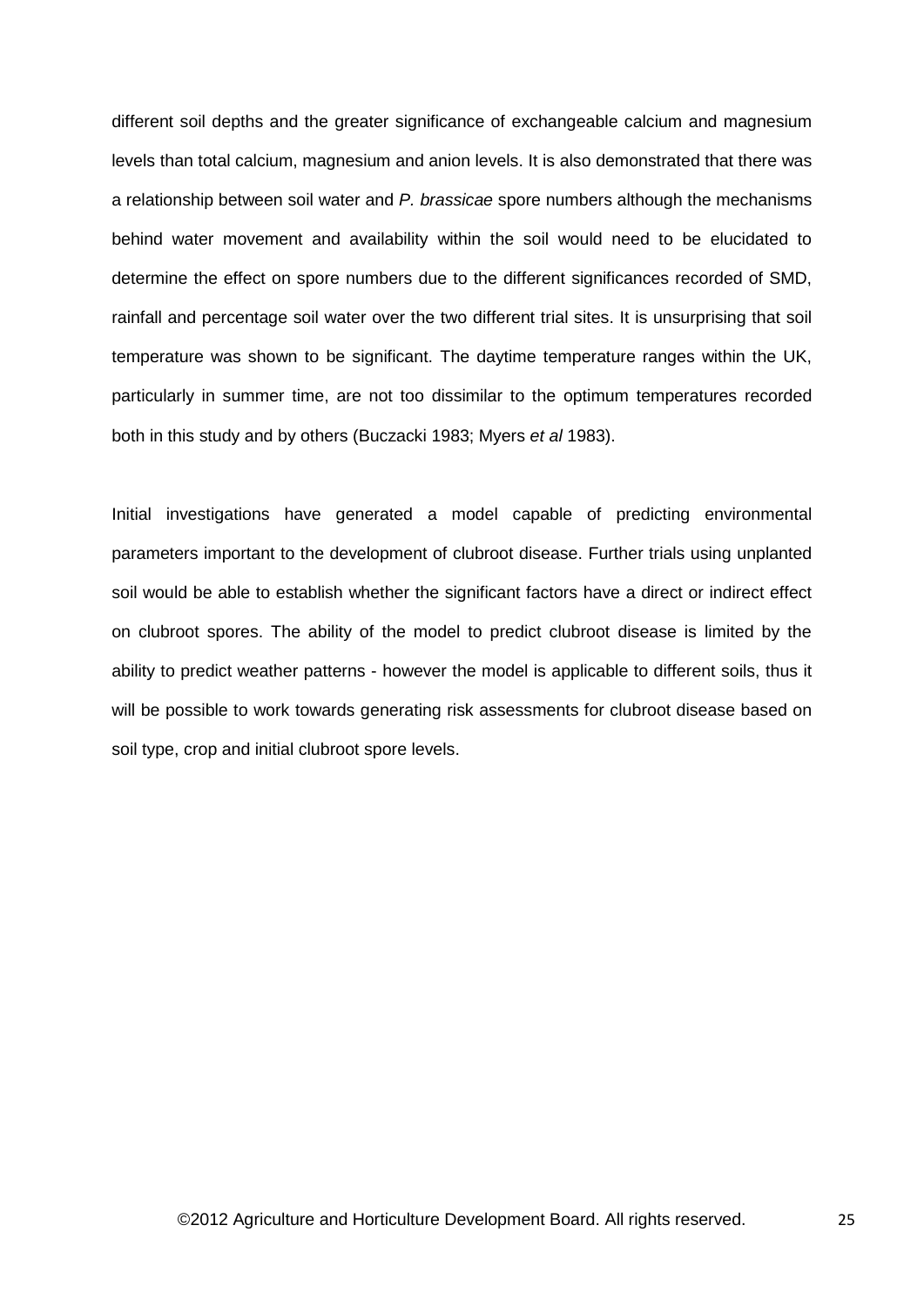different soil depths and the greater significance of exchangeable calcium and magnesium levels than total calcium, magnesium and anion levels. It is also demonstrated that there was a relationship between soil water and *P. brassicae* spore numbers although the mechanisms behind water movement and availability within the soil would need to be elucidated to determine the effect on spore numbers due to the different significances recorded of SMD, rainfall and percentage soil water over the two different trial sites. It is unsurprising that soil temperature was shown to be significant. The daytime temperature ranges within the UK, particularly in summer time, are not too dissimilar to the optimum temperatures recorded both in this study and by others (Buczacki 1983; Myers *et al* 1983).

Initial investigations have generated a model capable of predicting environmental parameters important to the development of clubroot disease. Further trials using unplanted soil would be able to establish whether the significant factors have a direct or indirect effect on clubroot spores. The ability of the model to predict clubroot disease is limited by the ability to predict weather patterns - however the model is applicable to different soils, thus it will be possible to work towards generating risk assessments for clubroot disease based on soil type, crop and initial clubroot spore levels.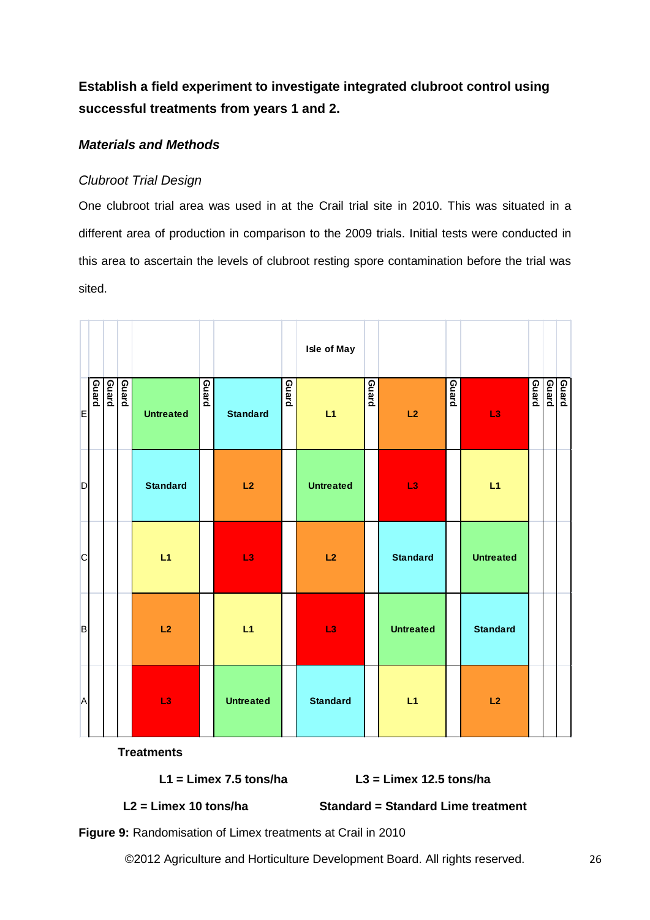**Establish a field experiment to investigate integrated clubroot control using successful treatments from years 1 and 2.**

### *Materials and Methods*

*Clubroot Trial Design*

One clubroot trial area was used in at the Crail trial site in 2010. This was situated in a different area of production in comparison to the 2009 trials. Initial tests were conducted in this area to ascertain the levels of clubroot resting spore contamination before the trial was sited.

| | Guard | Guard | Guard | | Guard | | Guard | Isle of May | Guard | | Guard | | Guard | Guard | Guard |
|---|---|---|---|---|---|---|---|---|---|---|---|---|---|---|---|
| E | | | | Untreated | | Standard | | L1 | | L2 | | L3 | | | |
| D | | | | Standard | | L2 | | Untreated | | L3 | | L1 | | | |
| C | | | | L1 | | L3 | | L2 | | Standard | | Untreated | | | |
| B | | | | L2 | | L1 | | L3 | | Untreated | | Standard | | | |
| A | | | | L3 | | Untreated | | Standard | | L1 | | L2 | | | |

**Treatments**

**L1 = Limex 7.5 tons/ha**

**L2 = Limex 10 tons/ha**

**L3 = Limex 12.5 tons/ha**

**Standard = Standard Lime treatment**

**Figure 9:** Randomisation of Limex treatments at Crail in 2010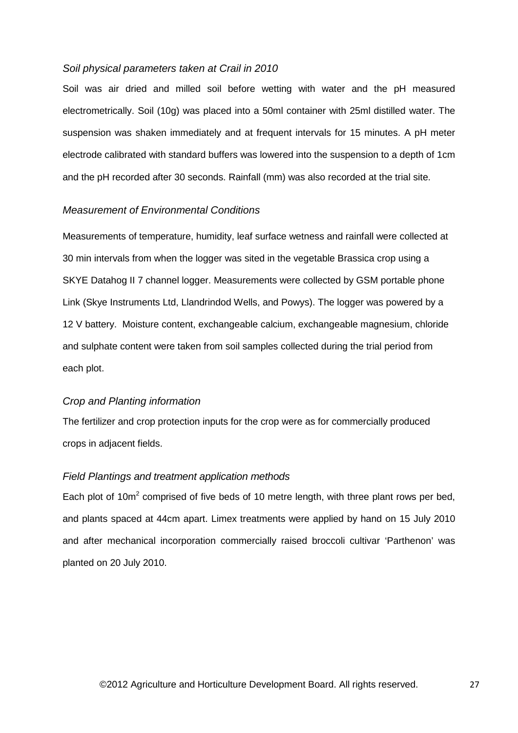*Soil physical parameters taken at Crail in 2010*

Soil was air dried and milled soil before wetting with water and the pH measured electrometrically. Soil (10g) was placed into a 50ml container with 25ml distilled water. The suspension was shaken immediately and at frequent intervals for 15 minutes. A pH meter electrode calibrated with standard buffers was lowered into the suspension to a depth of 1cm and the pH recorded after 30 seconds. Rainfall (mm) was also recorded at the trial site.

*Measurement of Environmental Conditions*

Measurements of temperature, humidity, leaf surface wetness and rainfall were collected at 30 min intervals from when the logger was sited in the vegetable Brassica crop using a SKYE Datahog II 7 channel logger. Measurements were collected by GSM portable phone Link (Skye Instruments Ltd, Llandrindod Wells, and Powys). The logger was powered by a 12 V battery. Moisture content, exchangeable calcium, exchangeable magnesium, chloride and sulphate content were taken from soil samples collected during the trial period from each plot.

*Crop and Planting information*

The fertilizer and crop protection inputs for the crop were as for commercially produced crops in adjacent fields.

*Field Plantings and treatment application methods*

Each plot of 10m$^2$ comprised of five beds of 10 metre length, with three plant rows per bed, and plants spaced at 44cm apart. Limex treatments were applied by hand on 15 July 2010 and after mechanical incorporation commercially raised broccoli cultivar 'Parthenon' was planted on 20 July 2010.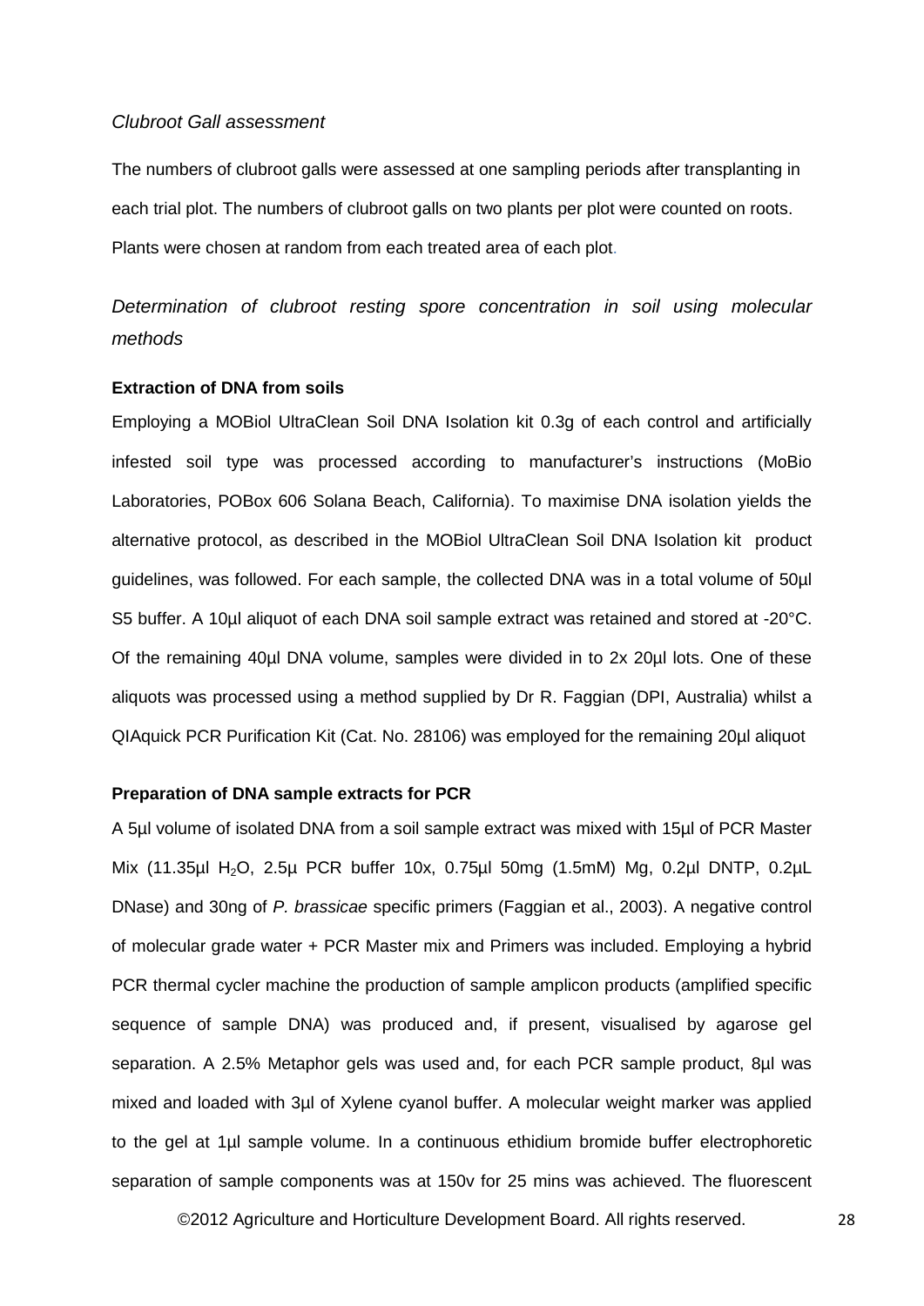*Clubroot Gall assessment*

The numbers of clubroot galls were assessed at one sampling periods after transplanting in each trial plot. The numbers of clubroot galls on two plants per plot were counted on roots. Plants were chosen at random from each treated area of each plot.

*Determination of clubroot resting spore concentration in soil using molecular methods*

**Extraction of DNA from soils**

Employing a MOBiol UltraClean Soil DNA Isolation kit 0.3g of each control and artificially infested soil type was processed according to manufacturer's instructions (MoBio Laboratories, POBox 606 Solana Beach, California). To maximise DNA isolation yields the alternative protocol, as described in the MOBiol UltraClean Soil DNA Isolation kit product guidelines, was followed. For each sample, the collected DNA was in a total volume of 50µl S5 buffer. A 10µl aliquot of each DNA soil sample extract was retained and stored at -20°C. Of the remaining 40µl DNA volume, samples were divided in to 2x 20µl lots. One of these aliquots was processed using a method supplied by Dr R. Faggian (DPI, Australia) whilst a QIAquick PCR Purification Kit (Cat. No. 28106) was employed for the remaining 20µl aliquot

**Preparation of DNA sample extracts for PCR**

A 5µl volume of isolated DNA from a soil sample extract was mixed with 15µl of PCR Master Mix (11.35µl $H_2O$, 2.5µ PCR buffer 10x, 0.75µl 50mg (1.5mM) Mg, 0.2µl DNTP, 0.2µL DNase) and 30ng of *P. brassicae* specific primers (Faggian et al., 2003). A negative control of molecular grade water + PCR Master mix and Primers was included. Employing a hybrid PCR thermal cycler machine the production of sample amplicon products (amplified specific sequence of sample DNA) was produced and, if present, visualised by agarose gel separation. A 2.5% Metaphor gels was used and, for each PCR sample product, 8µl was mixed and loaded with 3µl of Xylene cyanol buffer. A molecular weight marker was applied to the gel at 1µl sample volume. In a continuous ethidium bromide buffer electrophoretic separation of sample components was at 150v for 25 mins was achieved. The fluorescent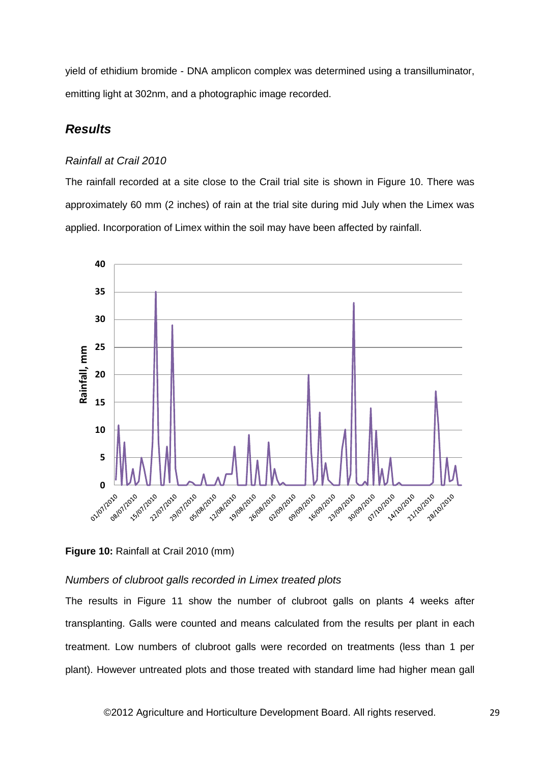yield of ethidium bromide - DNA amplicon complex was determined using a transilluminator, emitting light at 302nm, and a photographic image recorded.

## *Results*

### *Rainfall at Crail 2010*

The rainfall recorded at a site close to the Crail trial site is shown in Figure 10. There was approximately 60 mm (2 inches) of rain at the trial site during mid July when the Limex was applied. Incorporation of Limex within the soil may have been affected by rainfall.

**Figure 10:** Rainfall at Crail 2010 (mm)

### *Numbers of clubroot galls recorded in Limex treated plots*

The results in Figure 11 show the number of clubroot galls on plants 4 weeks after transplanting. Galls were counted and means calculated from the results per plant in each treatment. Low numbers of clubroot galls were recorded on treatments (less than 1 per plant). However untreated plots and those treated with standard lime had higher mean gall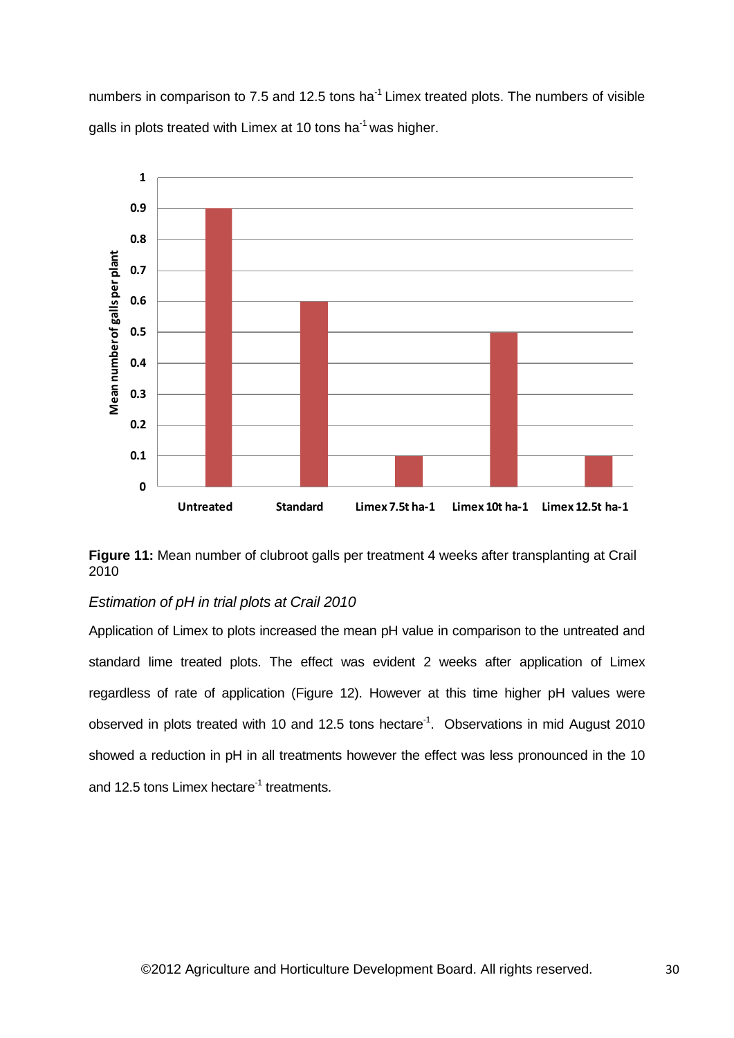numbers in comparison to 7.5 and 12.5 tons $ha^{-1}$ Limex treated plots. The numbers of visible galls in plots treated with Limex at 10 tons $ha^{-1}$ was higher.

**Figure 11:** Mean number of clubroot galls per treatment 4 weeks after transplanting at Crail 2010

*Estimation of pH in trial plots at Crail 2010*

Application of Limex to plots increased the mean pH value in comparison to the untreated and standard lime treated plots. The effect was evident 2 weeks after application of Limex regardless of rate of application (Figure 12). However at this time higher pH values were observed in plots treated with 10 and 12.5 tons $hectare^{-1}$. Observations in mid August 2010 showed a reduction in pH in all treatments however the effect was less pronounced in the 10 and 12.5 tons Limex $hectare^{-1}$ treatments.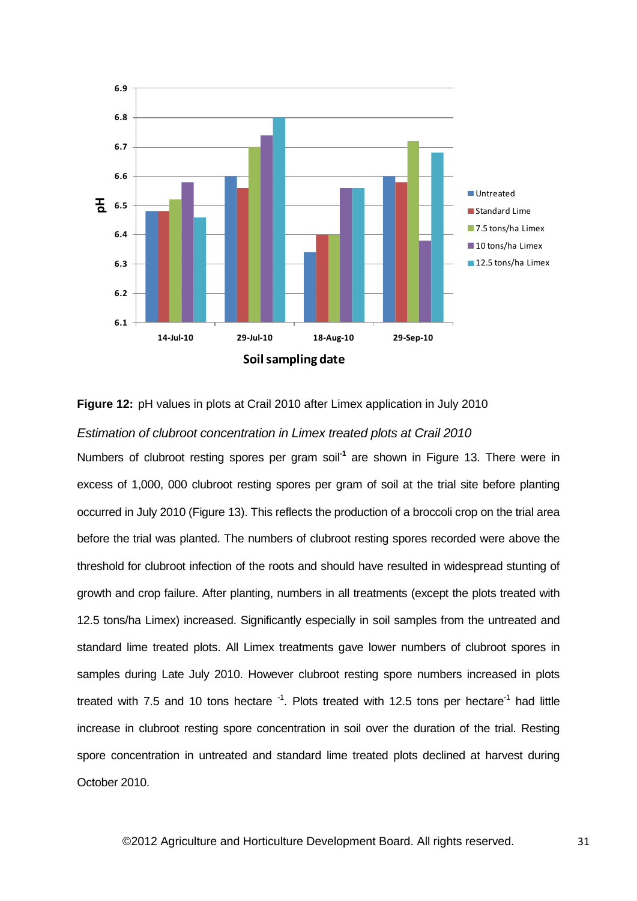**Figure 12:** pH values in plots at Crail 2010 after Limex application in July 2010

*Estimation of clubroot concentration in Limex treated plots at Crail 2010*

Numbers of clubroot resting spores per gram soil$^{-1}$ are shown in Figure 13. There were in excess of 1,000, 000 clubroot resting spores per gram of soil at the trial site before planting occurred in July 2010 (Figure 13). This reflects the production of a broccoli crop on the trial area before the trial was planted. The numbers of clubroot resting spores recorded were above the threshold for clubroot infection of the roots and should have resulted in widespread stunting of growth and crop failure. After planting, numbers in all treatments (except the plots treated with 12.5 tons/ha Limex) increased. Significantly especially in soil samples from the untreated and standard lime treated plots. All Limex treatments gave lower numbers of clubroot spores in samples during Late July 2010. However clubroot resting spore numbers increased in plots treated with 7.5 and 10 tons hectare $^{-1}$. Plots treated with 12.5 tons per hectare$^{-1}$ had little increase in clubroot resting spore concentration in soil over the duration of the trial. Resting spore concentration in untreated and standard lime treated plots declined at harvest during October 2010.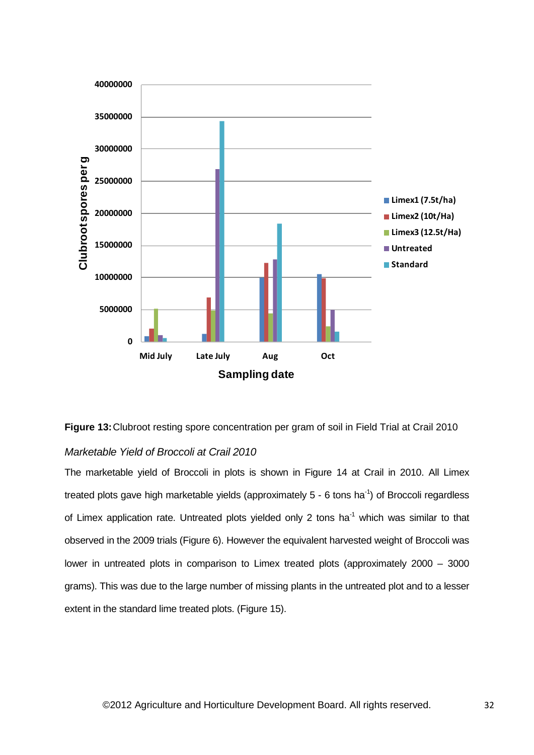**Figure 13:** Clubroot resting spore concentration per gram of soil in Field Trial at Crail 2010

*Marketable Yield of Broccoli at Crail 2010*

The marketable yield of Broccoli in plots is shown in Figure 14 at Crail in 2010. All Limex treated plots gave high marketable yields (approximately 5 - 6 tons ha$^{-1}$) of Broccoli regardless of Limex application rate. Untreated plots yielded only 2 tons ha$^{-1}$ which was similar to that observed in the 2009 trials (Figure 6). However the equivalent harvested weight of Broccoli was lower in untreated plots in comparison to Limex treated plots (approximately 2000 – 3000 grams). This was due to the large number of missing plants in the untreated plot and to a lesser extent in the standard lime treated plots. (Figure 15).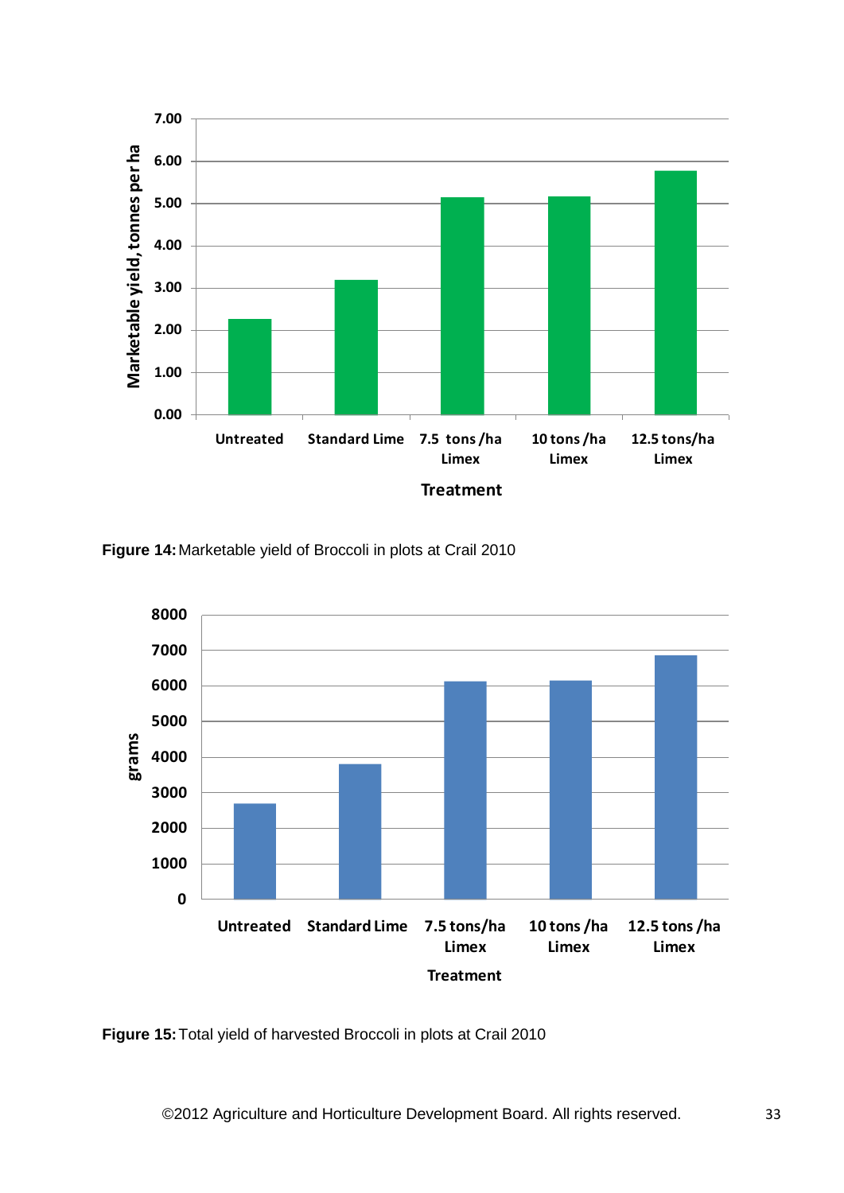Figure 14: Marketable yield of Broccoli in plots at Crail 2010

Figure 15: Total yield of harvested Broccoli in plots at Crail 2010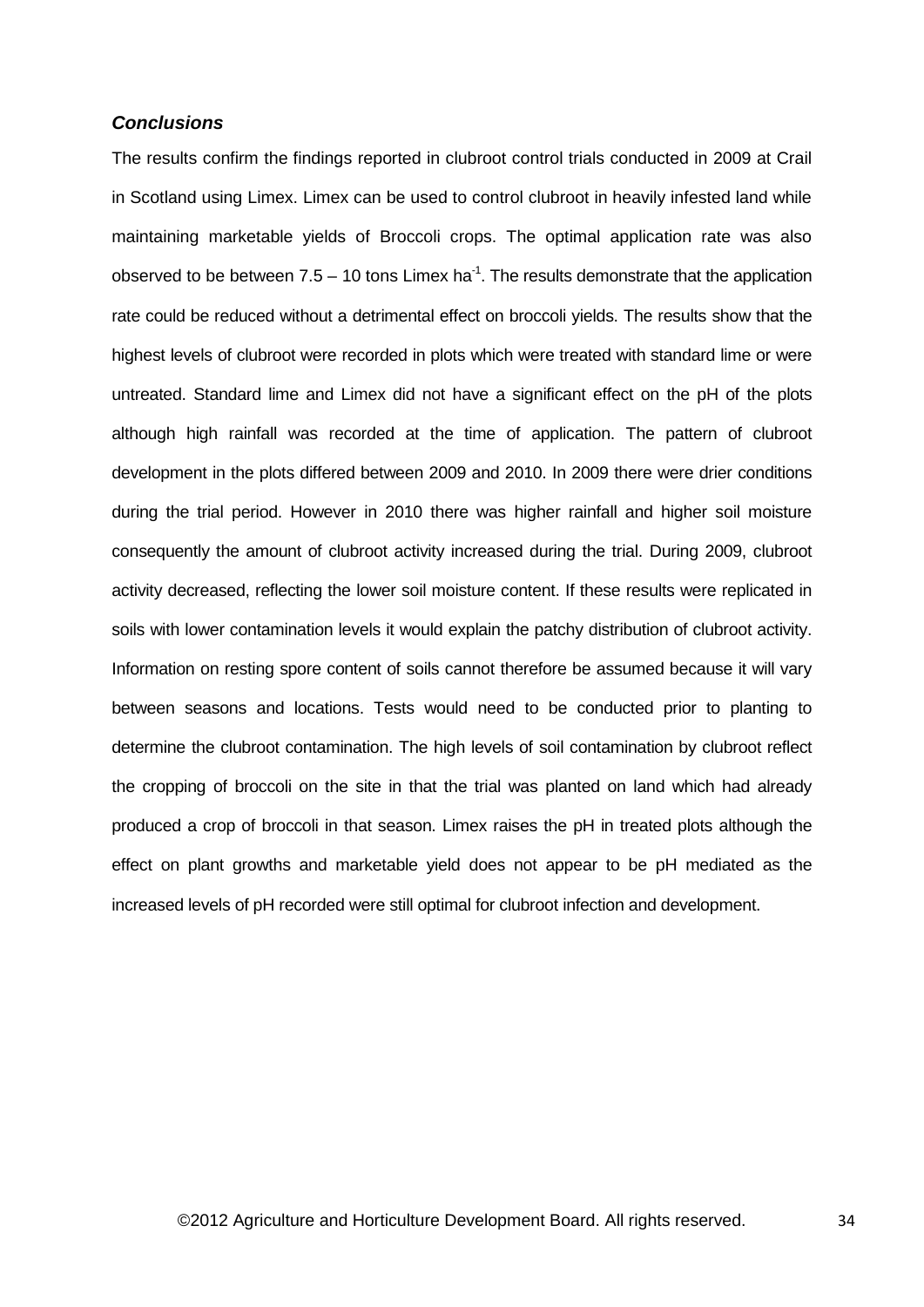### ***Conclusions***

The results confirm the findings reported in clubroot control trials conducted in 2009 at Crail in Scotland using Limex. Limex can be used to control clubroot in heavily infested land while maintaining marketable yields of Broccoli crops. The optimal application rate was also observed to be between 7.5 – 10 tons Limex ha$^{-1}$. The results demonstrate that the application rate could be reduced without a detrimental effect on broccoli yields. The results show that the highest levels of clubroot were recorded in plots which were treated with standard lime or were untreated. Standard lime and Limex did not have a significant effect on the pH of the plots although high rainfall was recorded at the time of application. The pattern of clubroot development in the plots differed between 2009 and 2010. In 2009 there were drier conditions during the trial period. However in 2010 there was higher rainfall and higher soil moisture consequently the amount of clubroot activity increased during the trial. During 2009, clubroot activity decreased, reflecting the lower soil moisture content. If these results were replicated in soils with lower contamination levels it would explain the patchy distribution of clubroot activity. Information on resting spore content of soils cannot therefore be assumed because it will vary between seasons and locations. Tests would need to be conducted prior to planting to determine the clubroot contamination. The high levels of soil contamination by clubroot reflect the cropping of broccoli on the site in that the trial was planted on land which had already produced a crop of broccoli in that season. Limex raises the pH in treated plots although the effect on plant growths and marketable yield does not appear to be pH mediated as the increased levels of pH recorded were still optimal for clubroot infection and development.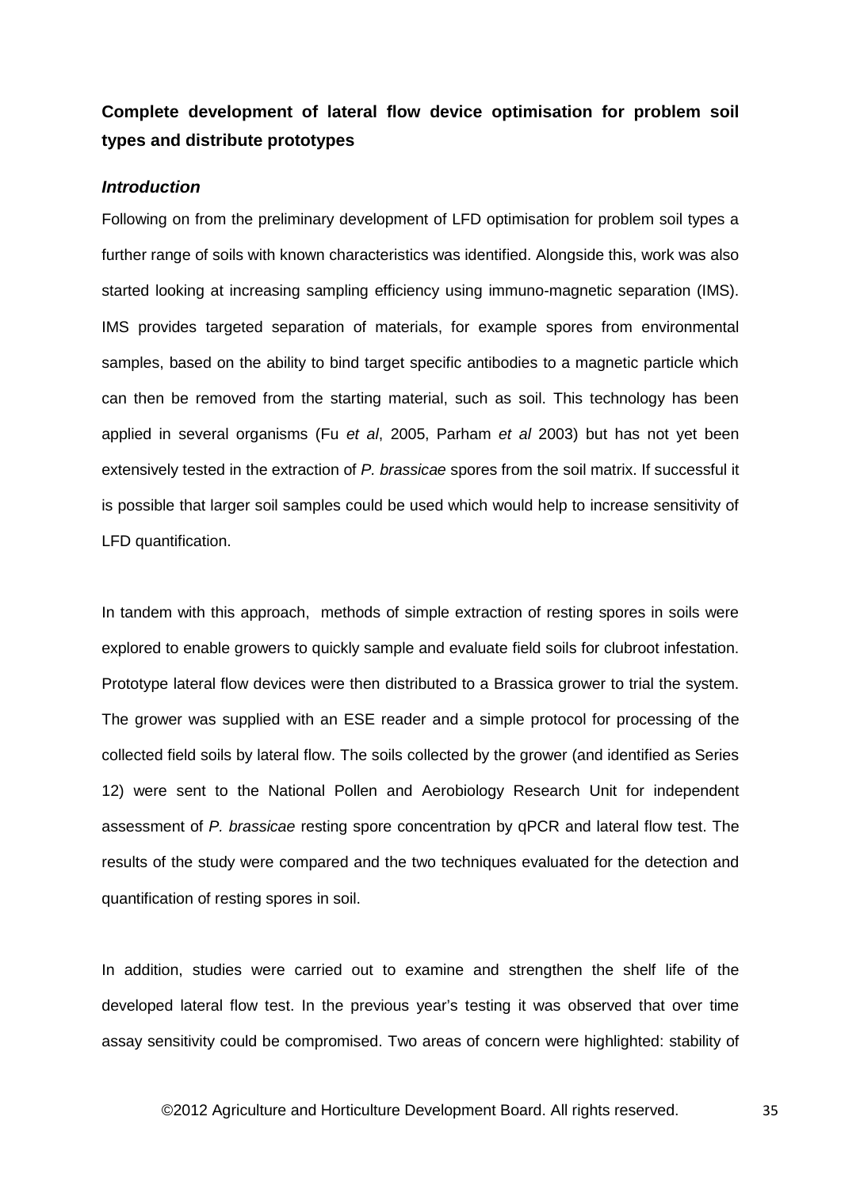## Complete development of lateral flow device optimisation for problem soil types and distribute prototypes

### *Introduction*

Following on from the preliminary development of LFD optimisation for problem soil types a further range of soils with known characteristics was identified. Alongside this, work was also started looking at increasing sampling efficiency using immuno-magnetic separation (IMS). IMS provides targeted separation of materials, for example spores from environmental samples, based on the ability to bind target specific antibodies to a magnetic particle which can then be removed from the starting material, such as soil. This technology has been applied in several organisms (Fu *et al*, 2005, Parham *et al* 2003) but has not yet been extensively tested in the extraction of *P. brassicae* spores from the soil matrix. If successful it is possible that larger soil samples could be used which would help to increase sensitivity of LFD quantification.

In tandem with this approach, methods of simple extraction of resting spores in soils were explored to enable growers to quickly sample and evaluate field soils for clubroot infestation. Prototype lateral flow devices were then distributed to a Brassica grower to trial the system. The grower was supplied with an ESE reader and a simple protocol for processing of the collected field soils by lateral flow. The soils collected by the grower (and identified as Series 12) were sent to the National Pollen and Aerobiology Research Unit for independent assessment of *P. brassicae* resting spore concentration by qPCR and lateral flow test. The results of the study were compared and the two techniques evaluated for the detection and quantification of resting spores in soil.

In addition, studies were carried out to examine and strengthen the shelf life of the developed lateral flow test. In the previous year's testing it was observed that over time assay sensitivity could be compromised. Two areas of concern were highlighted: stability of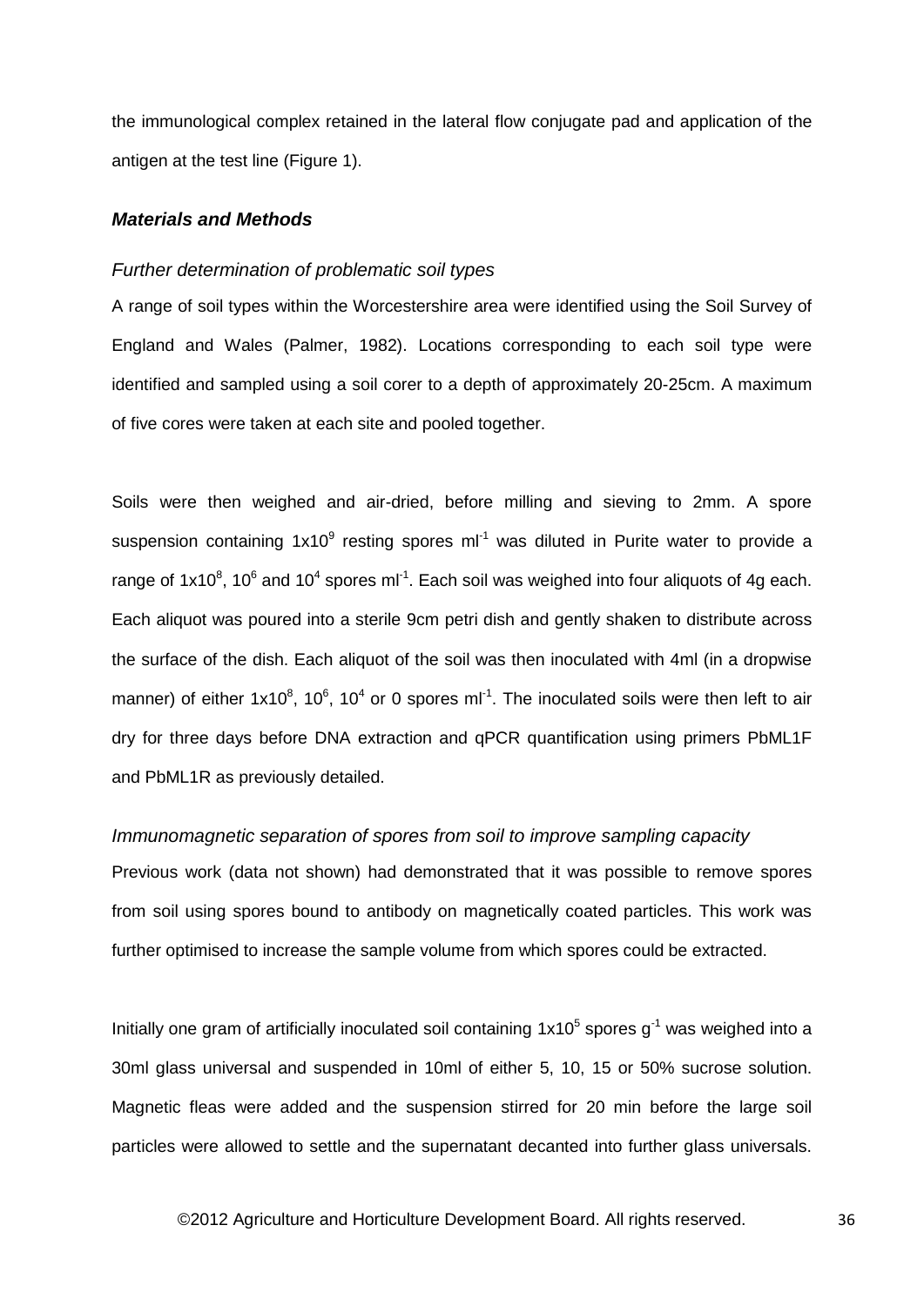the immunological complex retained in the lateral flow conjugate pad and application of the antigen at the test line (Figure 1).

### *Materials and Methods*

#### *Further determination of problematic soil types*

A range of soil types within the Worcestershire area were identified using the Soil Survey of England and Wales (Palmer, 1982). Locations corresponding to each soil type were identified and sampled using a soil corer to a depth of approximately 20-25cm. A maximum of five cores were taken at each site and pooled together.

Soils were then weighed and air-dried, before milling and sieving to 2mm. A spore suspension containing $1x10^9$ resting spores $ml^{-1}$ was diluted in Purite water to provide a range of $1x10^8$, $10^6$ and $10^4$ spores $ml^{-1}$. Each soil was weighed into four aliquots of 4g each. Each aliquot was poured into a sterile 9cm petri dish and gently shaken to distribute across the surface of the dish. Each aliquot of the soil was then inoculated with 4ml (in a dropwise manner) of either $1x10^8$, $10^6$, $10^4$ or 0 spores $ml^{-1}$. The inoculated soils were then left to air dry for three days before DNA extraction and qPCR quantification using primers PbML1F and PbML1R as previously detailed.

#### *Immunomagnetic separation of spores from soil to improve sampling capacity*

Previous work (data not shown) had demonstrated that it was possible to remove spores from soil using spores bound to antibody on magnetically coated particles. This work was further optimised to increase the sample volume from which spores could be extracted.

Initially one gram of artificially inoculated soil containing $1x10^5$ spores $g^{-1}$ was weighed into a 30ml glass universal and suspended in 10ml of either 5, 10, 15 or 50% sucrose solution. Magnetic fleas were added and the suspension stirred for 20 min before the large soil particles were allowed to settle and the supernatant decanted into further glass universals.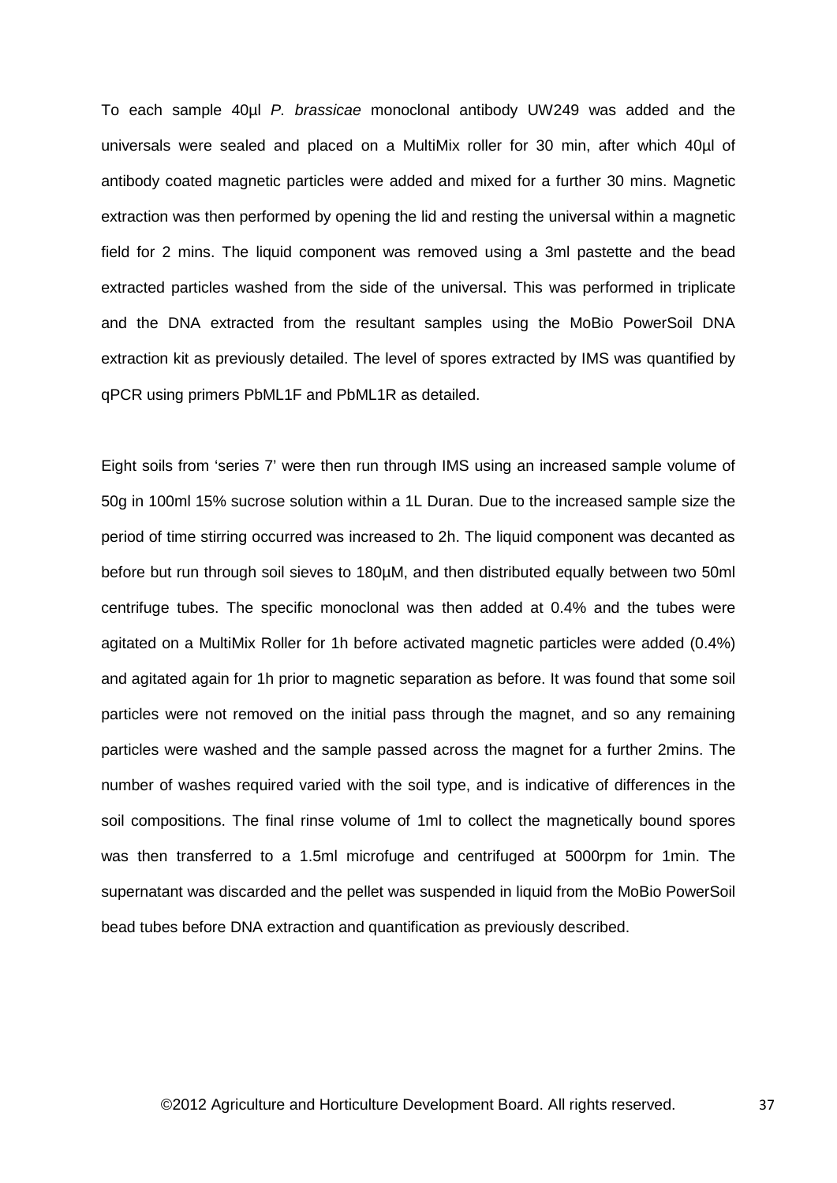To each sample 40µl *P. brassicae* monoclonal antibody UW249 was added and the universals were sealed and placed on a MultiMix roller for 30 min, after which 40µl of antibody coated magnetic particles were added and mixed for a further 30 mins. Magnetic extraction was then performed by opening the lid and resting the universal within a magnetic field for 2 mins. The liquid component was removed using a 3ml pastette and the bead extracted particles washed from the side of the universal. This was performed in triplicate and the DNA extracted from the resultant samples using the MoBio PowerSoil DNA extraction kit as previously detailed. The level of spores extracted by IMS was quantified by qPCR using primers PbML1F and PbML1R as detailed.

Eight soils from 'series 7' were then run through IMS using an increased sample volume of 50g in 100ml 15% sucrose solution within a 1L Duran. Due to the increased sample size the period of time stirring occurred was increased to 2h. The liquid component was decanted as before but run through soil sieves to 180µM, and then distributed equally between two 50ml centrifuge tubes. The specific monoclonal was then added at 0.4% and the tubes were agitated on a MultiMix Roller for 1h before activated magnetic particles were added (0.4%) and agitated again for 1h prior to magnetic separation as before. It was found that some soil particles were not removed on the initial pass through the magnet, and so any remaining particles were washed and the sample passed across the magnet for a further 2mins. The number of washes required varied with the soil type, and is indicative of differences in the soil compositions. The final rinse volume of 1ml to collect the magnetically bound spores was then transferred to a 1.5ml microfuge and centrifuged at 5000rpm for 1min. The supernatant was discarded and the pellet was suspended in liquid from the MoBio PowerSoil bead tubes before DNA extraction and quantification as previously described.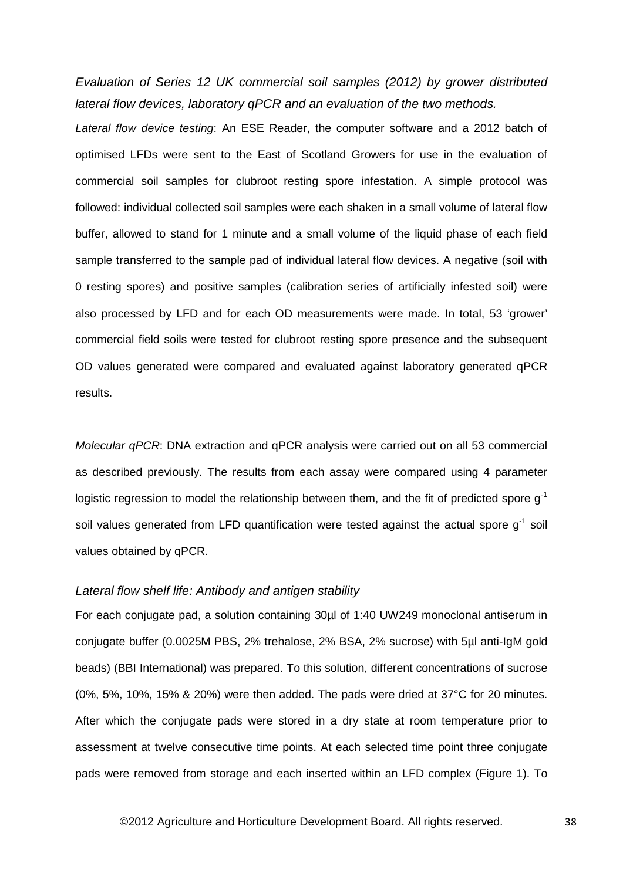*Evaluation of Series 12 UK commercial soil samples (2012) by grower distributed lateral flow devices, laboratory qPCR and an evaluation of the two methods.*

*Lateral flow device testing*: An ESE Reader, the computer software and a 2012 batch of optimised LFDs were sent to the East of Scotland Growers for use in the evaluation of commercial soil samples for clubroot resting spore infestation. A simple protocol was followed: individual collected soil samples were each shaken in a small volume of lateral flow buffer, allowed to stand for 1 minute and a small volume of the liquid phase of each field sample transferred to the sample pad of individual lateral flow devices. A negative (soil with 0 resting spores) and positive samples (calibration series of artificially infested soil) were also processed by LFD and for each OD measurements were made. In total, 53 'grower' commercial field soils were tested for clubroot resting spore presence and the subsequent OD values generated were compared and evaluated against laboratory generated qPCR results.

*Molecular qPCR*: DNA extraction and qPCR analysis were carried out on all 53 commercial as described previously. The results from each assay were compared using 4 parameter logistic regression to model the relationship between them, and the fit of predicted spore $g^{-1}$ soil values generated from LFD quantification were tested against the actual spore $g^{-1}$ soil values obtained by qPCR.

*Lateral flow shelf life: Antibody and antigen stability*

For each conjugate pad, a solution containing 30µl of 1:40 UW249 monoclonal antiserum in conjugate buffer (0.0025M PBS, 2% trehalose, 2% BSA, 2% sucrose) with 5µl anti-IgM gold beads) (BBI International) was prepared. To this solution, different concentrations of sucrose (0%, 5%, 10%, 15% & 20%) were then added. The pads were dried at 37°C for 20 minutes. After which the conjugate pads were stored in a dry state at room temperature prior to assessment at twelve consecutive time points. At each selected time point three conjugate pads were removed from storage and each inserted within an LFD complex (Figure 1). To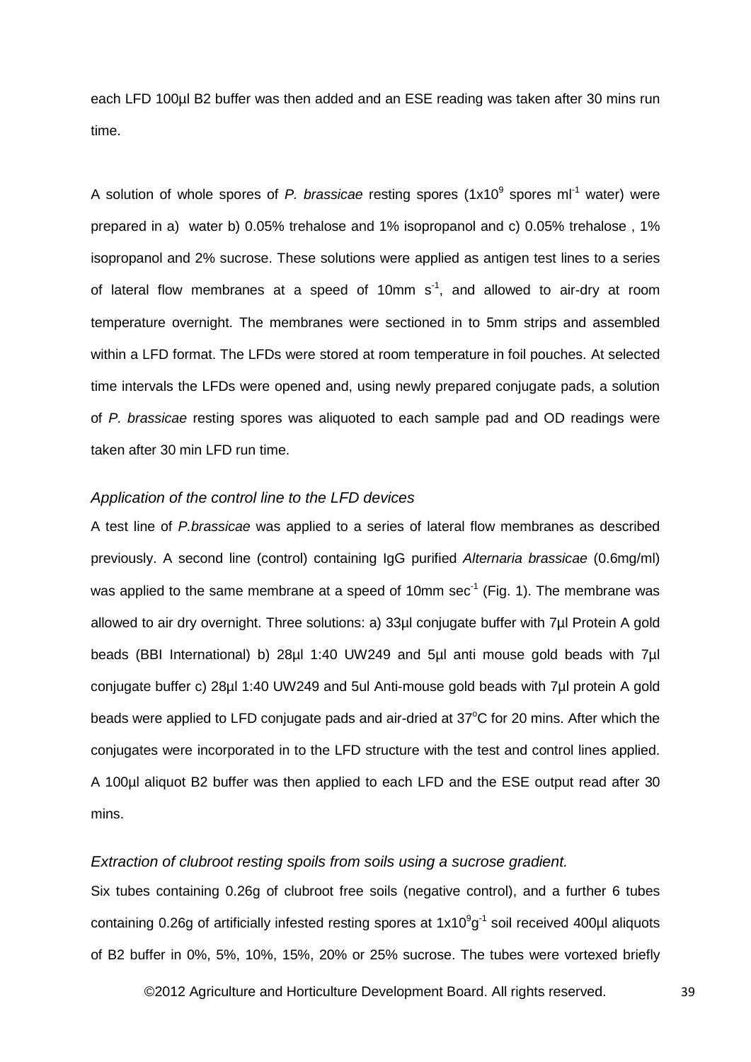each LFD 100µl B2 buffer was then added and an ESE reading was taken after 30 mins run time.

A solution of whole spores of *P. brassicae* resting spores ($1x10^9$ spores $ml^{-1}$ water) were prepared in a) water b) 0.05% trehalose and 1% isopropanol and c) 0.05% trehalose , 1% isopropanol and 2% sucrose. These solutions were applied as antigen test lines to a series of lateral flow membranes at a speed of 10mm $s^{-1}$, and allowed to air-dry at room temperature overnight. The membranes were sectioned in to 5mm strips and assembled within a LFD format. The LFDs were stored at room temperature in foil pouches. At selected time intervals the LFDs were opened and, using newly prepared conjugate pads, a solution of *P. brassicae* resting spores was aliquoted to each sample pad and OD readings were taken after 30 min LFD run time.

*Application of the control line to the LFD devices*

A test line of *P.brassicae* was applied to a series of lateral flow membranes as described previously. A second line (control) containing IgG purified *Alternaria brassicae* (0.6mg/ml) was applied to the same membrane at a speed of 10mm $sec^{-1}$ (Fig. 1). The membrane was allowed to air dry overnight. Three solutions: a) 33µl conjugate buffer with 7µl Protein A gold beads (BBI International) b) 28µl 1:40 UW249 and 5µl anti mouse gold beads with 7µl conjugate buffer c) 28µl 1:40 UW249 and 5ul Anti-mouse gold beads with 7µl protein A gold beads were applied to LFD conjugate pads and air-dried at 37°C for 20 mins. After which the conjugates were incorporated in to the LFD structure with the test and control lines applied. A 100µl aliquot B2 buffer was then applied to each LFD and the ESE output read after 30 mins.

*Extraction of clubroot resting spoils from soils using a sucrose gradient.*

Six tubes containing 0.26g of clubroot free soils (negative control), and a further 6 tubes containing 0.26g of artificially infested resting spores at $1x10^9g^{-1}$ soil received 400µl aliquots of B2 buffer in 0%, 5%, 10%, 15%, 20% or 25% sucrose. The tubes were vortexed briefly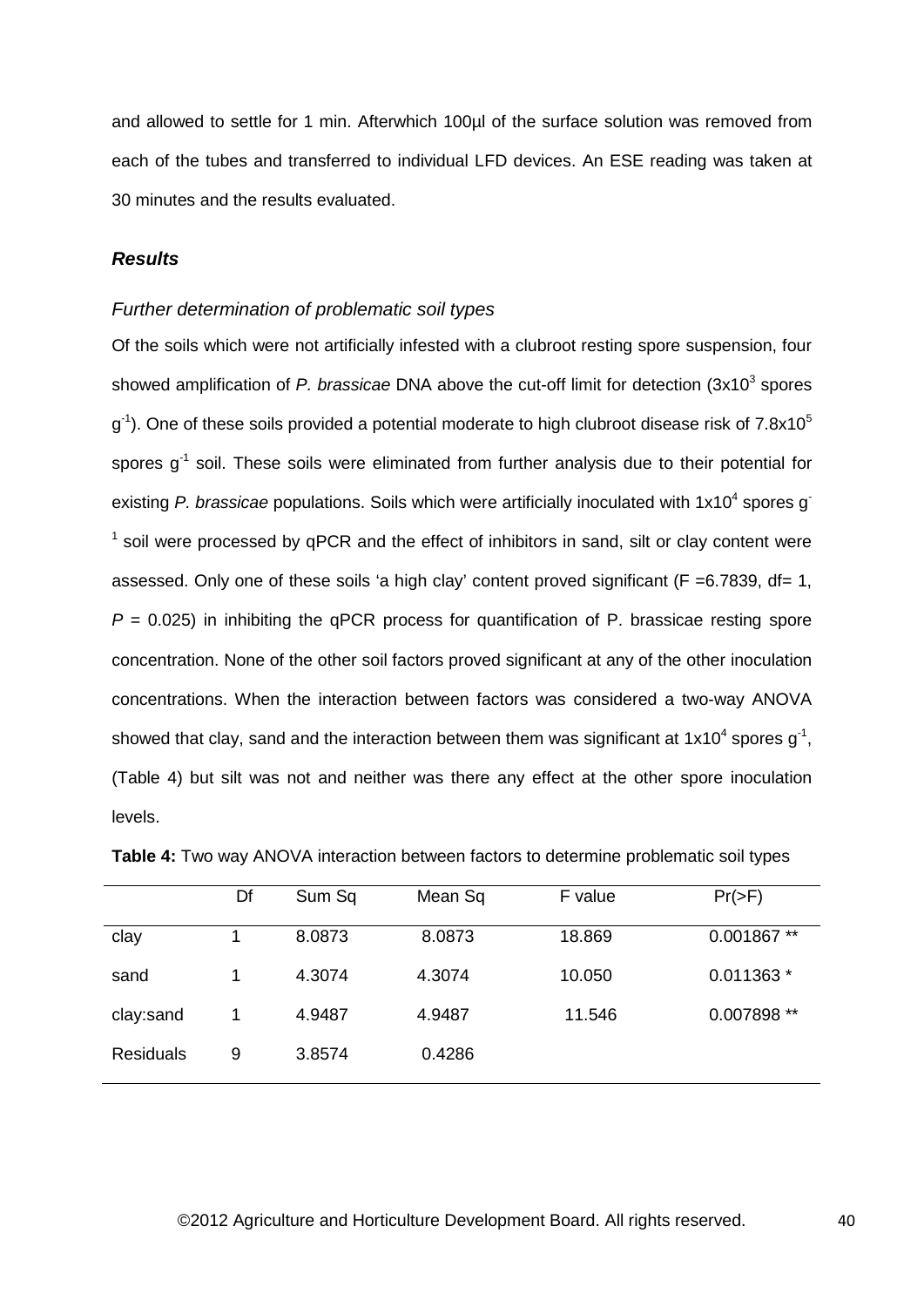and allowed to settle for 1 min. Afterwhich 100µl of the surface solution was removed from each of the tubes and transferred to individual LFD devices. An ESE reading was taken at 30 minutes and the results evaluated.

### ***Results***

#### *Further determination of problematic soil types*

Of the soils which were not artificially infested with a clubroot resting spore suspension, four showed amplification of *P. brassicae* DNA above the cut-off limit for detection ($3x10^3$ spores $g^{-1}$). One of these soils provided a potential moderate to high clubroot disease risk of $7.8x10^5$ spores $g^{-1}$ soil. These soils were eliminated from further analysis due to their potential for existing *P. brassicae* populations. Soils which were artificially inoculated with $1x10^4$ spores $g^{-1}$ soil were processed by qPCR and the effect of inhibitors in sand, silt or clay content were assessed. Only one of these soils 'a high clay' content proved significant (F =6.7839, df= 1, $P$ = 0.025) in inhibiting the qPCR process for quantification of P. brassicae resting spore concentration. None of the other soil factors proved significant at any of the other inoculation concentrations. When the interaction between factors was considered a two-way ANOVA showed that clay, sand and the interaction between them was significant at $1x10^4$ spores $g^{-1}$, (Table 4) but silt was not and neither was there any effect at the other spore inoculation levels.

**Table 4:** Two way ANOVA interaction between factors to determine problematic soil types

| | Df | Sum Sq | Mean Sq | F value | Pr(>F) |
|---|---|---|---|---|---|
| clay | 1 | 8.0873 | 8.0873 | 18.869 | 0.001867 ** |
| sand | 1 | 4.3074 | 4.3074 | 10.050 | 0.011363 * |
| clay:sand | 1 | 4.9487 | 4.9487 | 11.546 | 0.007898 ** |
| Residuals | 9 | 3.8574 | 0.4286 | | |

©2012 Agriculture and Horticulture Development Board. All rights reserved.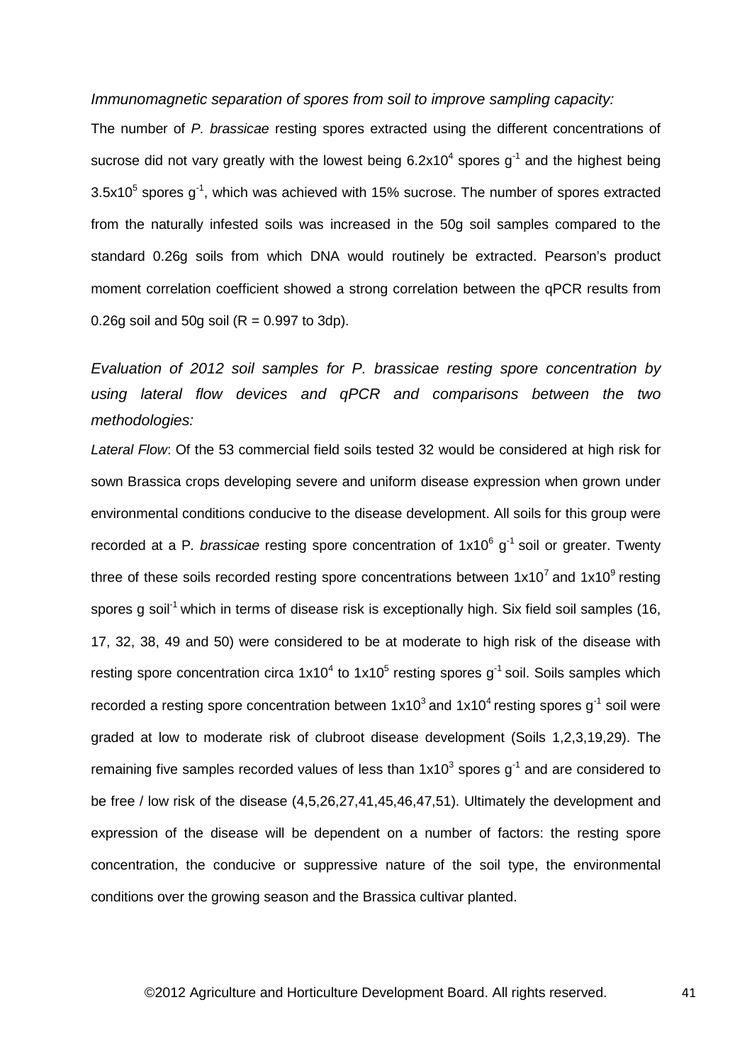*Immunomagnetic separation of spores from soil to improve sampling capacity:*

The number of *P. brassicae* resting spores extracted using the different concentrations of sucrose did not vary greatly with the lowest being $6.2 \times 10^4$ spores $g^{-1}$ and the highest being $3.5 \times 10^5$ spores $g^{-1}$, which was achieved with 15% sucrose. The number of spores extracted from the naturally infested soils was increased in the 50g soil samples compared to the standard 0.26g soils from which DNA would routinely be extracted. Pearson's product moment correlation coefficient showed a strong correlation between the qPCR results from 0.26g soil and 50g soil ($R = 0.997$ to 3dp).

*Evaluation of 2012 soil samples for P. brassicae resting spore concentration by using lateral flow devices and qPCR and comparisons between the two methodologies:*

*Lateral Flow*: Of the 53 commercial field soils tested 32 would be considered at high risk for sown Brassica crops developing severe and uniform disease expression when grown under environmental conditions conducive to the disease development. All soils for this group were recorded at a P. *brassicae* resting spore concentration of $1 \times 10^6$ $g^{-1}$ soil or greater. Twenty three of these soils recorded resting spore concentrations between $1 \times 10^7$ and $1 \times 10^9$ resting spores g soil$^{-1}$ which in terms of disease risk is exceptionally high. Six field soil samples (16, 17, 32, 38, 49 and 50) were considered to be at moderate to high risk of the disease with resting spore concentration circa $1 \times 10^4$ to $1 \times 10^5$ resting spores $g^{-1}$ soil. Soils samples which recorded a resting spore concentration between $1 \times 10^3$ and $1 \times 10^4$ resting spores $g^{-1}$ soil were graded at low to moderate risk of clubroot disease development (Soils 1,2,3,19,29). The remaining five samples recorded values of less than $1 \times 10^3$ spores $g^{-1}$ and are considered to be free / low risk of the disease (4,5,26,27,41,45,46,47,51). Ultimately the development and expression of the disease will be dependent on a number of factors: the resting spore concentration, the conducive or suppressive nature of the soil type, the environmental conditions over the growing season and the Brassica cultivar planted.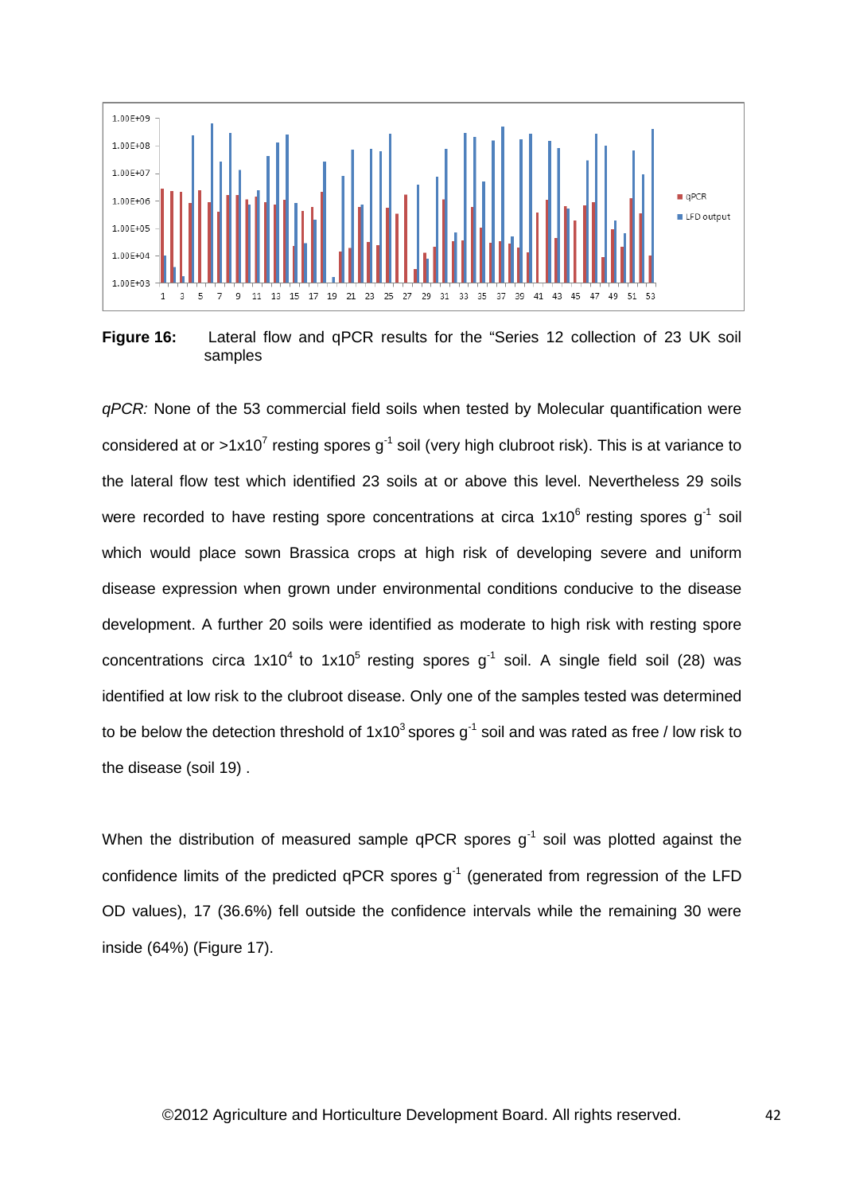**Figure 16:** Lateral flow and qPCR results for the "Series 12 collection of 23 UK soil samples

*qPCR:* None of the 53 commercial field soils when tested by Molecular quantification were considered at or >1x10$^7$ resting spores g$^{-1}$ soil (very high clubroot risk). This is at variance to the lateral flow test which identified 23 soils at or above this level. Nevertheless 29 soils were recorded to have resting spore concentrations at circa 1x10$^6$ resting spores g$^{-1}$ soil which would place sown Brassica crops at high risk of developing severe and uniform disease expression when grown under environmental conditions conducive to the disease development. A further 20 soils were identified as moderate to high risk with resting spore concentrations circa 1x10$^4$ to 1x10$^5$ resting spores g$^{-1}$ soil. A single field soil (28) was identified at low risk to the clubroot disease. Only one of the samples tested was determined to be below the detection threshold of 1x10$^3$ spores g$^{-1}$ soil and was rated as free / low risk to the disease (soil 19) .

When the distribution of measured sample qPCR spores g$^{-1}$ soil was plotted against the confidence limits of the predicted qPCR spores g$^{-1}$ (generated from regression of the LFD OD values), 17 (36.6%) fell outside the confidence intervals while the remaining 30 were inside (64%) (Figure 17).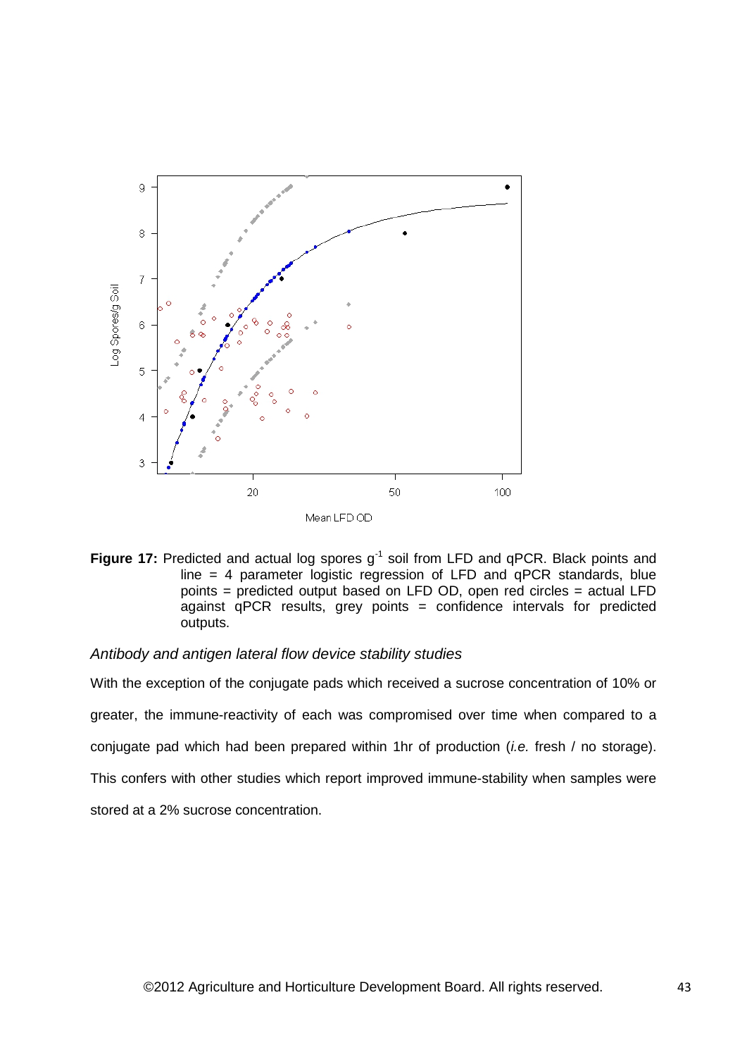**Figure 17:** Predicted and actual log spores $g^{-1}$ soil from LFD and qPCR. Black points and line = 4 parameter logistic regression of LFD and qPCR standards, blue points = predicted output based on LFD OD, open red circles = actual LFD against qPCR results, grey points = confidence intervals for predicted outputs.

*Antibody and antigen lateral flow device stability studies*

With the exception of the conjugate pads which received a sucrose concentration of 10% or greater, the immune-reactivity of each was compromised over time when compared to a conjugate pad which had been prepared within 1hr of production (*i.e.* fresh / no storage). This confers with other studies which report improved immune-stability when samples were stored at a 2% sucrose concentration.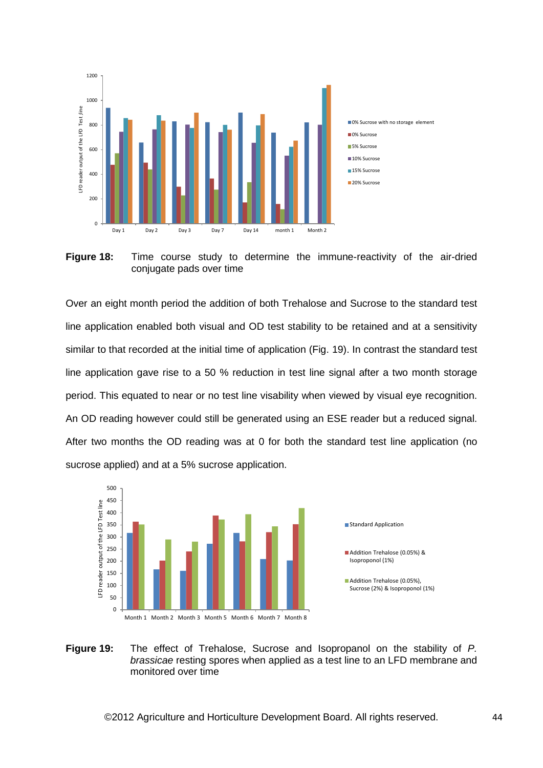**Figure 18:** Time course study to determine the immune-reactivity of the air-dried conjugate pads over time

Over an eight month period the addition of both Trehalose and Sucrose to the standard test line application enabled both visual and OD test stability to be retained and at a sensitivity similar to that recorded at the initial time of application (Fig. 19). In contrast the standard test line application gave rise to a 50 % reduction in test line signal after a two month storage period. This equated to near or no test line visability when viewed by visual eye recognition. An OD reading however could still be generated using an ESE reader but a reduced signal. After two months the OD reading was at 0 for both the standard test line application (no sucrose applied) and at a 5% sucrose application.

**Figure 19:** The effect of Trehalose, Sucrose and Isopropanol on the stability of *P. brassicae* resting spores when applied as a test line to an LFD membrane and monitored over time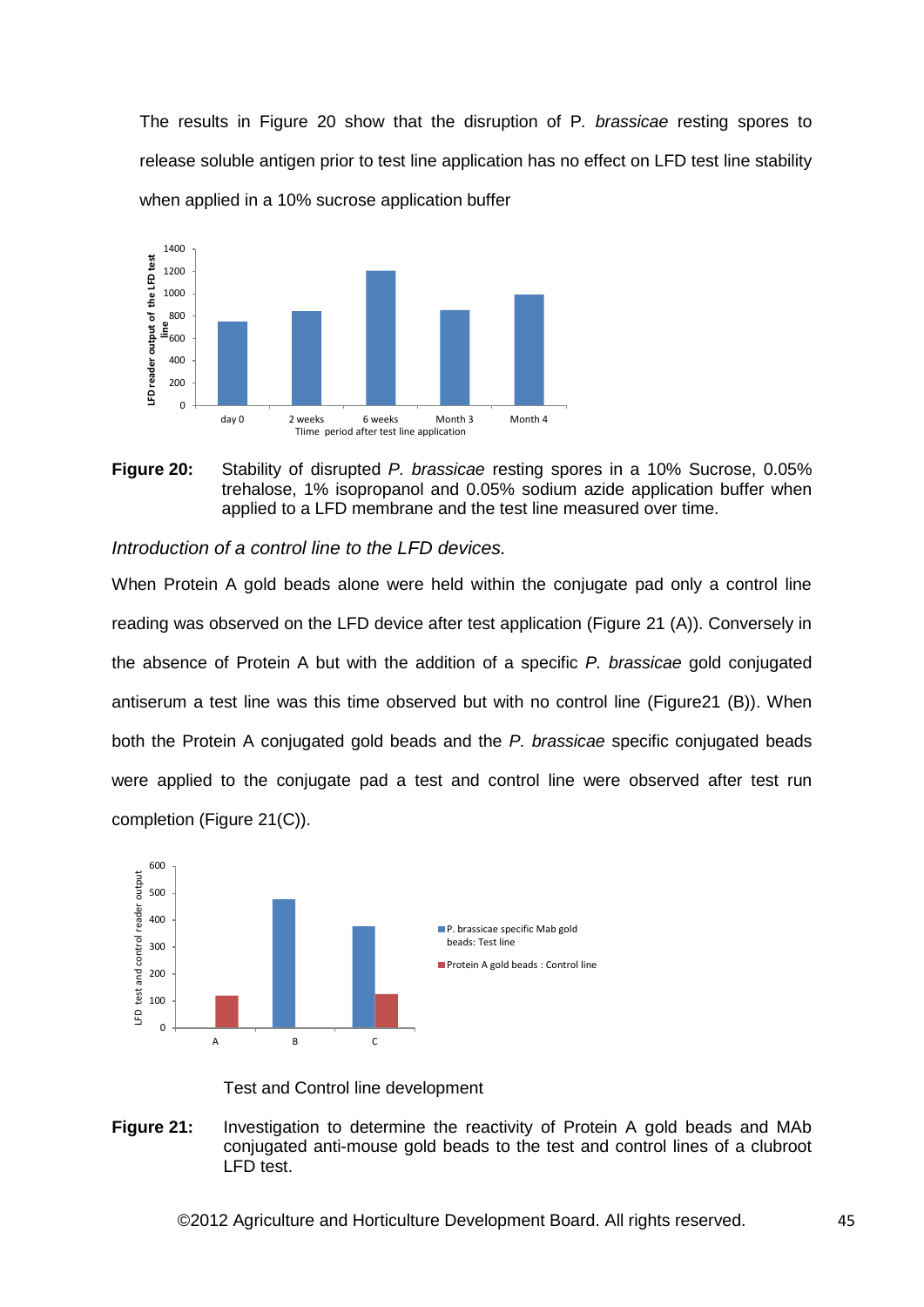The results in Figure 20 show that the disruption of P. *brassicae* resting spores to release soluble antigen prior to test line application has no effect on LFD test line stability when applied in a 10% sucrose application buffer

**Figure 20:** Stability of disrupted *P. brassicae* resting spores in a 10% Sucrose, 0.05% trehalose, 1% isopropanol and 0.05% sodium azide application buffer when applied to a LFD membrane and the test line measured over time.

*Introduction of a control line to the LFD devices.*

When Protein A gold beads alone were held within the conjugate pad only a control line reading was observed on the LFD device after test application (Figure 21 (A)). Conversely in the absence of Protein A but with the addition of a specific *P. brassicae* gold conjugated antiserum a test line was this time observed but with no control line (Figure21 (B)). When both the Protein A conjugated gold beads and the *P. brassicae* specific conjugated beads were applied to the conjugate pad a test and control line were observed after test run completion (Figure 21(C)).

Test and Control line development

**Figure 21:** Investigation to determine the reactivity of Protein A gold beads and MAb conjugated anti-mouse gold beads to the test and control lines of a clubroot LFD test.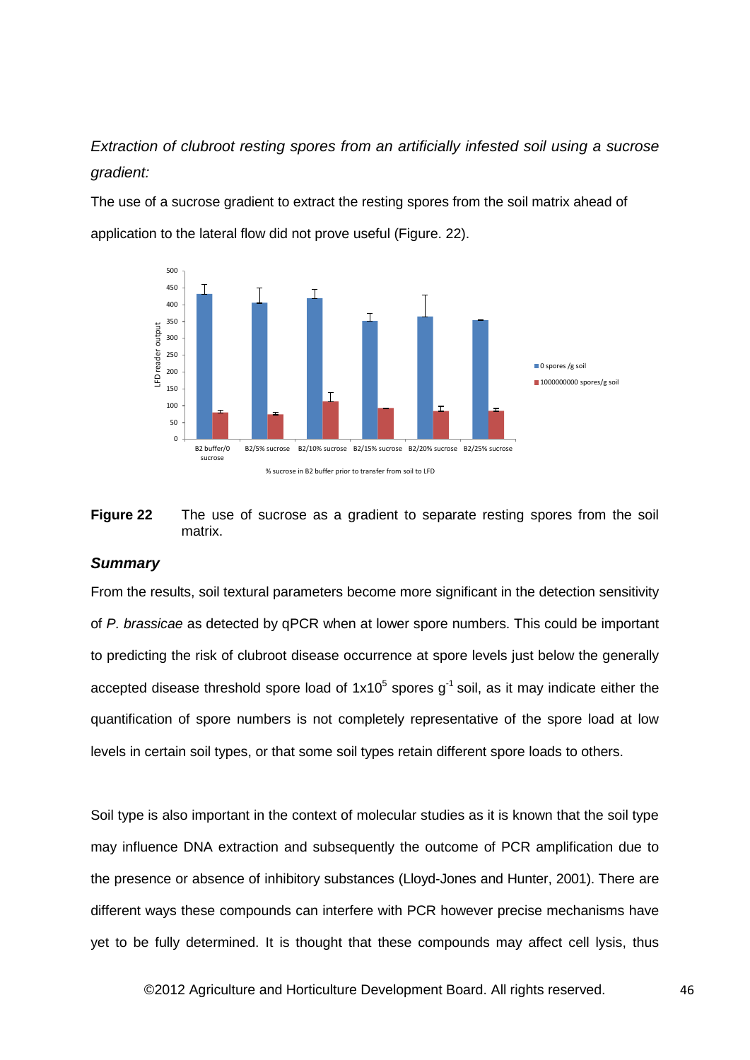*Extraction of clubroot resting spores from an artificially infested soil using a sucrose gradient:*

The use of a sucrose gradient to extract the resting spores from the soil matrix ahead of application to the lateral flow did not prove useful (Figure. 22).

**Figure 22** The use of sucrose as a gradient to separate resting spores from the soil matrix.

### *Summary*

From the results, soil textural parameters become more significant in the detection sensitivity of *P. brassicae* as detected by qPCR when at lower spore numbers. This could be important to predicting the risk of clubroot disease occurrence at spore levels just below the generally accepted disease threshold spore load of $1x10^5$ spores $g^{-1}$ soil, as it may indicate either the quantification of spore numbers is not completely representative of the spore load at low levels in certain soil types, or that some soil types retain different spore loads to others.

Soil type is also important in the context of molecular studies as it is known that the soil type may influence DNA extraction and subsequently the outcome of PCR amplification due to the presence or absence of inhibitory substances (Lloyd-Jones and Hunter, 2001). There are different ways these compounds can interfere with PCR however precise mechanisms have yet to be fully determined. It is thought that these compounds may affect cell lysis, thus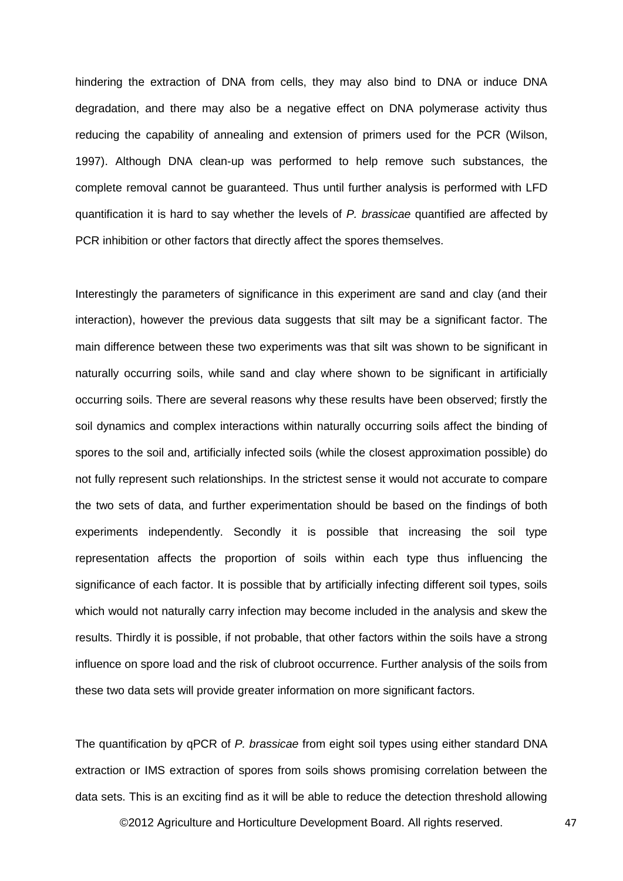hindering the extraction of DNA from cells, they may also bind to DNA or induce DNA degradation, and there may also be a negative effect on DNA polymerase activity thus reducing the capability of annealing and extension of primers used for the PCR (Wilson, 1997). Although DNA clean-up was performed to help remove such substances, the complete removal cannot be guaranteed. Thus until further analysis is performed with LFD quantification it is hard to say whether the levels of *P. brassicae* quantified are affected by PCR inhibition or other factors that directly affect the spores themselves.

Interestingly the parameters of significance in this experiment are sand and clay (and their interaction), however the previous data suggests that silt may be a significant factor. The main difference between these two experiments was that silt was shown to be significant in naturally occurring soils, while sand and clay where shown to be significant in artificially occurring soils. There are several reasons why these results have been observed; firstly the soil dynamics and complex interactions within naturally occurring soils affect the binding of spores to the soil and, artificially infected soils (while the closest approximation possible) do not fully represent such relationships. In the strictest sense it would not accurate to compare the two sets of data, and further experimentation should be based on the findings of both experiments independently. Secondly it is possible that increasing the soil type representation affects the proportion of soils within each type thus influencing the significance of each factor. It is possible that by artificially infecting different soil types, soils which would not naturally carry infection may become included in the analysis and skew the results. Thirdly it is possible, if not probable, that other factors within the soils have a strong influence on spore load and the risk of clubroot occurrence. Further analysis of the soils from these two data sets will provide greater information on more significant factors.

The quantification by qPCR of *P. brassicae* from eight soil types using either standard DNA extraction or IMS extraction of spores from soils shows promising correlation between the data sets. This is an exciting find as it will be able to reduce the detection threshold allowing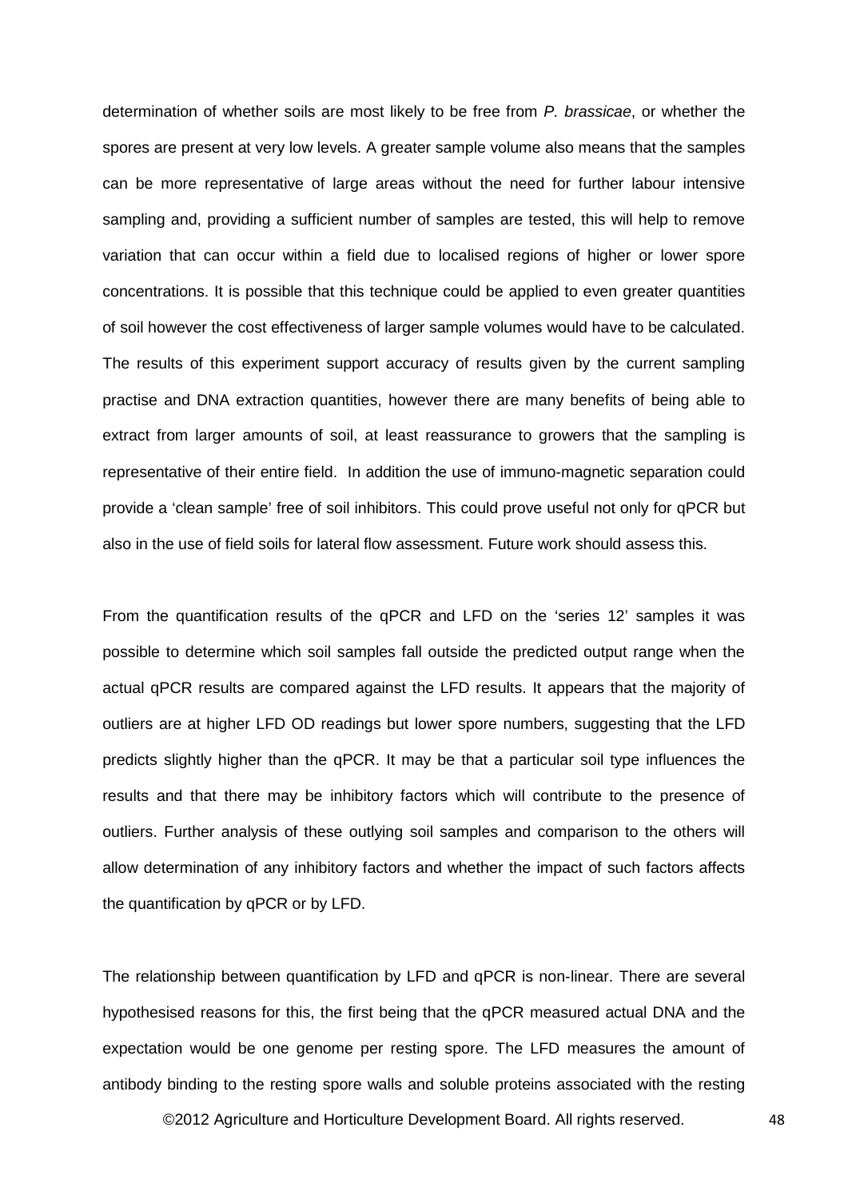determination of whether soils are most likely to be free from *P. brassicae*, or whether the spores are present at very low levels. A greater sample volume also means that the samples can be more representative of large areas without the need for further labour intensive sampling and, providing a sufficient number of samples are tested, this will help to remove variation that can occur within a field due to localised regions of higher or lower spore concentrations. It is possible that this technique could be applied to even greater quantities of soil however the cost effectiveness of larger sample volumes would have to be calculated. The results of this experiment support accuracy of results given by the current sampling practise and DNA extraction quantities, however there are many benefits of being able to extract from larger amounts of soil, at least reassurance to growers that the sampling is representative of their entire field. In addition the use of immuno-magnetic separation could provide a 'clean sample' free of soil inhibitors. This could prove useful not only for qPCR but also in the use of field soils for lateral flow assessment. Future work should assess this.

From the quantification results of the qPCR and LFD on the 'series 12' samples it was possible to determine which soil samples fall outside the predicted output range when the actual qPCR results are compared against the LFD results. It appears that the majority of outliers are at higher LFD OD readings but lower spore numbers, suggesting that the LFD predicts slightly higher than the qPCR. It may be that a particular soil type influences the results and that there may be inhibitory factors which will contribute to the presence of outliers. Further analysis of these outlying soil samples and comparison to the others will allow determination of any inhibitory factors and whether the impact of such factors affects the quantification by qPCR or by LFD.

The relationship between quantification by LFD and qPCR is non-linear. There are several hypothesised reasons for this, the first being that the qPCR measured actual DNA and the expectation would be one genome per resting spore. The LFD measures the amount of antibody binding to the resting spore walls and soluble proteins associated with the resting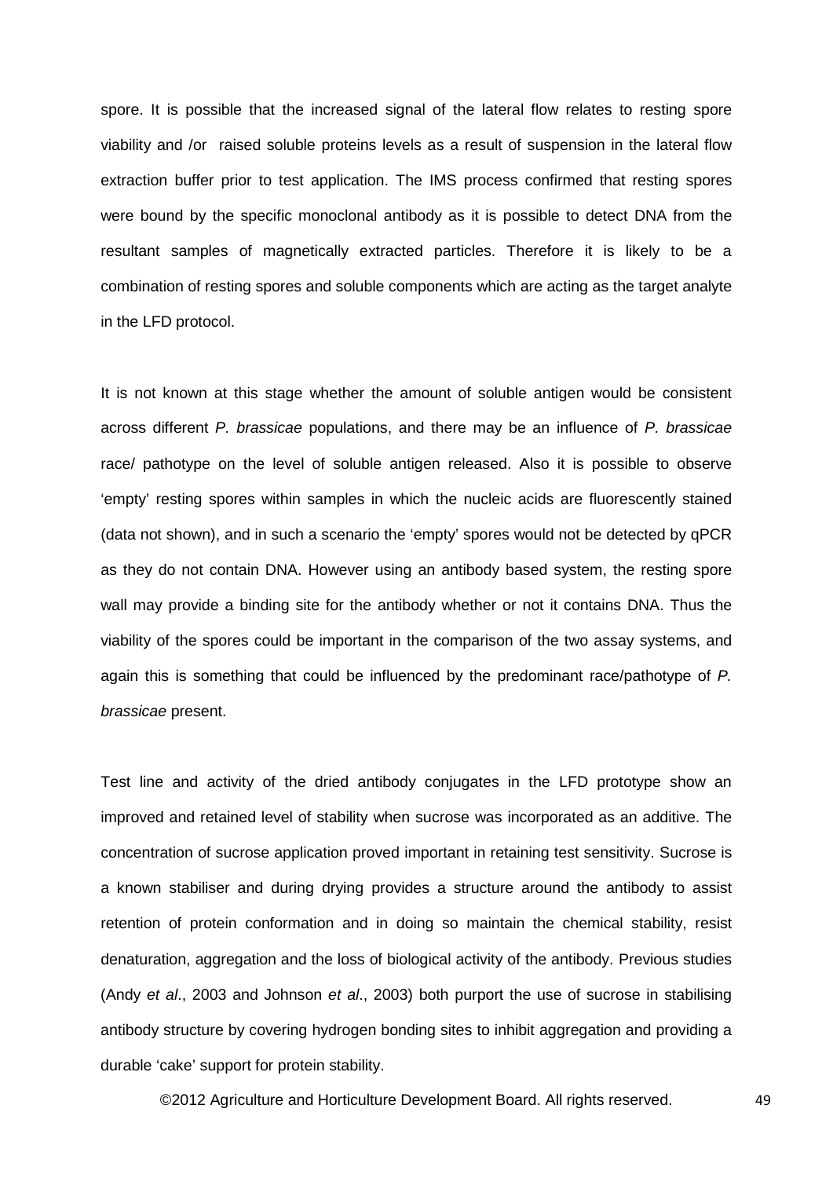spore. It is possible that the increased signal of the lateral flow relates to resting spore viability and /or raised soluble proteins levels as a result of suspension in the lateral flow extraction buffer prior to test application. The IMS process confirmed that resting spores were bound by the specific monoclonal antibody as it is possible to detect DNA from the resultant samples of magnetically extracted particles. Therefore it is likely to be a combination of resting spores and soluble components which are acting as the target analyte in the LFD protocol.

It is not known at this stage whether the amount of soluble antigen would be consistent across different *P. brassicae* populations, and there may be an influence of *P. brassicae* race/ pathotype on the level of soluble antigen released. Also it is possible to observe 'empty' resting spores within samples in which the nucleic acids are fluorescently stained (data not shown), and in such a scenario the 'empty' spores would not be detected by qPCR as they do not contain DNA. However using an antibody based system, the resting spore wall may provide a binding site for the antibody whether or not it contains DNA. Thus the viability of the spores could be important in the comparison of the two assay systems, and again this is something that could be influenced by the predominant race/pathotype of *P. brassicae* present.

Test line and activity of the dried antibody conjugates in the LFD prototype show an improved and retained level of stability when sucrose was incorporated as an additive. The concentration of sucrose application proved important in retaining test sensitivity. Sucrose is a known stabiliser and during drying provides a structure around the antibody to assist retention of protein conformation and in doing so maintain the chemical stability, resist denaturation, aggregation and the loss of biological activity of the antibody. Previous studies (Andy *et al*., 2003 and Johnson *et al*., 2003) both purport the use of sucrose in stabilising antibody structure by covering hydrogen bonding sites to inhibit aggregation and providing a durable 'cake' support for protein stability.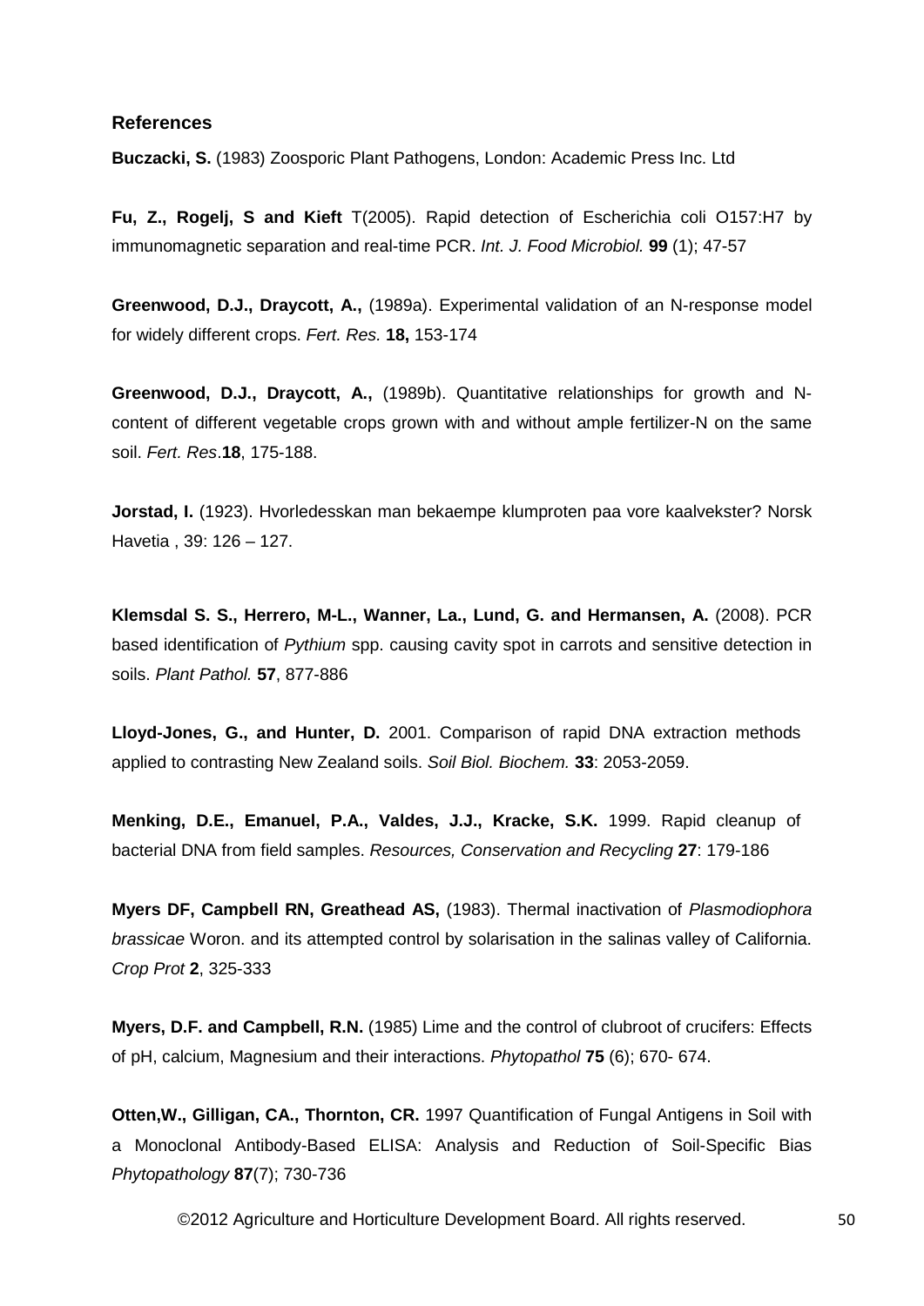### References

**Buczacki, S.** (1983) Zoosporic Plant Pathogens, London: Academic Press Inc. Ltd

**Fu, Z., Rogelj, S and Kieft** T(2005). Rapid detection of Escherichia coli O157:H7 by immunomagnetic separation and real-time PCR. *Int. J. Food Microbiol.* **99** (1); 47-57

**Greenwood, D.J., Draycott, A.,** (1989a). Experimental validation of an N-response model for widely different crops. *Fert. Res.* **18,** 153-174

**Greenwood, D.J., Draycott, A.,** (1989b). Quantitative relationships for growth and N-content of different vegetable crops grown with and without ample fertilizer-N on the same soil. *Fert. Res*.**18**, 175-188.

**Jorstad, I.** (1923). Hvorledesskan man bekaempe klumproten paa vore kaalvekster? Norsk Havetia , 39: 126 – 127.

**Klemsdal S. S., Herrero, M-L., Wanner, La., Lund, G. and Hermansen, A.** (2008). PCR based identification of *Pythium* spp. causing cavity spot in carrots and sensitive detection in soils. *Plant Pathol.* **57**, 877-886

**Lloyd-Jones, G., and Hunter, D.** 2001. Comparison of rapid DNA extraction methods applied to contrasting New Zealand soils. *Soil Biol. Biochem.* **33**: 2053-2059.

**Menking, D.E., Emanuel, P.A., Valdes, J.J., Kracke, S.K.** 1999. Rapid cleanup of bacterial DNA from field samples. *Resources, Conservation and Recycling* **27**: 179-186

**Myers DF, Campbell RN, Greathead AS,** (1983). Thermal inactivation of *Plasmodiophora brassicae* Woron. and its attempted control by solarisation in the salinas valley of California. *Crop Prot* **2**, 325-333

**Myers, D.F. and Campbell, R.N.** (1985) Lime and the control of clubroot of crucifers: Effects of pH, calcium, Magnesium and their interactions. *Phytopathol* **75** (6); 670- 674.

**Otten,W., Gilligan, CA., Thornton, CR.** 1997 Quantification of Fungal Antigens in Soil with a Monoclonal Antibody-Based ELISA: Analysis and Reduction of Soil-Specific Bias *Phytopathology* **87**(7); 730-736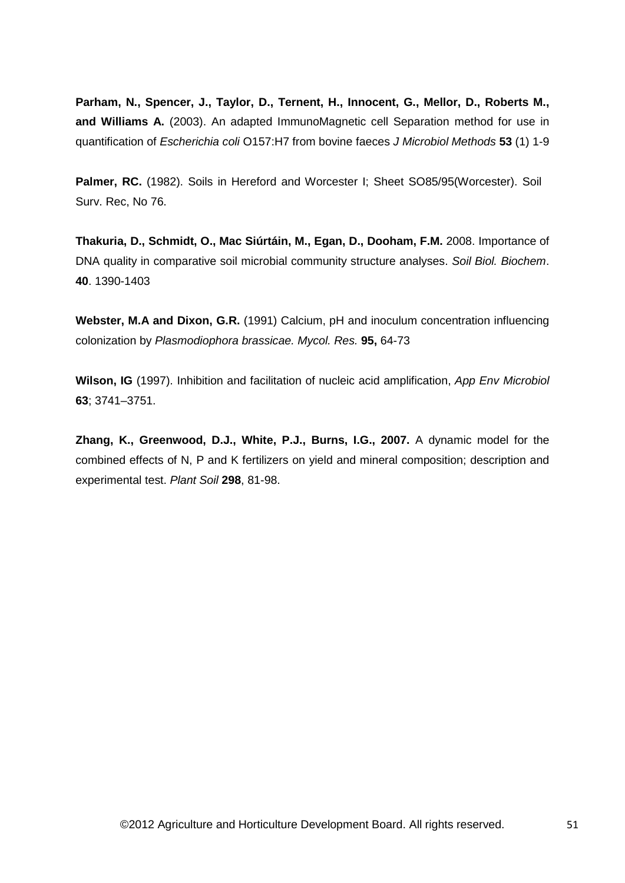**Parham, N., Spencer, J., Taylor, D., Ternent, H., Innocent, G., Mellor, D., Roberts M., and Williams A.** (2003). An adapted ImmunoMagnetic cell Separation method for use in quantification of *Escherichia coli* O157:H7 from bovine faeces *J Microbiol Methods* **53** (1) 1-9

**Palmer, RC.** (1982). Soils in Hereford and Worcester I; Sheet SO85/95(Worcester). Soil Surv. Rec, No 76.

**Thakuria, D., Schmidt, O., Mac Siúrtáin, M., Egan, D., Dooham, F.M.** 2008. Importance of DNA quality in comparative soil microbial community structure analyses. *Soil Biol. Biochem*. **40**. 1390-1403

**Webster, M.A and Dixon, G.R.** (1991) Calcium, pH and inoculum concentration influencing colonization by *Plasmodiophora brassicae. Mycol. Res.* **95,** 64-73

**Wilson, IG** (1997). Inhibition and facilitation of nucleic acid amplification, *App Env Microbiol* **63**; 3741–3751.

**Zhang, K., Greenwood, D.J., White, P.J., Burns, I.G., 2007.** A dynamic model for the combined effects of N, P and K fertilizers on yield and mineral composition; description and experimental test. *Plant Soil* **298**, 81-98.